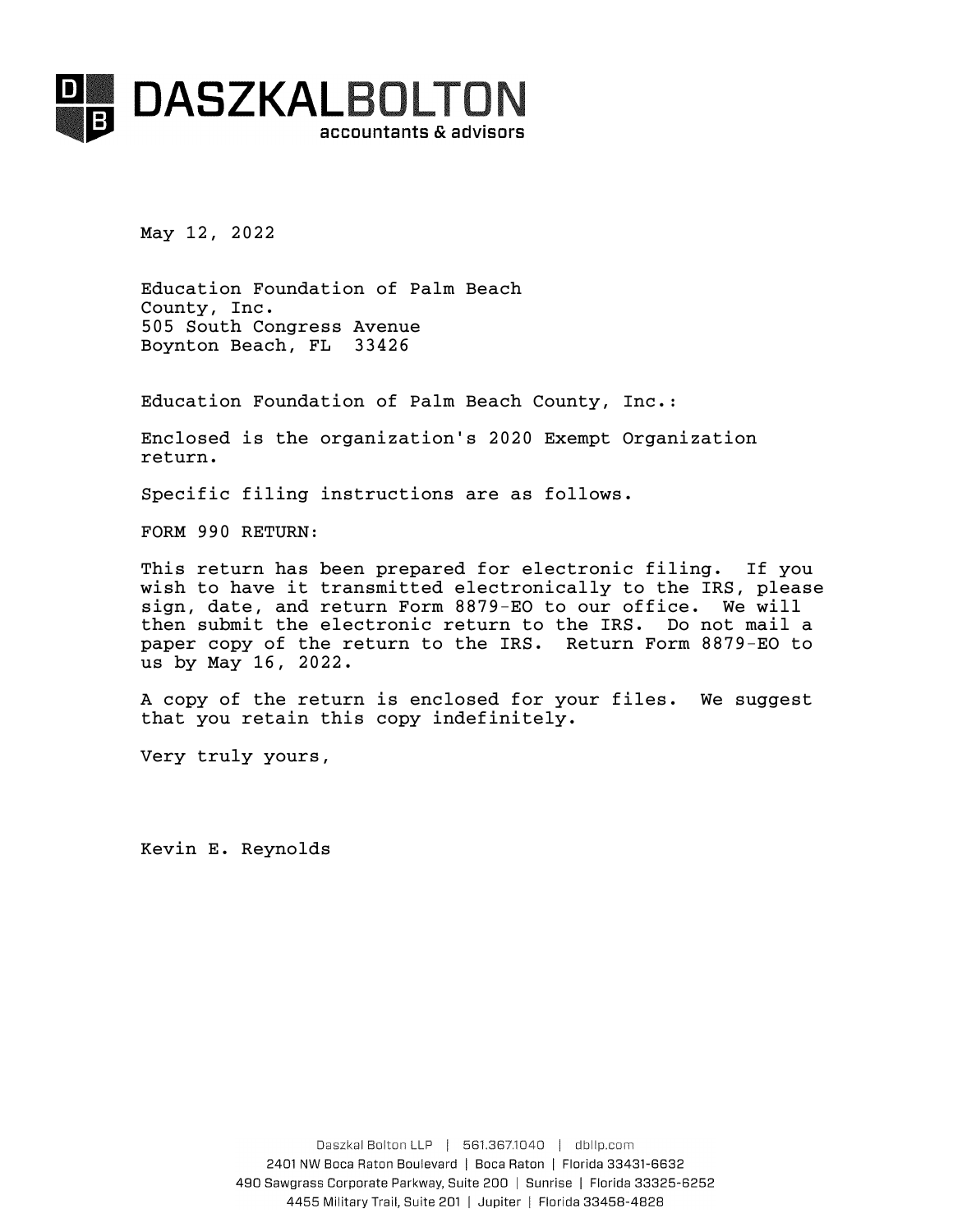# DASZKALBOLTON

accountants & advisors

May 12, 2022

Education Foundation of Palm Beach
County, Inc.
505 South Congress Avenue
Boynton Beach, FL 33426

Education Foundation of Palm Beach County, Inc.:

Enclosed is the organization's 2020 Exempt Organization return.

Specific filing instructions are as follows.

FORM 990 RETURN:

This return has been prepared for electronic filing. If you wish to have it transmitted electronically to the IRS, please sign, date, and return Form 8879-EO to our office. We will then submit the electronic return to the IRS. Do not mail a paper copy of the return to the IRS. Return Form 8879-EO to us by May 16, 2022.

A copy of the return is enclosed for your files. We suggest that you retain this copy indefinitely.

Very truly yours,

Kevin E. Reynolds

Daszkal Bolton LLP | 561.367.1040 | dbllp.com
2401 NW Boca Raton Boulevard | Boca Raton | Florida 33431-6632
490 Sawgrass Corporate Parkway, Suite 200 | Sunrise | Florida 33325-6252
4455 Military Trail, Suite 201 | Jupiter | Florida 33458-4828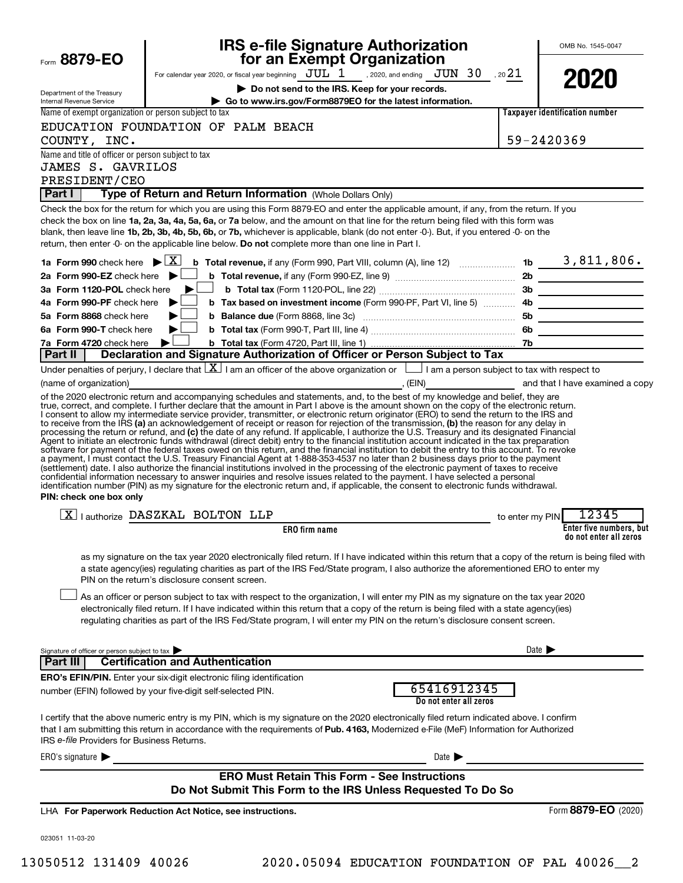Form **8879-EO**

Department of the Treasury
Internal Revenue Service

# IRS e-file Signature Authorization for an Exempt Organization

For calendar year 2020, or fiscal year beginning JUL 1 , 2020, and ending JUN 30 , 20 21

▶ **Do not send to the IRS. Keep for your records.**

▶ **Go to www.irs.gov/Form8879EO for the latest information.**

OMB No. 1545-0047

**2020**

Name of exempt organization or person subject to tax: EDUCATION FOUNDATION OF PALM BEACH COUNTY, INC.

Taxpayer identification number: 59-2420369

Name and title of officer or person subject to tax: JAMES S. GAVRILOS PRESIDENT/CEO

**Part I** **Type of Return and Return Information** (Whole Dollars Only)

Check the box for the return for which you are using this Form 8879-EO and enter the applicable amount, if any, from the return. If you check the box on line **1a, 2a, 3a, 4a, 5a, 6a,** or **7a** below, and the amount on that line for the return being filed with this form was blank, then leave line **1b, 2b, 3b, 4b, 5b, 6b,** or **7b,** whichever is applicable, blank (do not enter -0-). But, if you entered -0- on the return, then enter -0- on the applicable line below. **Do not** complete more than one line in Part I.

| | | | |
|---|---|---|---|
| **1a Form 990** check here ▶ [X] | **b Total revenue,** if any (Form 990, Part VIII, column (A), line 12) | 1b | 3,811,806. |
| **2a Form 990-EZ** check here ▶ [ ] | **b Total revenue,** if any (Form 990-EZ, line 9) | 2b | |
| **3a Form 1120-POL** check here ▶ [ ] | **b Total tax** (Form 1120-POL, line 22) | 3b | |
| **4a Form 990-PF** check here ▶ [ ] | **b Tax based on investment income** (Form 990-PF, Part VI, line 5) | 4b | |
| **5a Form 8868** check here ▶ [ ] | **b Balance due** (Form 8868, line 3c) | 5b | |
| **6a Form 990-T** check here ▶ [ ] | **b Total tax** (Form 990-T, Part III, line 4) | 6b | |
| **7a Form 4720** check here ▶ [ ] | **b Total tax** (Form 4720, Part III, line 1) | 7b | |

**Part II** **Declaration and Signature Authorization of Officer or Person Subject to Tax**

Under penalties of perjury, I declare that [X] I am an officer of the above organization or [ ] I am a person subject to tax with respect to (name of organization) ______________________, (EIN) ____________ and that I have examined a copy of the 2020 electronic return and accompanying schedules and statements, and, to the best of my knowledge and belief, they are true, correct, and complete. I further declare that the amount in Part I above is the amount shown on the copy of the electronic return. I consent to allow my intermediate service provider, transmitter, or electronic return originator (ERO) to send the return to the IRS and to receive from the IRS **(a)** an acknowledgement of receipt or reason for rejection of the transmission, **(b)** the reason for any delay in processing the return or refund, and **(c)** the date of any refund. If applicable, I authorize the U.S. Treasury and its designated Financial Agent to initiate an electronic funds withdrawal (direct debit) entry to the financial institution account indicated in the tax preparation software for payment of the federal taxes owed on this return, and the financial institution to debit the entry to this account. To revoke a payment, I must contact the U.S. Treasury Financial Agent at 1-888-353-4537 no later than 2 business days prior to the payment (settlement) date. I also authorize the financial institutions involved in the processing of the electronic payment of taxes to receive confidential information necessary to answer inquiries and resolve issues related to the payment. I have selected a personal identification number (PIN) as my signature for the electronic return and, if applicable, the consent to electronic funds withdrawal.

**PIN: check one box only**

[X] I authorize DASZKAL BOLTON LLP (**ERO firm name**) to enter my PIN 12345 (**Enter five numbers, but do not enter all zeros**)

as my signature on the tax year 2020 electronically filed return. If I have indicated within this return that a copy of the return is being filed with a state agency(ies) regulating charities as part of the IRS Fed/State program, I also authorize the aforementioned ERO to enter my PIN on the return's disclosure consent screen.

[ ] As an officer or person subject to tax with respect to the organization, I will enter my PIN as my signature on the tax year 2020 electronically filed return. If I have indicated within this return that a copy of the return is being filed with a state agency(ies) regulating charities as part of the IRS Fed/State program, I will enter my PIN on the return's disclosure consent screen.

Signature of officer or person subject to tax ▶ ______________________ Date ▶ __________

**Part III** **Certification and Authentication**

**ERO's EFIN/PIN.** Enter your six-digit electronic filing identification number (EFIN) followed by your five-digit self-selected PIN.

65416912345 (**Do not enter all zeros**)

I certify that the above numeric entry is my PIN, which is my signature on the 2020 electronically filed return indicated above. I confirm that I am submitting this return in accordance with the requirements of **Pub. 4163,** Modernized e-File (MeF) Information for Authorized IRS *e-file* Providers for Business Returns.

ERO's signature ▶ ______________________ Date ▶ __________

**ERO Must Retain This Form - See Instructions**
**Do Not Submit This Form to the IRS Unless Requested To Do So**

LHA **For Paperwork Reduction Act Notice, see instructions.**

Form **8879-EO** (2020)

023051 11-03-20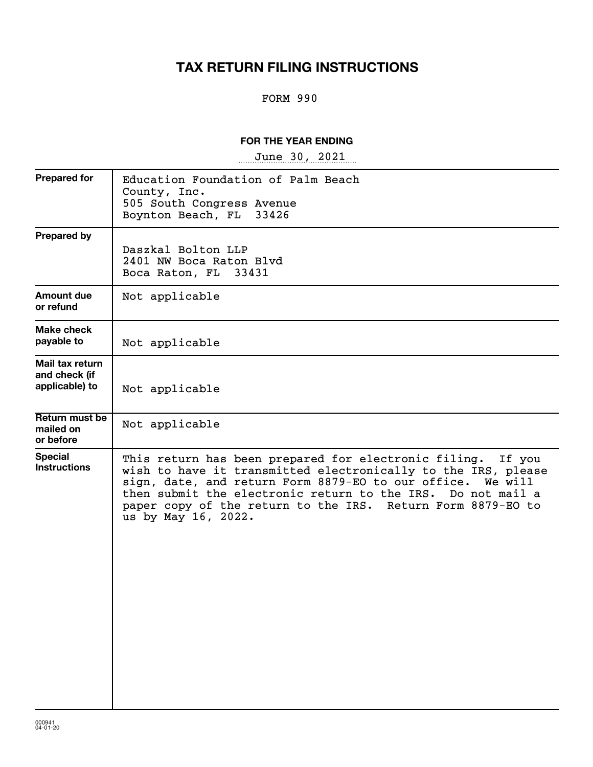# TAX RETURN FILING INSTRUCTIONS

FORM 990

**FOR THE YEAR ENDING**

June 30, 2021

| | |
|---|---|
| **Prepared for** | Education Foundation of Palm Beach County, Inc.<br>505 South Congress Avenue<br>Boynton Beach, FL 33426 |
| **Prepared by** | Daszkal Bolton LLP<br>2401 NW Boca Raton Blvd<br>Boca Raton, FL 33431 |
| **Amount due or refund** | Not applicable |
| **Make check payable to** | Not applicable |
| **Mail tax return and check (if applicable) to** | Not applicable |
| **Return must be mailed on or before** | Not applicable |
| **Special Instructions** | This return has been prepared for electronic filing. If you wish to have it transmitted electronically to the IRS, please sign, date, and return Form 8879-EO to our office. We will then submit the electronic return to the IRS. Do not mail a paper copy of the return to the IRS. Return Form 8879-EO to us by May 16, 2022. |

000941
04-01-20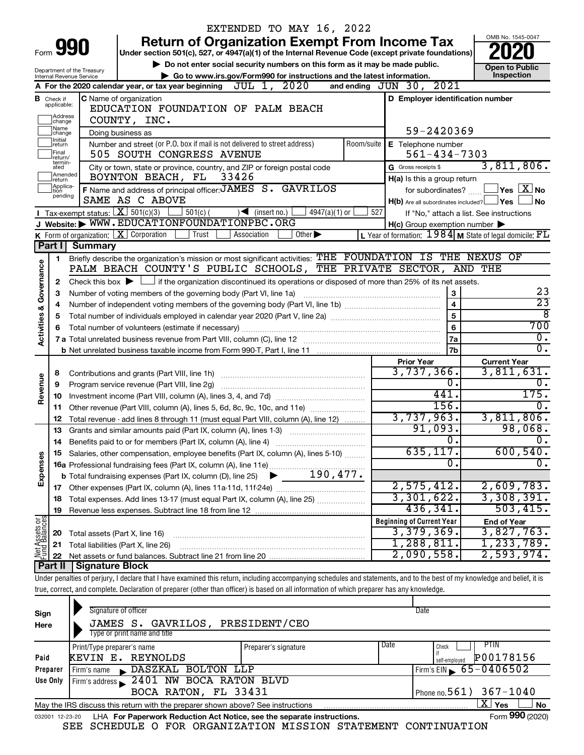EXTENDED TO MAY 16, 2022

# Form 990 — Return of Organization Exempt From Income Tax (2020)

Under section 501(c), 527, or 4947(a)(1) of the Internal Revenue Code (except private foundations)

▶ Do not enter social security numbers on this form as it may be made public.

▶ Go to www.irs.gov/Form990 for instructions and the latest information.

Department of the Treasury, Internal Revenue Service

OMB No. 1545-0047 — **Open to Public Inspection**

**A** For the 2020 calendar year, or tax year beginning JUL 1, 2020 and ending JUN 30, 2021

**B** Check if applicable: Address change, Name change, Initial return, Final return/terminated, Amended return, Application pending

**C** Name of organization: EDUCATION FOUNDATION OF PALM BEACH COUNTY, INC.

Doing business as

Number and street (or P.O. box if mail is not delivered to street address): 505 SOUTH CONGRESS AVENUE — Room/suite

City or town, state or province, country, and ZIP or foreign postal code: BOYNTON BEACH, FL 33426

**D** Employer identification number: 59-2420369

**E** Telephone number: 561-434-7303

**G** Gross receipts $ 3,811,806.

**F** Name and address of principal officer: JAMES S. GAVRILOS, SAME AS C ABOVE

**H(a)** Is this a group return for subordinates? ☐ Yes ☒ No

**H(b)** Are all subordinates included? ☐ Yes ☐ No — If "No," attach a list. See instructions

**H(c)** Group exemption number ▶

**I** Tax-exempt status: ☒ 501(c)(3) ☐ 501(c) ( ) ◀ (insert no.) ☐ 4947(a)(1) or ☐ 527

**J** Website: ▶ WWW.EDUCATIONFOUNDATIONPBC.ORG

**K** Form of organization: ☒ Corporation ☐ Trust ☐ Association ☐ Other ▶

**L** Year of formation: 1984 **M** State of legal domicile: FL

## Part I Summary

### Activities & Governance

1. Briefly describe the organization's mission or most significant activities: THE FOUNDATION IS THE NEXUS OF PALM BEACH COUNTY'S PUBLIC SCHOOLS, THE PRIVATE SECTOR, AND THE
2. Check this box ▶ ☐ if the organization discontinued its operations or disposed of more than 25% of its net assets.

| Line | Description | | Value |
|---|---|---|---|
| 3 | Number of voting members of the governing body (Part VI, line 1a) | 3 | 23 |
| 4 | Number of independent voting members of the governing body (Part VI, line 1b) | 4 | 23 |
| 5 | Total number of individuals employed in calendar year 2020 (Part V, line 2a) | 5 | 8 |
| 6 | Total number of volunteers (estimate if necessary) | 6 | 700 |
| 7a | Total unrelated business revenue from Part VIII, column (C), line 12 | 7a | 0. |
| 7b | Net unrelated business taxable income from Form 990-T, Part I, line 11 | 7b | 0. |

### Revenue / Expenses

| Line | Description | Prior Year | Current Year |
|---|---|---|---|
| 8 | Contributions and grants (Part VIII, line 1h) | 3,737,366. | 3,811,631. |
| 9 | Program service revenue (Part VIII, line 2g) | 0. | 0. |
| 10 | Investment income (Part VIII, column (A), lines 3, 4, and 7d) | 441. | 175. |
| 11 | Other revenue (Part VIII, column (A), lines 5, 6d, 8c, 9c, 10c, and 11e) | 156. | 0. |
| 12 | Total revenue - add lines 8 through 11 (must equal Part VIII, column (A), line 12) | 3,737,963. | 3,811,806. |
| 13 | Grants and similar amounts paid (Part IX, column (A), lines 1-3) | 91,093. | 98,068. |
| 14 | Benefits paid to or for members (Part IX, column (A), line 4) | 0. | 0. |
| 15 | Salaries, other compensation, employee benefits (Part IX, column (A), lines 5-10) | 635,117. | 600,540. |
| 16a | Professional fundraising fees (Part IX, column (A), line 11e) | 0. | 0. |
| b | Total fundraising expenses (Part IX, column (D), line 25) ▶ 190,477. | | |
| 17 | Other expenses (Part IX, column (A), lines 11a-11d, 11f-24e) | 2,575,412. | 2,609,783. |
| 18 | Total expenses. Add lines 13-17 (must equal Part IX, column (A), line 25) | 3,301,622. | 3,308,391. |
| 19 | Revenue less expenses. Subtract line 18 from line 12 | 436,341. | 503,415. |

### Net Assets or Fund Balances

| Line | Description | Beginning of Current Year | End of Year |
|---|---|---|---|
| 20 | Total assets (Part X, line 16) | 3,379,369. | 3,827,763. |
| 21 | Total liabilities (Part X, line 26) | 1,288,811. | 1,233,789. |
| 22 | Net assets or fund balances. Subtract line 21 from line 20 | 2,090,558. | 2,593,974. |

## Part II Signature Block

Under penalties of perjury, I declare that I have examined this return, including accompanying schedules and statements, and to the best of my knowledge and belief, it is true, correct, and complete. Declaration of preparer (other than officer) is based on all information of which preparer has any knowledge.

**Sign Here** — Signature of officer; Date

JAMES S. GAVRILOS, PRESIDENT/CEO — Type or print name and title

**Paid Preparer Use Only**

| Print/Type preparer's name | Preparer's signature | Date | Check if self-employed | PTIN |
|---|---|---|---|---|
| KEVIN E. REYNOLDS | | | ☐ | P00178156 |

Firm's name ▶ DASZKAL BOLTON LLP — Firm's EIN ▶ 65-0406502

Firm's address ▶ 2401 NW BOCA RATON BLVD, BOCA RATON, FL 33431 — Phone no. 561) 367-1040

May the IRS discuss this return with the preparer shown above? See instructions ☒ Yes ☐ No

032001 12-23-20 LHA For Paperwork Reduction Act Notice, see the separate instructions. Form **990** (2020)

SEE SCHEDULE O FOR ORGANIZATION MISSION STATEMENT CONTINUATION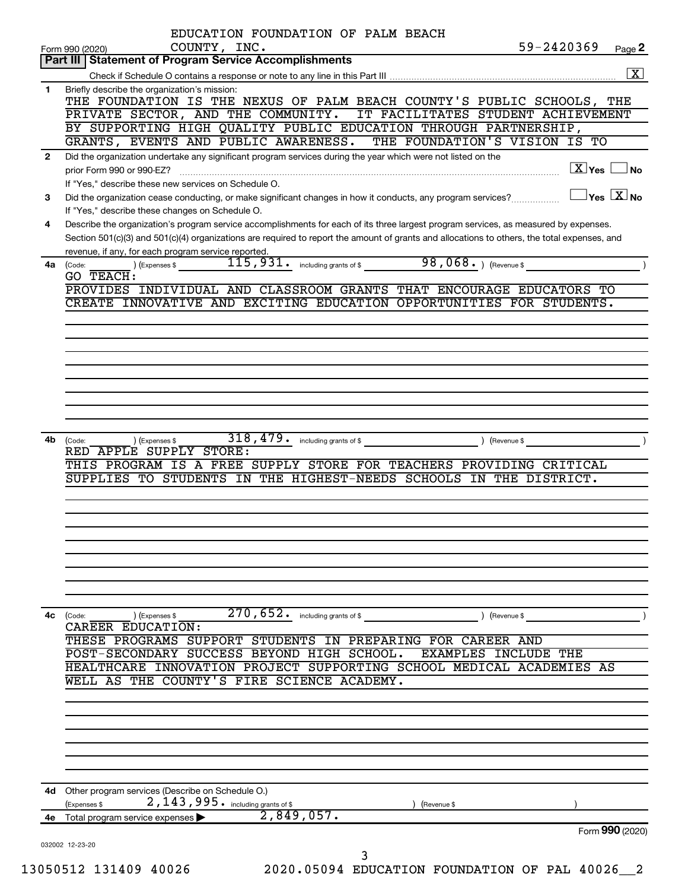EDUCATION FOUNDATION OF PALM BEACH COUNTY, INC. 59-2420369

Form 990 (2020) Page 2

## Part III | Statement of Program Service Accomplishments

Check if Schedule O contains a response or note to any line in this Part III .......... [X]

**1** Briefly describe the organization's mission:

THE FOUNDATION IS THE NEXUS OF PALM BEACH COUNTY'S PUBLIC SCHOOLS, THE PRIVATE SECTOR, AND THE COMMUNITY. IT FACILITATES STUDENT ACHIEVEMENT BY SUPPORTING HIGH QUALITY PUBLIC EDUCATION THROUGH PARTNERSHIP, GRANTS, EVENTS AND PUBLIC AWARENESS. THE FOUNDATION'S VISION IS TO

**2** Did the organization undertake any significant program services during the year which were not listed on the prior Form 990 or 990-EZ? .......... [X] Yes [ ] No

If "Yes," describe these new services on Schedule O.

**3** Did the organization cease conducting, or make significant changes in how it conducts, any program services? .......... [ ] Yes [X] No

If "Yes," describe these changes on Schedule O.

**4** Describe the organization's program service accomplishments for each of its three largest program services, as measured by expenses. Section 501(c)(3) and 501(c)(4) organizations are required to report the amount of grants and allocations to others, the total expenses, and revenue, if any, for each program service reported.

**4a** (Code: ) (Expenses $ 115,931. including grants of $ 98,068. ) (Revenue $ )

GO TEACH:

PROVIDES INDIVIDUAL AND CLASSROOM GRANTS THAT ENCOURAGE EDUCATORS TO CREATE INNOVATIVE AND EXCITING EDUCATION OPPORTUNITIES FOR STUDENTS.

**4b** (Code: ) (Expenses $ 318,479. including grants of $ ) (Revenue $ )

RED APPLE SUPPLY STORE:

THIS PROGRAM IS A FREE SUPPLY STORE FOR TEACHERS PROVIDING CRITICAL SUPPLIES TO STUDENTS IN THE HIGHEST-NEEDS SCHOOLS IN THE DISTRICT.

**4c** (Code: ) (Expenses $ 270,652. including grants of $ ) (Revenue $ )

CAREER EDUCATION:

THESE PROGRAMS SUPPORT STUDENTS IN PREPARING FOR CAREER AND POST-SECONDARY SUCCESS BEYOND HIGH SCHOOL. EXAMPLES INCLUDE THE HEALTHCARE INNOVATION PROJECT SUPPORTING SCHOOL MEDICAL ACADEMIES AS WELL AS THE COUNTY'S FIRE SCIENCE ACADEMY.

**4d** Other program services (Describe on Schedule O.)

(Expenses $ 2,143,995. including grants of $ ) (Revenue $ )

**4e** Total program service expenses ▶ 2,849,057.

Form **990** (2020)

032002 12-23-20

13050512 131409 40026 2020.05094 EDUCATION FOUNDATION OF PAL 40026__2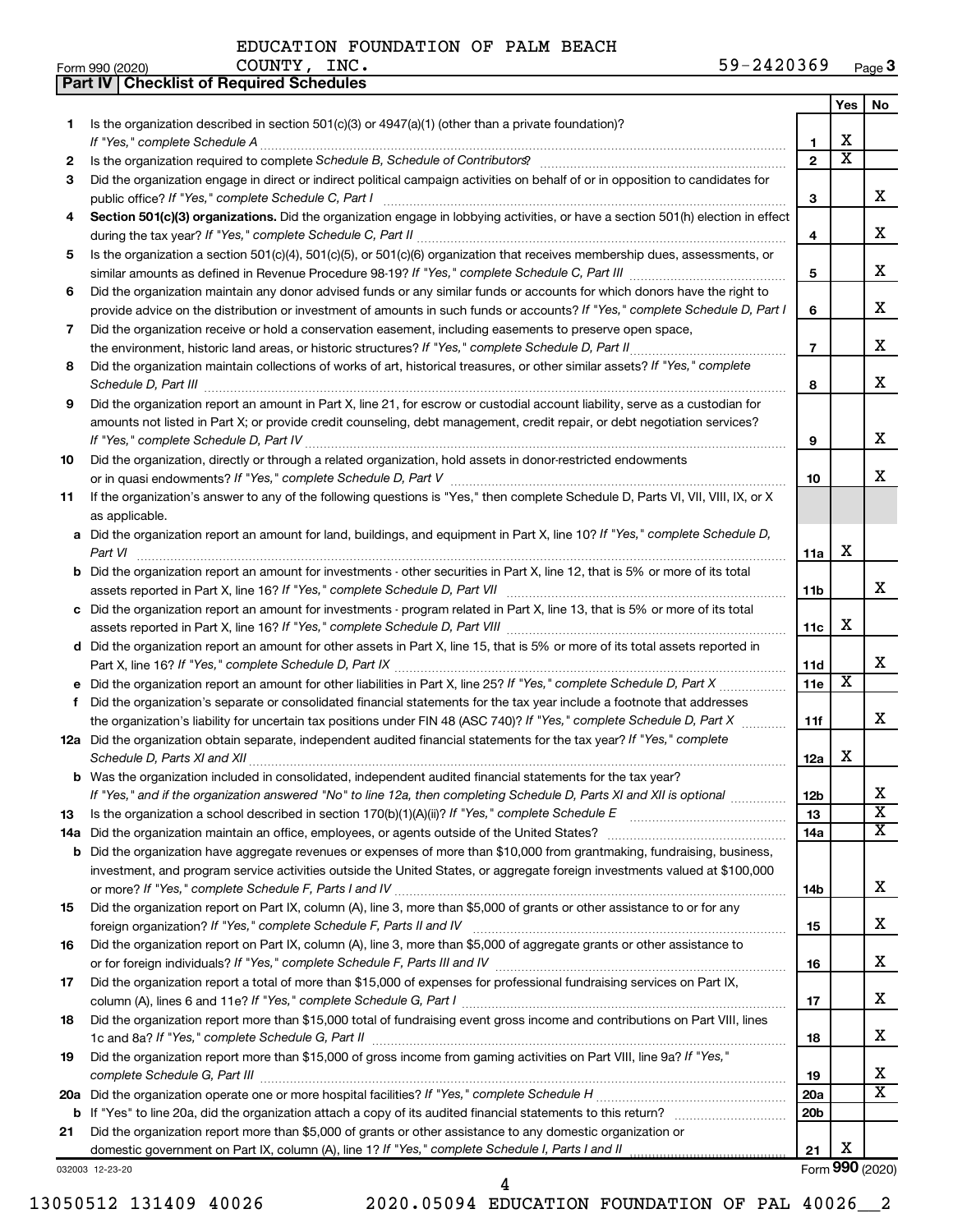EDUCATION FOUNDATION OF PALM BEACH COUNTY, INC. 59-2420369

Form 990 (2020) Page 3

## Part IV | Checklist of Required Schedules

| | | | Yes | No |
|---|---|---|---|---|
| 1 | Is the organization described in section 501(c)(3) or 4947(a)(1) (other than a private foundation)? *If "Yes," complete Schedule A* | 1 | X | |
| 2 | Is the organization required to complete *Schedule B, Schedule of Contributors*? | 2 | X | |
| 3 | Did the organization engage in direct or indirect political campaign activities on behalf of or in opposition to candidates for public office? *If "Yes," complete Schedule C, Part I* | 3 | | X |
| 4 | **Section 501(c)(3) organizations.** Did the organization engage in lobbying activities, or have a section 501(h) election in effect during the tax year? *If "Yes," complete Schedule C, Part II* | 4 | | X |
| 5 | Is the organization a section 501(c)(4), 501(c)(5), or 501(c)(6) organization that receives membership dues, assessments, or similar amounts as defined in Revenue Procedure 98-19? *If "Yes," complete Schedule C, Part III* | 5 | | X |
| 6 | Did the organization maintain any donor advised funds or any similar funds or accounts for which donors have the right to provide advice on the distribution or investment of amounts in such funds or accounts? *If "Yes," complete Schedule D, Part I* | 6 | | X |
| 7 | Did the organization receive or hold a conservation easement, including easements to preserve open space, the environment, historic land areas, or historic structures? *If "Yes," complete Schedule D, Part II* | 7 | | X |
| 8 | Did the organization maintain collections of works of art, historical treasures, or other similar assets? *If "Yes," complete Schedule D, Part III* | 8 | | X |
| 9 | Did the organization report an amount in Part X, line 21, for escrow or custodial account liability, serve as a custodian for amounts not listed in Part X; or provide credit counseling, debt management, credit repair, or debt negotiation services? *If "Yes," complete Schedule D, Part IV* | 9 | | X |
| 10 | Did the organization, directly or through a related organization, hold assets in donor-restricted endowments or in quasi endowments? *If "Yes," complete Schedule D, Part V* | 10 | | X |
| 11 | If the organization's answer to any of the following questions is "Yes," then complete Schedule D, Parts VI, VII, VIII, IX, or X as applicable. | | | |
| a | Did the organization report an amount for land, buildings, and equipment in Part X, line 10? *If "Yes," complete Schedule D, Part VI* | 11a | X | |
| b | Did the organization report an amount for investments - other securities in Part X, line 12, that is 5% or more of its total assets reported in Part X, line 16? *If "Yes," complete Schedule D, Part VII* | 11b | | X |
| c | Did the organization report an amount for investments - program related in Part X, line 13, that is 5% or more of its total assets reported in Part X, line 16? *If "Yes," complete Schedule D, Part VIII* | 11c | X | |
| d | Did the organization report an amount for other assets in Part X, line 15, that is 5% or more of its total assets reported in Part X, line 16? *If "Yes," complete Schedule D, Part IX* | 11d | | X |
| e | Did the organization report an amount for other liabilities in Part X, line 25? *If "Yes," complete Schedule D, Part X* | 11e | X | |
| f | Did the organization's separate or consolidated financial statements for the tax year include a footnote that addresses the organization's liability for uncertain tax positions under FIN 48 (ASC 740)? *If "Yes," complete Schedule D, Part X* | 11f | | X |
| 12a | Did the organization obtain separate, independent audited financial statements for the tax year? *If "Yes," complete Schedule D, Parts XI and XII* | 12a | X | |
| b | Was the organization included in consolidated, independent audited financial statements for the tax year? *If "Yes," and if the organization answered "No" to line 12a, then completing Schedule D, Parts XI and XII is optional* | 12b | | X |
| 13 | Is the organization a school described in section 170(b)(1)(A)(ii)? *If "Yes," complete Schedule E* | 13 | | X |
| 14a | Did the organization maintain an office, employees, or agents outside of the United States? | 14a | | X |
| b | Did the organization have aggregate revenues or expenses of more than $10,000 from grantmaking, fundraising, business, investment, and program service activities outside the United States, or aggregate foreign investments valued at $100,000 or more? *If "Yes," complete Schedule F, Parts I and IV* | 14b | | X |
| 15 | Did the organization report on Part IX, column (A), line 3, more than $5,000 of grants or other assistance to or for any foreign organization? *If "Yes," complete Schedule F, Parts II and IV* | 15 | | X |
| 16 | Did the organization report on Part IX, column (A), line 3, more than $5,000 of aggregate grants or other assistance to or for foreign individuals? *If "Yes," complete Schedule F, Parts III and IV* | 16 | | X |
| 17 | Did the organization report a total of more than $15,000 of expenses for professional fundraising services on Part IX, column (A), lines 6 and 11e? *If "Yes," complete Schedule G, Part I* | 17 | | X |
| 18 | Did the organization report more than $15,000 total of fundraising event gross income and contributions on Part VIII, lines 1c and 8a? *If "Yes," complete Schedule G, Part II* | 18 | | X |
| 19 | Did the organization report more than $15,000 of gross income from gaming activities on Part VIII, line 9a? *If "Yes," complete Schedule G, Part III* | 19 | | X |
| 20a | Did the organization operate one or more hospital facilities? *If "Yes," complete Schedule H* | 20a | | X |
| b | If "Yes" to line 20a, did the organization attach a copy of its audited financial statements to this return? | 20b | | |
| 21 | Did the organization report more than $5,000 of grants or other assistance to any domestic organization or domestic government on Part IX, column (A), line 1? *If "Yes," complete Schedule I, Parts I and II* | 21 | X | |

032003 12-23-20

Form **990** (2020)

13050512 131409 40026 2020.05094 EDUCATION FOUNDATION OF PAL 40026__2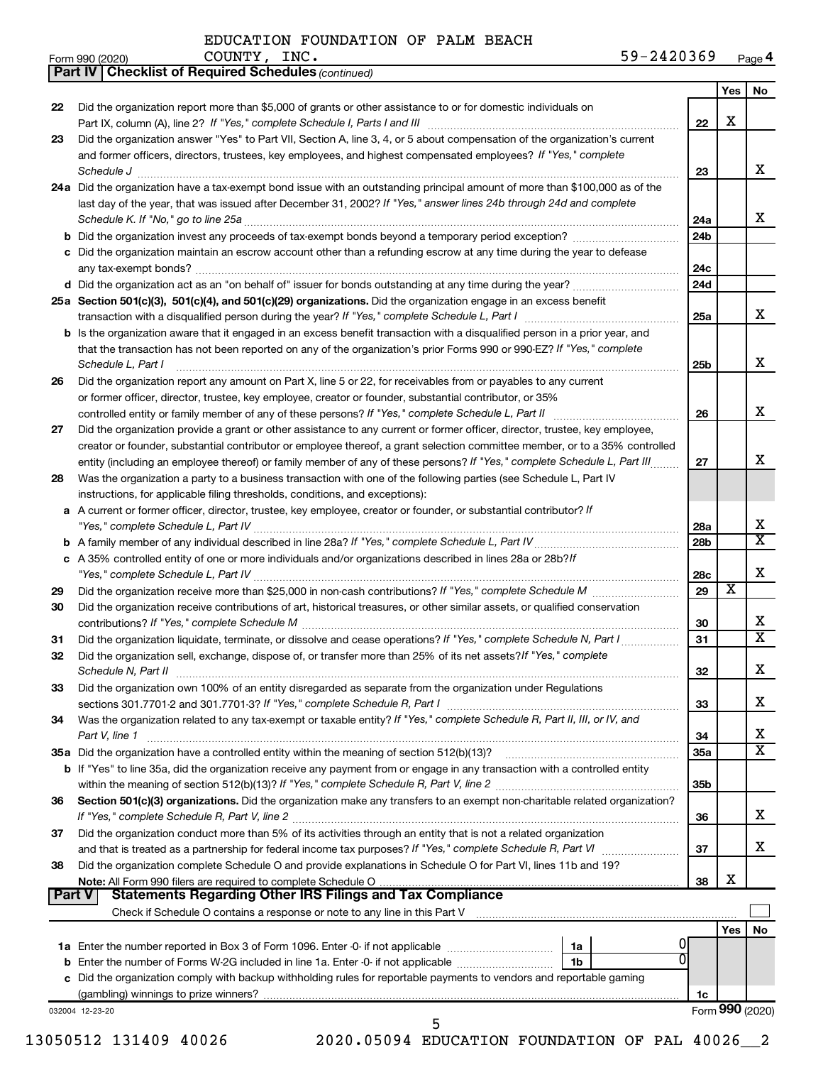EDUCATION FOUNDATION OF PALM BEACH COUNTY, INC. 59-2420369

Form 990 (2020) Page 4

**Part IV Checklist of Required Schedules** *(continued)*

| | | | Yes | No |
|---|---|---|---|---|
| 22 | Did the organization report more than $5,000 of grants or other assistance to or for domestic individuals on Part IX, column (A), line 2? *If "Yes," complete Schedule I, Parts I and III* | 22 | X | |
| 23 | Did the organization answer "Yes" to Part VII, Section A, line 3, 4, or 5 about compensation of the organization's current and former officers, directors, trustees, key employees, and highest compensated employees? *If "Yes," complete Schedule J* | 23 | | X |
| 24a | Did the organization have a tax-exempt bond issue with an outstanding principal amount of more than $100,000 as of the last day of the year, that was issued after December 31, 2002? *If "Yes," answer lines 24b through 24d and complete Schedule K. If "No," go to line 25a* | 24a | | X |
| b | Did the organization invest any proceeds of tax-exempt bonds beyond a temporary period exception? | 24b | | |
| c | Did the organization maintain an escrow account other than a refunding escrow at any time during the year to defease any tax-exempt bonds? | 24c | | |
| d | Did the organization act as an "on behalf of" issuer for bonds outstanding at any time during the year? | 24d | | |
| 25a | **Section 501(c)(3), 501(c)(4), and 501(c)(29) organizations.** Did the organization engage in an excess benefit transaction with a disqualified person during the year? *If "Yes," complete Schedule L, Part I* | 25a | | X |
| b | Is the organization aware that it engaged in an excess benefit transaction with a disqualified person in a prior year, and that the transaction has not been reported on any of the organization's prior Forms 990 or 990-EZ? *If "Yes," complete Schedule L, Part I* | 25b | | X |
| 26 | Did the organization report any amount on Part X, line 5 or 22, for receivables from or payables to any current or former officer, director, trustee, key employee, creator or founder, substantial contributor, or 35% controlled entity or family member of any of these persons? *If "Yes," complete Schedule L, Part II* | 26 | | X |
| 27 | Did the organization provide a grant or other assistance to any current or former officer, director, trustee, key employee, creator or founder, substantial contributor or employee thereof, a grant selection committee member, or to a 35% controlled entity (including an employee thereof) or family member of any of these persons? *If "Yes," complete Schedule L, Part III* | 27 | | X |
| 28 | Was the organization a party to a business transaction with one of the following parties (see Schedule L, Part IV instructions, for applicable filing thresholds, conditions, and exceptions): | | | |
| a | A current or former officer, director, trustee, key employee, creator or founder, or substantial contributor? *If "Yes," complete Schedule L, Part IV* | 28a | | X |
| b | A family member of any individual described in line 28a? *If "Yes," complete Schedule L, Part IV* | 28b | | X |
| c | A 35% controlled entity of one or more individuals and/or organizations described in lines 28a or 28b? *If "Yes," complete Schedule L, Part IV* | 28c | | X |
| 29 | Did the organization receive more than $25,000 in non-cash contributions? *If "Yes," complete Schedule M* | 29 | X | |
| 30 | Did the organization receive contributions of art, historical treasures, or other similar assets, or qualified conservation contributions? *If "Yes," complete Schedule M* | 30 | | X |
| 31 | Did the organization liquidate, terminate, or dissolve and cease operations? *If "Yes," complete Schedule N, Part I* | 31 | | X |
| 32 | Did the organization sell, exchange, dispose of, or transfer more than 25% of its net assets? *If "Yes," complete Schedule N, Part II* | 32 | | X |
| 33 | Did the organization own 100% of an entity disregarded as separate from the organization under Regulations sections 301.7701-2 and 301.7701-3? *If "Yes," complete Schedule R, Part I* | 33 | | X |
| 34 | Was the organization related to any tax-exempt or taxable entity? *If "Yes," complete Schedule R, Part II, III, or IV, and Part V, line 1* | 34 | | X |
| 35a | Did the organization have a controlled entity within the meaning of section 512(b)(13)? | 35a | | X |
| b | If "Yes" to line 35a, did the organization receive any payment from or engage in any transaction with a controlled entity within the meaning of section 512(b)(13)? *If "Yes," complete Schedule R, Part V, line 2* | 35b | | |
| 36 | **Section 501(c)(3) organizations.** Did the organization make any transfers to an exempt non-charitable related organization? *If "Yes," complete Schedule R, Part V, line 2* | 36 | | X |
| 37 | Did the organization conduct more than 5% of its activities through an entity that is not a related organization and that is treated as a partnership for federal income tax purposes? *If "Yes," complete Schedule R, Part VI* | 37 | | X |
| 38 | Did the organization complete Schedule O and provide explanations in Schedule O for Part VI, lines 11b and 19? **Note:** All Form 990 filers are required to complete Schedule O | 38 | X | |

**Part V Statements Regarding Other IRS Filings and Tax Compliance**

Check if Schedule O contains a response or note to any line in this Part V

| | | | | | Yes | No |
|---|---|---|---|---|---|---|
| 1a | Enter the number reported in Box 3 of Form 1096. Enter -0- if not applicable | 1a | 0 | | | |
| b | Enter the number of Forms W-2G included in line 1a. Enter -0- if not applicable | 1b | 0 | | | |
| c | Did the organization comply with backup withholding rules for reportable payments to vendors and reportable gaming (gambling) winnings to prize winners? | | | 1c | | |

032004 12-23-20

Form **990** (2020)

13050512 131409 40026 2020.05094 EDUCATION FOUNDATION OF PAL 40026__2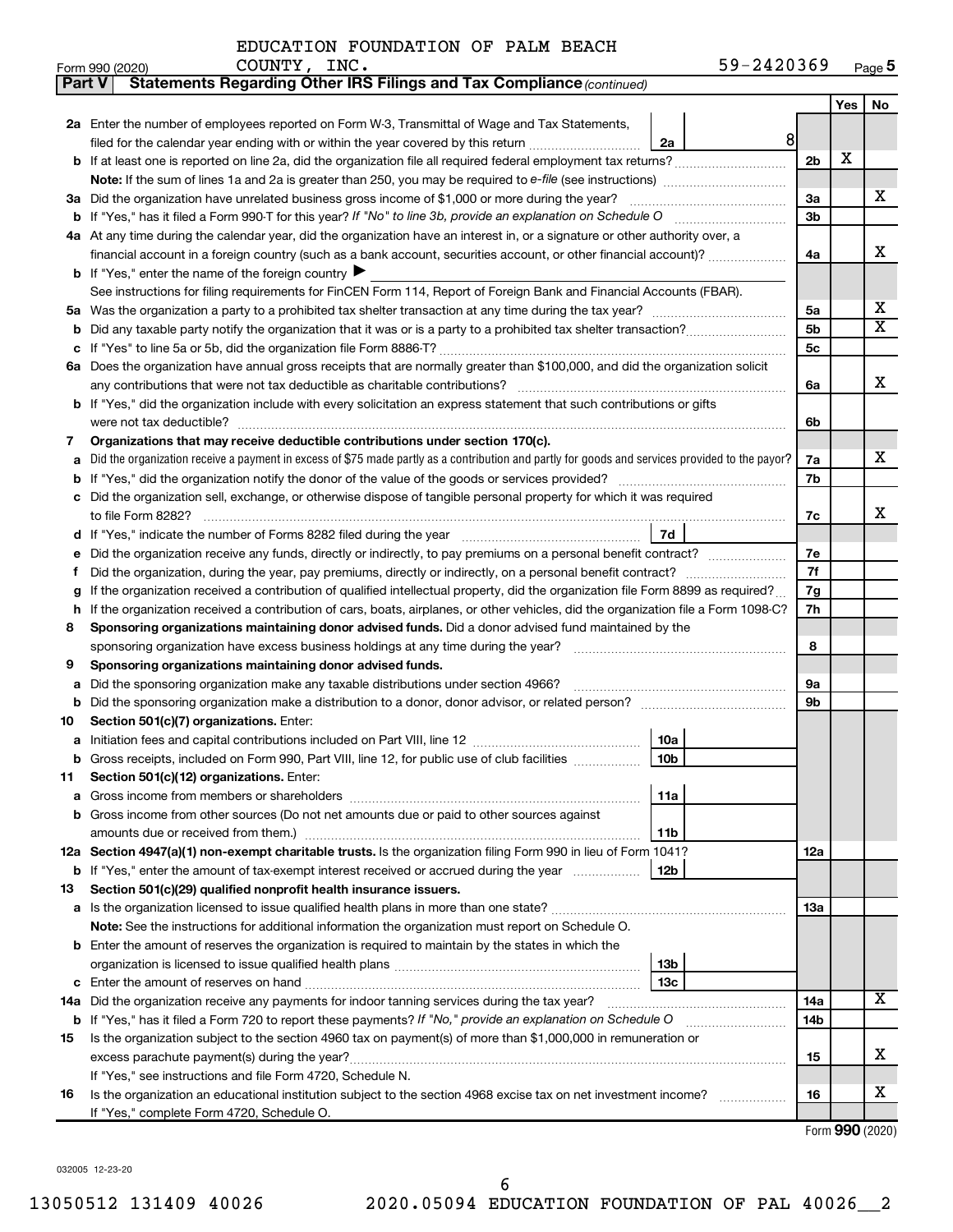EDUCATION FOUNDATION OF PALM BEACH COUNTY, INC. 59-2420369

Form 990 (2020) Page 5

**Part V Statements Regarding Other IRS Filings and Tax Compliance** *(continued)*

| | | | | Yes | No |
|---|---|---|---|---|---|
| **2a** | Enter the number of employees reported on Form W-3, Transmittal of Wage and Tax Statements, filed for the calendar year ending with or within the year covered by this return | 2a 8 | | | |
| **b** | If at least one is reported on line 2a, did the organization file all required federal employment tax returns? | | 2b | X | |
| | **Note:** If the sum of lines 1a and 2a is greater than 250, you may be required to *e-file* (see instructions) | | | | |
| **3a** | Did the organization have unrelated business gross income of $1,000 or more during the year? | | 3a | | X |
| **b** | If "Yes," has it filed a Form 990-T for this year? *If "No" to line 3b, provide an explanation on Schedule O* | | 3b | | |
| **4a** | At any time during the calendar year, did the organization have an interest in, or a signature or other authority over, a financial account in a foreign country (such as a bank account, securities account, or other financial account)? | | 4a | | X |
| **b** | If "Yes," enter the name of the foreign country ▶ | | | | |
| | See instructions for filing requirements for FinCEN Form 114, Report of Foreign Bank and Financial Accounts (FBAR). | | | | |
| **5a** | Was the organization a party to a prohibited tax shelter transaction at any time during the tax year? | | 5a | | X |
| **b** | Did any taxable party notify the organization that it was or is a party to a prohibited tax shelter transaction? | | 5b | | X |
| **c** | If "Yes" to line 5a or 5b, did the organization file Form 8886-T? | | 5c | | |
| **6a** | Does the organization have annual gross receipts that are normally greater than $100,000, and did the organization solicit any contributions that were not tax deductible as charitable contributions? | | 6a | | X |
| **b** | If "Yes," did the organization include with every solicitation an express statement that such contributions or gifts were not tax deductible? | | 6b | | |
| **7** | **Organizations that may receive deductible contributions under section 170(c).** | | | | |
| **a** | Did the organization receive a payment in excess of $75 made partly as a contribution and partly for goods and services provided to the payor? | | 7a | | X |
| **b** | If "Yes," did the organization notify the donor of the value of the goods or services provided? | | 7b | | |
| **c** | Did the organization sell, exchange, or otherwise dispose of tangible personal property for which it was required to file Form 8282? | | 7c | | X |
| **d** | If "Yes," indicate the number of Forms 8282 filed during the year | 7d | | | |
| **e** | Did the organization receive any funds, directly or indirectly, to pay premiums on a personal benefit contract? | | 7e | | |
| **f** | Did the organization, during the year, pay premiums, directly or indirectly, on a personal benefit contract? | | 7f | | |
| **g** | If the organization received a contribution of qualified intellectual property, did the organization file Form 8899 as required? | | 7g | | |
| **h** | If the organization received a contribution of cars, boats, airplanes, or other vehicles, did the organization file a Form 1098-C? | | 7h | | |
| **8** | **Sponsoring organizations maintaining donor advised funds.** Did a donor advised fund maintained by the sponsoring organization have excess business holdings at any time during the year? | | 8 | | |
| **9** | **Sponsoring organizations maintaining donor advised funds.** | | | | |
| **a** | Did the sponsoring organization make any taxable distributions under section 4966? | | 9a | | |
| **b** | Did the sponsoring organization make a distribution to a donor, donor advisor, or related person? | | 9b | | |
| **10** | **Section 501(c)(7) organizations.** Enter: | | | | |
| **a** | Initiation fees and capital contributions included on Part VIII, line 12 | 10a | | | |
| **b** | Gross receipts, included on Form 990, Part VIII, line 12, for public use of club facilities | 10b | | | |
| **11** | **Section 501(c)(12) organizations.** Enter: | | | | |
| **a** | Gross income from members or shareholders | 11a | | | |
| **b** | Gross income from other sources (Do not net amounts due or paid to other sources against amounts due or received from them.) | 11b | | | |
| **12a** | **Section 4947(a)(1) non-exempt charitable trusts.** Is the organization filing Form 990 in lieu of Form 1041? | | 12a | | |
| **b** | If "Yes," enter the amount of tax-exempt interest received or accrued during the year | 12b | | | |
| **13** | **Section 501(c)(29) qualified nonprofit health insurance issuers.** | | | | |
| **a** | Is the organization licensed to issue qualified health plans in more than one state? | | 13a | | |
| | **Note:** See the instructions for additional information the organization must report on Schedule O. | | | | |
| **b** | Enter the amount of reserves the organization is required to maintain by the states in which the organization is licensed to issue qualified health plans | 13b | | | |
| **c** | Enter the amount of reserves on hand | 13c | | | |
| **14a** | Did the organization receive any payments for indoor tanning services during the tax year? | | 14a | | X |
| **b** | If "Yes," has it filed a Form 720 to report these payments? *If "No," provide an explanation on Schedule O* | | 14b | | |
| **15** | Is the organization subject to the section 4960 tax on payment(s) of more than $1,000,000 in remuneration or excess parachute payment(s) during the year? | | 15 | | X |
| | If "Yes," see instructions and file Form 4720, Schedule N. | | | | |
| **16** | Is the organization an educational institution subject to the section 4968 excise tax on net investment income? | | 16 | | X |
| | If "Yes," complete Form 4720, Schedule O. | | | | |

Form **990** (2020)

032005 12-23-20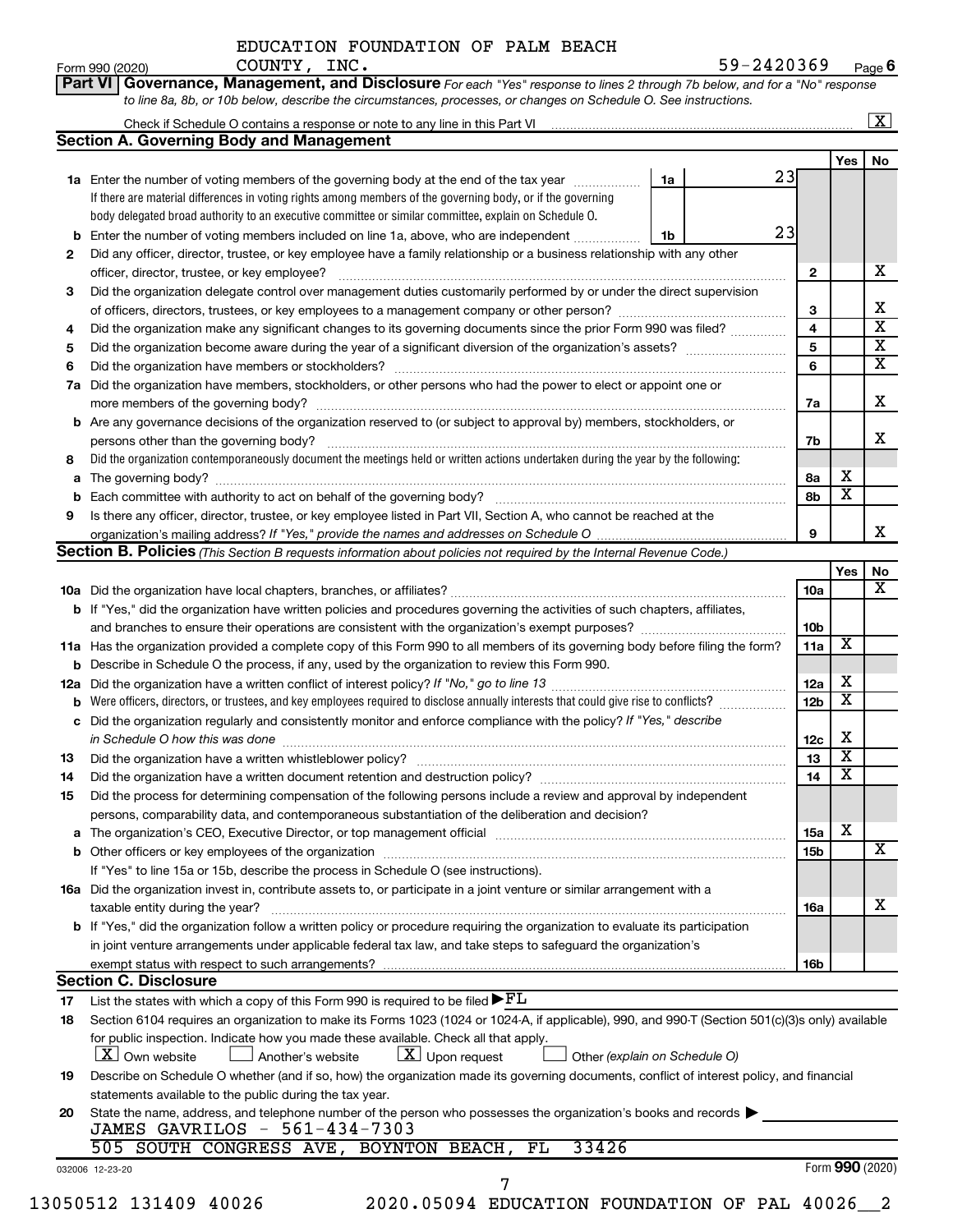EDUCATION FOUNDATION OF PALM BEACH COUNTY, INC. 59-2420369

Form 990 (2020) Page 6

**Part VI Governance, Management, and Disclosure** *For each "Yes" response to lines 2 through 7b below, and for a "No" response to line 8a, 8b, or 10b below, describe the circumstances, processes, or changes on Schedule O. See instructions.*

Check if Schedule O contains a response or note to any line in this Part VI [X]

**Section A. Governing Body and Management**

| | | | Yes | No |
|---|---|---|---|---|
| 1a | Enter the number of voting members of the governing body at the end of the tax year (1a) 23. If there are material differences in voting rights among members of the governing body, or if the governing body delegated broad authority to an executive committee or similar committee, explain on Schedule O. | | | |
| b | Enter the number of voting members included on line 1a, above, who are independent (1b) 23 | | | |
| 2 | Did any officer, director, trustee, or key employee have a family relationship or a business relationship with any other officer, director, trustee, or key employee? | 2 | | X |
| 3 | Did the organization delegate control over management duties customarily performed by or under the direct supervision of officers, directors, trustees, or key employees to a management company or other person? | 3 | | X |
| 4 | Did the organization make any significant changes to its governing documents since the prior Form 990 was filed? | 4 | | X |
| 5 | Did the organization become aware during the year of a significant diversion of the organization's assets? | 5 | | X |
| 6 | Did the organization have members or stockholders? | 6 | | X |
| 7a | Did the organization have members, stockholders, or other persons who had the power to elect or appoint one or more members of the governing body? | 7a | | X |
| b | Are any governance decisions of the organization reserved to (or subject to approval by) members, stockholders, or persons other than the governing body? | 7b | | X |
| 8 | Did the organization contemporaneously document the meetings held or written actions undertaken during the year by the following: | | | |
| a | The governing body? | 8a | X | |
| b | Each committee with authority to act on behalf of the governing body? | 8b | X | |
| 9 | Is there any officer, director, trustee, or key employee listed in Part VII, Section A, who cannot be reached at the organization's mailing address? *If "Yes," provide the names and addresses on Schedule O* | 9 | | X |

**Section B. Policies** *(This Section B requests information about policies not required by the Internal Revenue Code.)*

| | | | Yes | No |
|---|---|---|---|---|
| 10a | Did the organization have local chapters, branches, or affiliates? | 10a | | X |
| b | If "Yes," did the organization have written policies and procedures governing the activities of such chapters, affiliates, and branches to ensure their operations are consistent with the organization's exempt purposes? | 10b | | |
| 11a | Has the organization provided a complete copy of this Form 990 to all members of its governing body before filing the form? | 11a | X | |
| b | Describe in Schedule O the process, if any, used by the organization to review this Form 990. | | | |
| 12a | Did the organization have a written conflict of interest policy? *If "No," go to line 13* | 12a | X | |
| b | Were officers, directors, or trustees, and key employees required to disclose annually interests that could give rise to conflicts? | 12b | X | |
| c | Did the organization regularly and consistently monitor and enforce compliance with the policy? *If "Yes," describe in Schedule O how this was done* | 12c | X | |
| 13 | Did the organization have a written whistleblower policy? | 13 | X | |
| 14 | Did the organization have a written document retention and destruction policy? | 14 | X | |
| 15 | Did the process for determining compensation of the following persons include a review and approval by independent persons, comparability data, and contemporaneous substantiation of the deliberation and decision? | | | |
| a | The organization's CEO, Executive Director, or top management official | 15a | X | |
| b | Other officers or key employees of the organization | 15b | | X |
| | If "Yes" to line 15a or 15b, describe the process in Schedule O (see instructions). | | | |
| 16a | Did the organization invest in, contribute assets to, or participate in a joint venture or similar arrangement with a taxable entity during the year? | 16a | | X |
| b | If "Yes," did the organization follow a written policy or procedure requiring the organization to evaluate its participation in joint venture arrangements under applicable federal tax law, and take steps to safeguard the organization's exempt status with respect to such arrangements? | 16b | | |

**Section C. Disclosure**

17 List the states with which a copy of this Form 990 is required to be filed ▶ FL

18 Section 6104 requires an organization to make its Forms 1023 (1024 or 1024-A, if applicable), 990, and 990-T (Section 501(c)(3)s only) available for public inspection. Indicate how you made these available. Check all that apply.
[X] Own website [ ] Another's website [X] Upon request [ ] Other *(explain on Schedule O)*

19 Describe on Schedule O whether (and if so, how) the organization made its governing documents, conflict of interest policy, and financial statements available to the public during the tax year.

20 State the name, address, and telephone number of the person who possesses the organization's books and records ▶
JAMES GAVRILOS - 561-434-7303
505 SOUTH CONGRESS AVE, BOYNTON BEACH, FL 33426

032006 12-23-20 Form **990** (2020)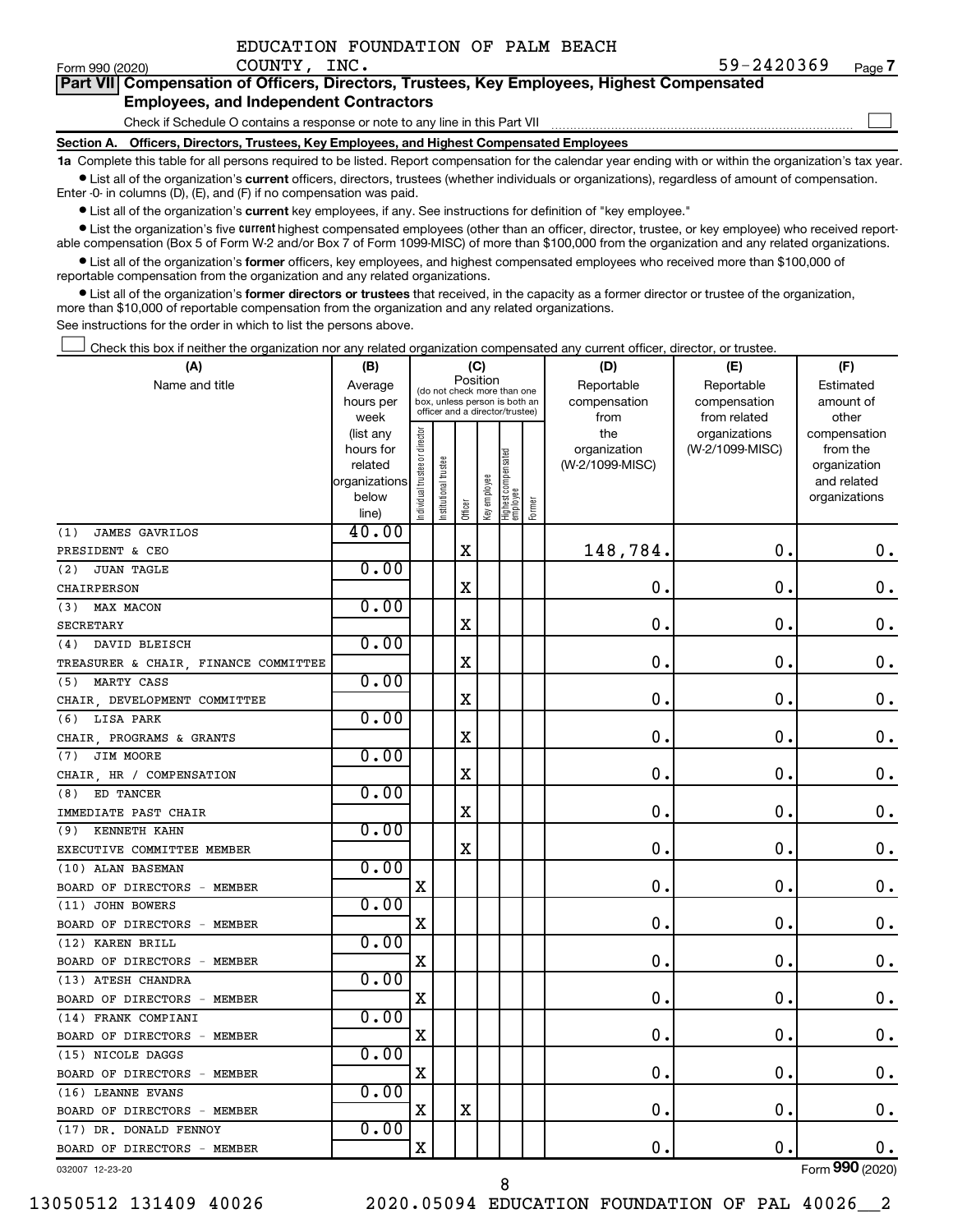EDUCATION FOUNDATION OF PALM BEACH COUNTY, INC. 59-2420369

Form 990 (2020) Page 7

## Part VII Compensation of Officers, Directors, Trustees, Key Employees, Highest Compensated Employees, and Independent Contractors

Check if Schedule O contains a response or note to any line in this Part VII

### Section A. Officers, Directors, Trustees, Key Employees, and Highest Compensated Employees

**1a** Complete this table for all persons required to be listed. Report compensation for the calendar year ending with or within the organization's tax year.

- List all of the organization's **current** officers, directors, trustees (whether individuals or organizations), regardless of amount of compensation. Enter -0- in columns (D), (E), and (F) if no compensation was paid.
- List all of the organization's **current** key employees, if any. See instructions for definition of "key employee."
- List the organization's five **current** highest compensated employees (other than an officer, director, trustee, or key employee) who received reportable compensation (Box 5 of Form W-2 and/or Box 7 of Form 1099-MISC) of more than $100,000 from the organization and any related organizations.
- List all of the organization's **former** officers, key employees, and highest compensated employees who received more than $100,000 of reportable compensation from the organization and any related organizations.
- List all of the organization's **former directors or trustees** that received, in the capacity as a former director or trustee of the organization, more than $10,000 of reportable compensation from the organization and any related organizations.

See instructions for the order in which to list the persons above.

Check this box if neither the organization nor any related organization compensated any current officer, director, or trustee.

| (A) Name and title | (B) Average hours per week (list any hours for related organizations below line) | (C) Position: Individual trustee or director | Institutional trustee | Officer | Key employee | Highest compensated employee | Former | (D) Reportable compensation from the organization (W-2/1099-MISC) | (E) Reportable compensation from related organizations (W-2/1099-MISC) | (F) Estimated amount of other compensation from the organization and related organizations |
|---|---|---|---|---|---|---|---|---|---|---|
| (1) JAMES GAVRILOS<br>PRESIDENT & CEO | 40.00 | | | X | | | | 148,784. | 0. | 0. |
| (2) JUAN TAGLE<br>CHAIRPERSON | 0.00 | | | X | | | | 0. | 0. | 0. |
| (3) MAX MACON<br>SECRETARY | 0.00 | | | X | | | | 0. | 0. | 0. |
| (4) DAVID BLEISCH<br>TREASURER & CHAIR, FINANCE COMMITTEE | 0.00 | | | X | | | | 0. | 0. | 0. |
| (5) MARTY CASS<br>CHAIR, DEVELOPMENT COMMITTEE | 0.00 | | | X | | | | 0. | 0. | 0. |
| (6) LISA PARK<br>CHAIR, PROGRAMS & GRANTS | 0.00 | | | X | | | | 0. | 0. | 0. |
| (7) JIM MOORE<br>CHAIR, HR / COMPENSATION | 0.00 | | | X | | | | 0. | 0. | 0. |
| (8) ED TANCER<br>IMMEDIATE PAST CHAIR | 0.00 | | | X | | | | 0. | 0. | 0. |
| (9) KENNETH KAHN<br>EXECUTIVE COMMITTEE MEMBER | 0.00 | | | X | | | | 0. | 0. | 0. |
| (10) ALAN BASEMAN<br>BOARD OF DIRECTORS - MEMBER | 0.00 | X | | | | | | 0. | 0. | 0. |
| (11) JOHN BOWERS<br>BOARD OF DIRECTORS - MEMBER | 0.00 | X | | | | | | 0. | 0. | 0. |
| (12) KAREN BRILL<br>BOARD OF DIRECTORS - MEMBER | 0.00 | X | | | | | | 0. | 0. | 0. |
| (13) ATESH CHANDRA<br>BOARD OF DIRECTORS - MEMBER | 0.00 | X | | | | | | 0. | 0. | 0. |
| (14) FRANK COMPIANI<br>BOARD OF DIRECTORS - MEMBER | 0.00 | X | | | | | | 0. | 0. | 0. |
| (15) NICOLE DAGGS<br>BOARD OF DIRECTORS - MEMBER | 0.00 | X | | | | | | 0. | 0. | 0. |
| (16) LEANNE EVANS<br>BOARD OF DIRECTORS - MEMBER | 0.00 | X | | X | | | | 0. | 0. | 0. |
| (17) DR. DONALD FENNOY<br>BOARD OF DIRECTORS - MEMBER | 0.00 | X | | | | | | 0. | 0. | 0. |

032007 12-23-20

Form **990** (2020)

13050512 131409 40026 2020.05094 EDUCATION FOUNDATION OF PAL 40026__2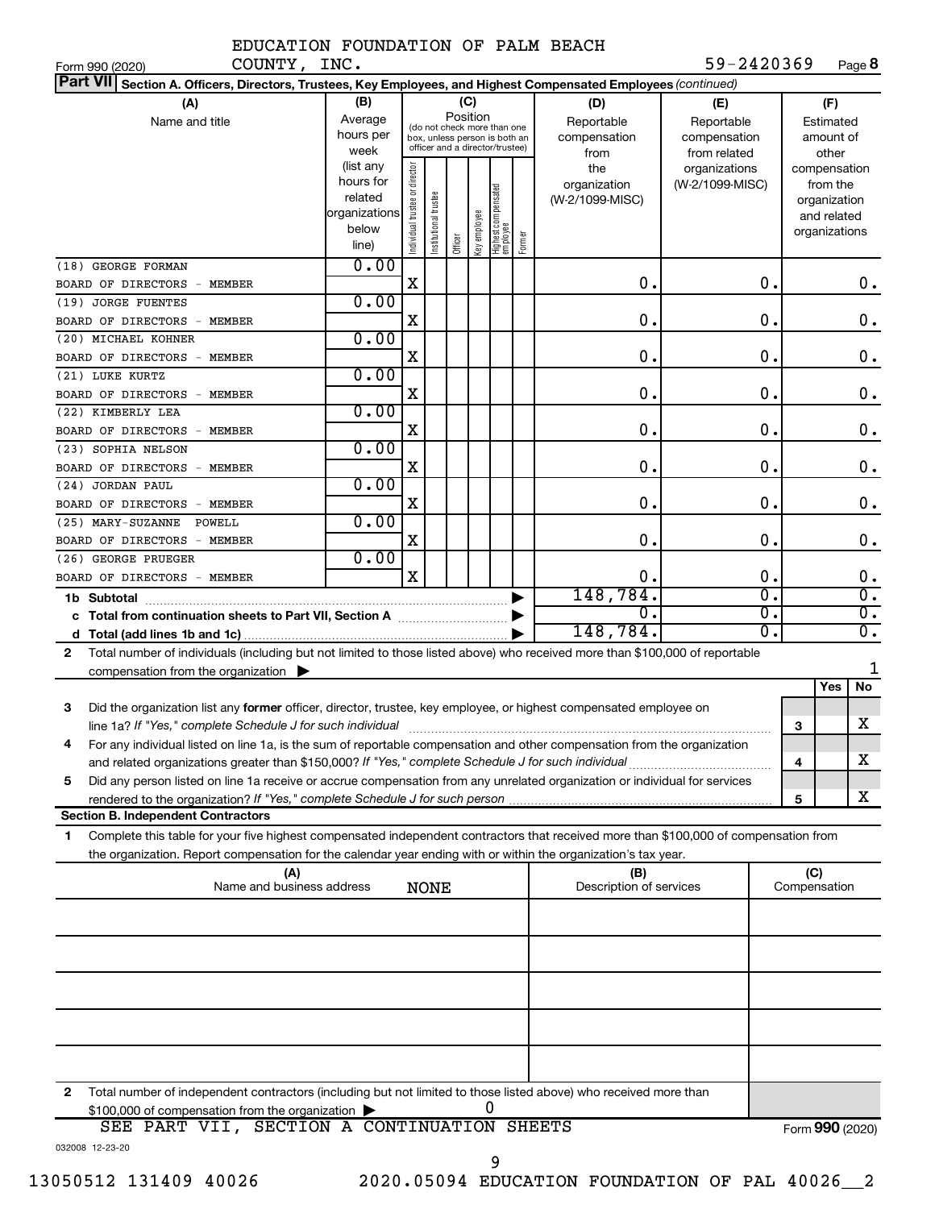EDUCATION FOUNDATION OF PALM BEACH COUNTY, INC.

Form 990 (2020) 59-2420369 Page **8**

**Part VII** **Section A. Officers, Directors, Trustees, Key Employees, and Highest Compensated Employees** *(continued)*

| (A) Name and title | (B) Average hours per week (list any hours for related organizations below line) | (C) Position: Individual trustee or director | Institutional trustee | Officer | Key employee | Highest compensated employee | Former | (D) Reportable compensation from the organization (W-2/1099-MISC) | (E) Reportable compensation from related organizations (W-2/1099-MISC) | (F) Estimated amount of other compensation from the organization and related organizations |
|---|---|---|---|---|---|---|---|---|---|---|
| (18) GEORGE FORMAN<br>BOARD OF DIRECTORS - MEMBER | 0.00 | X | | | | | | 0. | 0. | 0. |
| (19) JORGE FUENTES<br>BOARD OF DIRECTORS - MEMBER | 0.00 | X | | | | | | 0. | 0. | 0. |
| (20) MICHAEL KOHNER<br>BOARD OF DIRECTORS - MEMBER | 0.00 | X | | | | | | 0. | 0. | 0. |
| (21) LUKE KURTZ<br>BOARD OF DIRECTORS - MEMBER | 0.00 | X | | | | | | 0. | 0. | 0. |
| (22) KIMBERLY LEA<br>BOARD OF DIRECTORS - MEMBER | 0.00 | X | | | | | | 0. | 0. | 0. |
| (23) SOPHIA NELSON<br>BOARD OF DIRECTORS - MEMBER | 0.00 | X | | | | | | 0. | 0. | 0. |
| (24) JORDAN PAUL<br>BOARD OF DIRECTORS - MEMBER | 0.00 | X | | | | | | 0. | 0. | 0. |
| (25) MARY-SUZANNE POWELL<br>BOARD OF DIRECTORS - MEMBER | 0.00 | X | | | | | | 0. | 0. | 0. |
| (26) GEORGE PRUEGER<br>BOARD OF DIRECTORS - MEMBER | 0.00 | X | | | | | | 0. | 0. | 0. |
| **1b Subtotal** | | | | | | | | 148,784. | 0. | 0. |
| **c Total from continuation sheets to Part VII, Section A** | | | | | | | | 0. | 0. | 0. |
| **d Total (add lines 1b and 1c)** | | | | | | | | 148,784. | 0. | 0. |

**2** Total number of individuals (including but not limited to those listed above) who received more than $100,000 of reportable compensation from the organization ▶ 1

| | | Yes | No |
|---|---|---|---|
| **3** Did the organization list any **former** officer, director, trustee, key employee, or highest compensated employee on line 1a? *If "Yes," complete Schedule J for such individual* | 3 | | X |
| **4** For any individual listed on line 1a, is the sum of reportable compensation and other compensation from the organization and related organizations greater than $150,000? *If "Yes," complete Schedule J for such individual* | 4 | | X |
| **5** Did any person listed on line 1a receive or accrue compensation from any unrelated organization or individual for services rendered to the organization? *If "Yes," complete Schedule J for such person* | 5 | | X |

**Section B. Independent Contractors**

**1** Complete this table for your five highest compensated independent contractors that received more than $100,000 of compensation from the organization. Report compensation for the calendar year ending with or within the organization's tax year.

| (A) Name and business address | (B) Description of services | (C) Compensation |
|---|---|---|
| NONE | | |
| | | |
| | | |
| | | |
| | | |

**2** Total number of independent contractors (including but not limited to those listed above) who received more than $100,000 of compensation from the organization ▶ 0

SEE PART VII, SECTION A CONTINUATION SHEETS

Form **990** (2020)

032008 12-23-20

13050512 131409 40026 2020.05094 EDUCATION FOUNDATION OF PAL 40026__2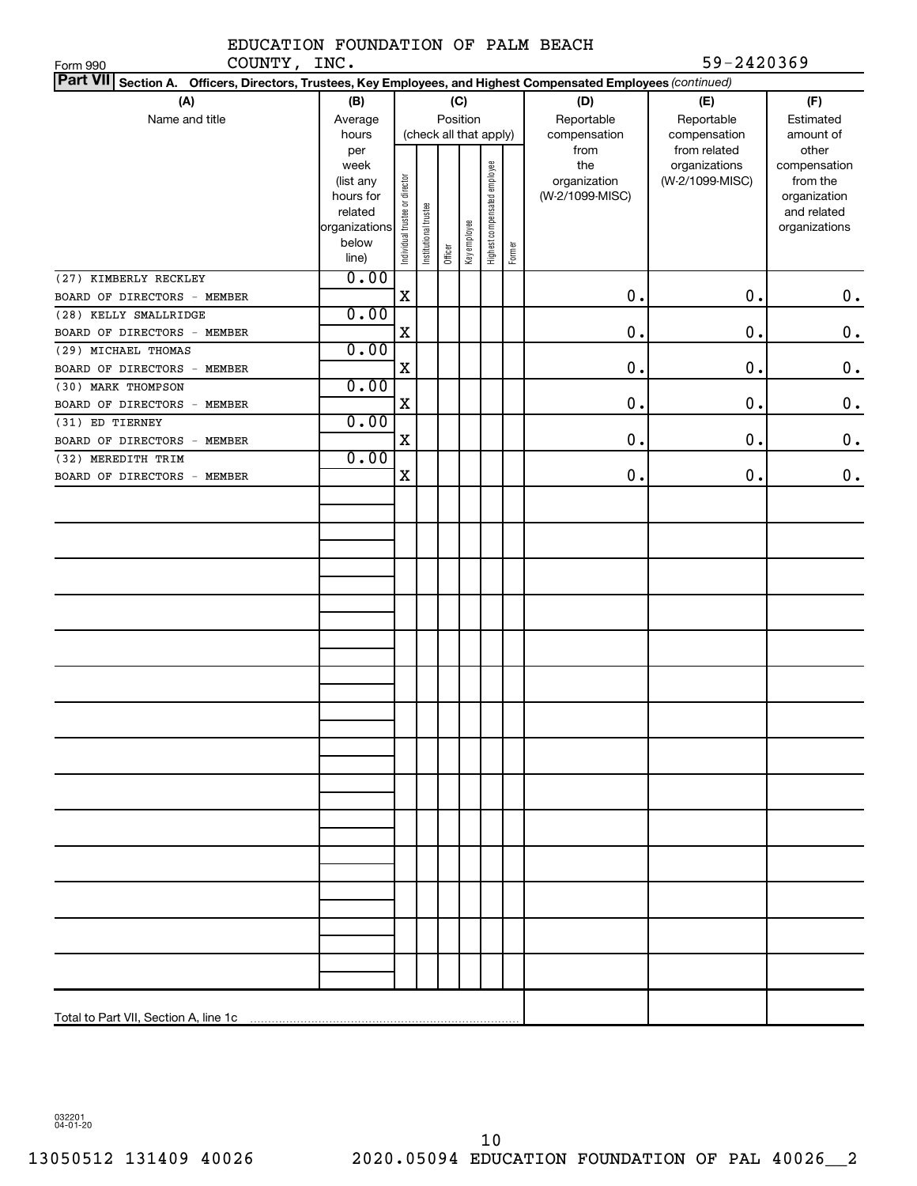EDUCATION FOUNDATION OF PALM BEACH COUNTY, INC. 59-2420369

Form 990

**Part VII** **Section A. Officers, Directors, Trustees, Key Employees, and Highest Compensated Employees** *(continued)*

| (A) Name and title | (B) Average hours per week (list any hours for related organizations below line) | (C) Position (check all that apply): Individual trustee or director | Institutional trustee | Officer | Key employee | Highest compensated employee | Former | (D) Reportable compensation from the organization (W-2/1099-MISC) | (E) Reportable compensation from related organizations (W-2/1099-MISC) | (F) Estimated amount of other compensation from the organization and related organizations |
|---|---|---|---|---|---|---|---|---|---|---|
| (27) KIMBERLY RECKLEY<br>BOARD OF DIRECTORS - MEMBER | 0.00 | X | | | | | | 0. | 0. | 0. |
| (28) KELLY SMALLRIDGE<br>BOARD OF DIRECTORS - MEMBER | 0.00 | X | | | | | | 0. | 0. | 0. |
| (29) MICHAEL THOMAS<br>BOARD OF DIRECTORS - MEMBER | 0.00 | X | | | | | | 0. | 0. | 0. |
| (30) MARK THOMPSON<br>BOARD OF DIRECTORS - MEMBER | 0.00 | X | | | | | | 0. | 0. | 0. |
| (31) ED TIERNEY<br>BOARD OF DIRECTORS - MEMBER | 0.00 | X | | | | | | 0. | 0. | 0. |
| (32) MEREDITH TRIM<br>BOARD OF DIRECTORS - MEMBER | 0.00 | X | | | | | | 0. | 0. | 0. |
| Total to Part VII, Section A, line 1c | | | | | | | | | | |

032201 04-01-20

13050512 131409 40026 2020.05094 EDUCATION FOUNDATION OF PAL 40026__2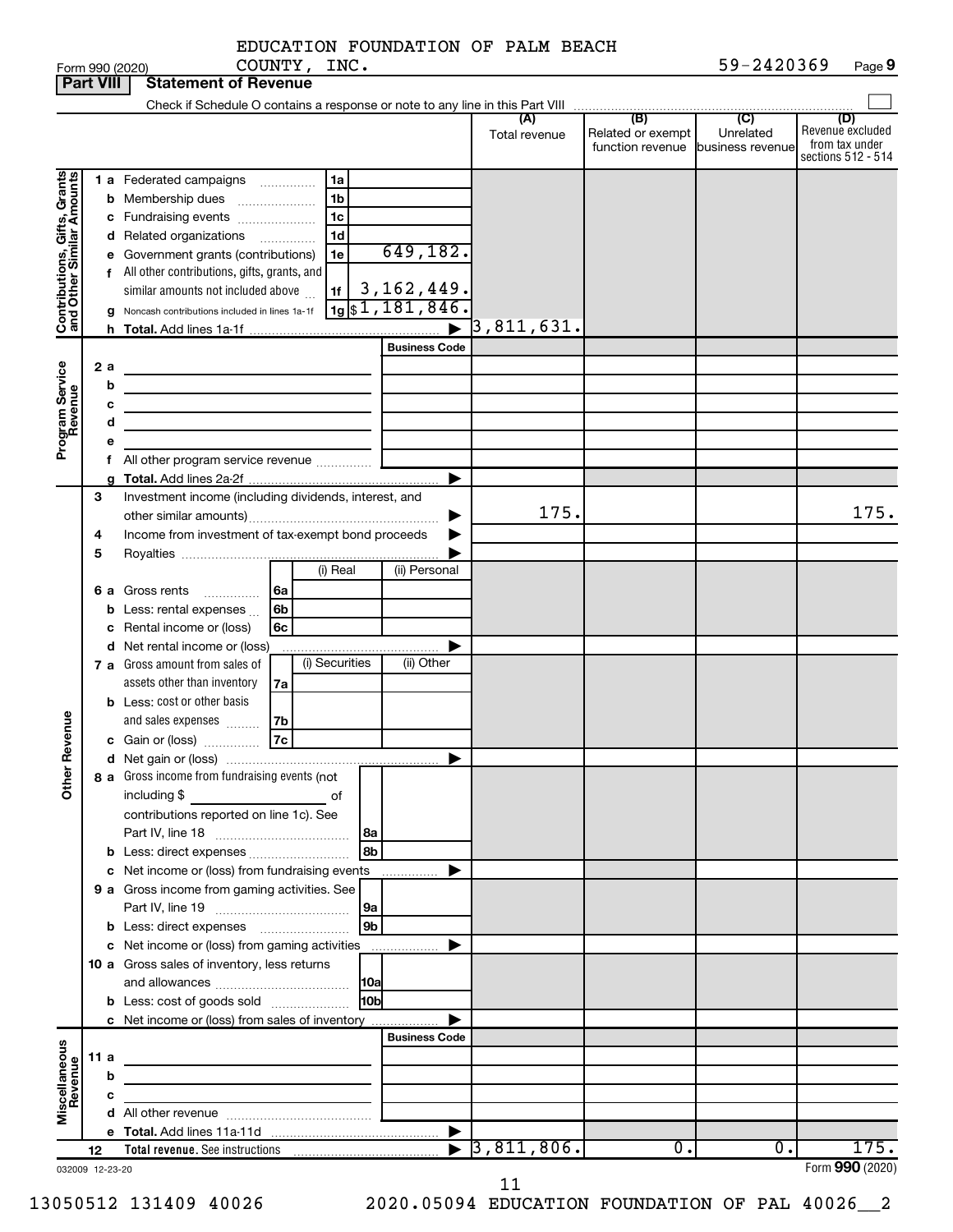EDUCATION FOUNDATION OF PALM BEACH COUNTY, INC. 59-2420369

Form 990 (2020) Page 9

**Part VIII Statement of Revenue**

Check if Schedule O contains a response or note to any line in this Part VIII

| | | | (A) Total revenue | (B) Related or exempt function revenue | (C) Unrelated business revenue | (D) Revenue excluded from tax under sections 512 - 514 |
|---|---|---|---|---|---|---|
| **Contributions, Gifts, Grants and Other Similar Amounts** | 1a Federated campaigns | 1a | | | | |
| | b Membership dues | 1b | | | | |
| | c Fundraising events | 1c | | | | |
| | d Related organizations | 1d | | | | |
| | e Government grants (contributions) | 1e 649,182. | | | | |
| | f All other contributions, gifts, grants, and similar amounts not included above | 1f 3,162,449. | | | | |
| | g Noncash contributions included in lines 1a-1f | 1g $1,181,846. | | | | |
| | h Total. Add lines 1a-1f | ▶ | 3,811,631. | | | |
| **Program Service Revenue** | | Business Code | | | | |
| | 2a | | | | | |
| | b | | | | | |
| | c | | | | | |
| | d | | | | | |
| | e | | | | | |
| | f All other program service revenue | | | | | |
| | g Total. Add lines 2a-2f | ▶ | | | | |
| **Other Revenue** | 3 Investment income (including dividends, interest, and other similar amounts) | ▶ | 175. | | | 175. |
| | 4 Income from investment of tax-exempt bond proceeds | ▶ | | | | |
| | 5 Royalties | ▶ | | | | |
| | | (i) Real / (ii) Personal | | | | |
| | 6a Gross rents | 6a | | | | |
| | b Less: rental expenses | 6b | | | | |
| | c Rental income or (loss) | 6c | | | | |
| | d Net rental income or (loss) | ▶ | | | | |
| | | (i) Securities / (ii) Other | | | | |
| | 7a Gross amount from sales of assets other than inventory | 7a | | | | |
| | b Less: cost or other basis and sales expenses | 7b | | | | |
| | c Gain or (loss) | 7c | | | | |
| | d Net gain or (loss) | ▶ | | | | |
| | 8a Gross income from fundraising events (not including $ of contributions reported on line 1c). See Part IV, line 18 | 8a | | | | |
| | b Less: direct expenses | 8b | | | | |
| | c Net income or (loss) from fundraising events | ▶ | | | | |
| | 9a Gross income from gaming activities. See Part IV, line 19 | 9a | | | | |
| | b Less: direct expenses | 9b | | | | |
| | c Net income or (loss) from gaming activities | ▶ | | | | |
| | 10a Gross sales of inventory, less returns and allowances | 10a | | | | |
| | b Less: cost of goods sold | 10b | | | | |
| | c Net income or (loss) from sales of inventory | ▶ | | | | |
| **Miscellaneous Revenue** | | Business Code | | | | |
| | 11a | | | | | |
| | b | | | | | |
| | c | | | | | |
| | d All other revenue | | | | | |
| | e Total. Add lines 11a-11d | ▶ | | | | |
| | 12 Total revenue. See instructions | ▶ | 3,811,806. | 0. | 0. | 175. |

032009 12-23-20

Form **990** (2020)

13050512 131409 40026 2020.05094 EDUCATION FOUNDATION OF PAL 40026__2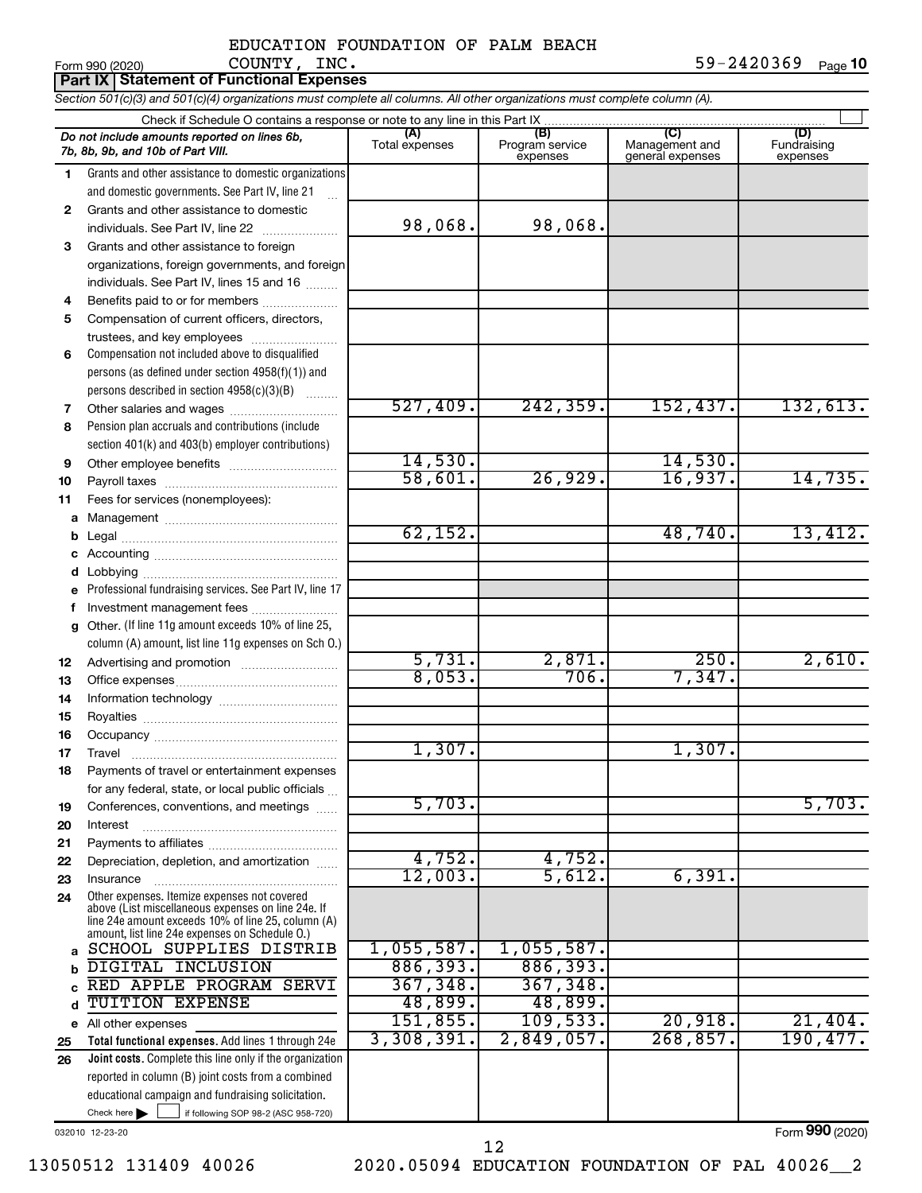EDUCATION FOUNDATION OF PALM BEACH COUNTY, INC. 59-2420369

Form 990 (2020) Page 10

## Part IX Statement of Functional Expenses

*Section 501(c)(3) and 501(c)(4) organizations must complete all columns. All other organizations must complete column (A).*

Check if Schedule O contains a response or note to any line in this Part IX

| | *Do not include amounts reported on lines 6b, 7b, 8b, 9b, and 10b of Part VIII.* | (A) Total expenses | (B) Program service expenses | (C) Management and general expenses | (D) Fundraising expenses |
|---|---|---|---|---|---|
| 1 | Grants and other assistance to domestic organizations and domestic governments. See Part IV, line 21 | | | | |
| 2 | Grants and other assistance to domestic individuals. See Part IV, line 22 | 98,068. | 98,068. | | |
| 3 | Grants and other assistance to foreign organizations, foreign governments, and foreign individuals. See Part IV, lines 15 and 16 | | | | |
| 4 | Benefits paid to or for members | | | | |
| 5 | Compensation of current officers, directors, trustees, and key employees | | | | |
| 6 | Compensation not included above to disqualified persons (as defined under section 4958(f)(1)) and persons described in section 4958(c)(3)(B) | | | | |
| 7 | Other salaries and wages | 527,409. | 242,359. | 152,437. | 132,613. |
| 8 | Pension plan accruals and contributions (include section 401(k) and 403(b) employer contributions) | | | | |
| 9 | Other employee benefits | 14,530. | | 14,530. | |
| 10 | Payroll taxes | 58,601. | 26,929. | 16,937. | 14,735. |
| 11 | Fees for services (nonemployees): | | | | |
| a | Management | | | | |
| b | Legal | 62,152. | | 48,740. | 13,412. |
| c | Accounting | | | | |
| d | Lobbying | | | | |
| e | Professional fundraising services. See Part IV, line 17 | | | | |
| f | Investment management fees | | | | |
| g | Other. (If line 11g amount exceeds 10% of line 25, column (A) amount, list line 11g expenses on Sch O.) | | | | |
| 12 | Advertising and promotion | 5,731. | 2,871. | 250. | 2,610. |
| 13 | Office expenses | 8,053. | 706. | 7,347. | |
| 14 | Information technology | | | | |
| 15 | Royalties | | | | |
| 16 | Occupancy | | | | |
| 17 | Travel | 1,307. | | 1,307. | |
| 18 | Payments of travel or entertainment expenses for any federal, state, or local public officials | | | | |
| 19 | Conferences, conventions, and meetings | 5,703. | | | 5,703. |
| 20 | Interest | | | | |
| 21 | Payments to affiliates | | | | |
| 22 | Depreciation, depletion, and amortization | 4,752. | 4,752. | | |
| 23 | Insurance | 12,003. | 5,612. | 6,391. | |
| 24 | Other expenses. Itemize expenses not covered above (List miscellaneous expenses on line 24e. If line 24e amount exceeds 10% of line 25, column (A) amount, list line 24e expenses on Schedule O.) | | | | |
| a | SCHOOL SUPPLIES DISTRIB | 1,055,587. | 1,055,587. | | |
| b | DIGITAL INCLUSION | 886,393. | 886,393. | | |
| c | RED APPLE PROGRAM SERVI | 367,348. | 367,348. | | |
| d | TUITION EXPENSE | 48,899. | 48,899. | | |
| e | All other expenses | 151,855. | 109,533. | 20,918. | 21,404. |
| 25 | **Total functional expenses.** Add lines 1 through 24e | 3,308,391. | 2,849,057. | 268,857. | 190,477. |
| 26 | **Joint costs.** Complete this line only if the organization reported in column (B) joint costs from a combined educational campaign and fundraising solicitation. Check here ☐ if following SOP 98-2 (ASC 958-720) | | | | |

032010 12-23-20

Form **990** (2020)

13050512 131409 40026 2020.05094 EDUCATION FOUNDATION OF PAL 40026__2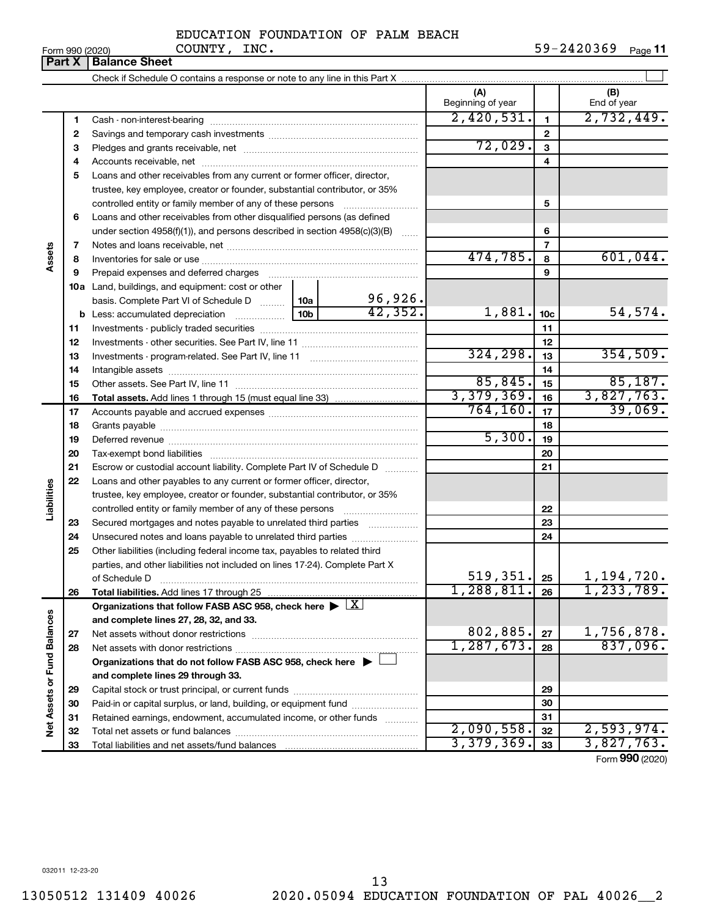EDUCATION FOUNDATION OF PALM BEACH COUNTY, INC.

Form 990 (2020) 59-2420369 Page 11

## Part X | Balance Sheet

Check if Schedule O contains a response or note to any line in this Part X

| | | | | (A) Beginning of year | | (B) End of year |
|---|---|---|---|---|---|---|
| Assets | 1 | Cash - non-interest-bearing | | 2,420,531. | 1 | 2,732,449. |
| | 2 | Savings and temporary cash investments | | | 2 | |
| | 3 | Pledges and grants receivable, net | | 72,029. | 3 | |
| | 4 | Accounts receivable, net | | | 4 | |
| | 5 | Loans and other receivables from any current or former officer, director, trustee, key employee, creator or founder, substantial contributor, or 35% controlled entity or family member of any of these persons | | | 5 | |
| | 6 | Loans and other receivables from other disqualified persons (as defined under section 4958(f)(1)), and persons described in section 4958(c)(3)(B) | | | 6 | |
| | 7 | Notes and loans receivable, net | | | 7 | |
| | 8 | Inventories for sale or use | | 474,785. | 8 | 601,044. |
| | 9 | Prepaid expenses and deferred charges | | | 9 | |
| | 10a | Land, buildings, and equipment: cost or other basis. Complete Part VI of Schedule D | 10a 96,926. | | | |
| | b | Less: accumulated depreciation | 10b 42,352. | 1,881. | 10c | 54,574. |
| | 11 | Investments - publicly traded securities | | | 11 | |
| | 12 | Investments - other securities. See Part IV, line 11 | | | 12 | |
| | 13 | Investments - program-related. See Part IV, line 11 | | 324,298. | 13 | 354,509. |
| | 14 | Intangible assets | | | 14 | |
| | 15 | Other assets. See Part IV, line 11 | | 85,845. | 15 | 85,187. |
| | 16 | **Total assets.** Add lines 1 through 15 (must equal line 33) | | 3,379,369. | 16 | 3,827,763. |
| Liabilities | 17 | Accounts payable and accrued expenses | | 764,160. | 17 | 39,069. |
| | 18 | Grants payable | | | 18 | |
| | 19 | Deferred revenue | | 5,300. | 19 | |
| | 20 | Tax-exempt bond liabilities | | | 20 | |
| | 21 | Escrow or custodial account liability. Complete Part IV of Schedule D | | | 21 | |
| | 22 | Loans and other payables to any current or former officer, director, trustee, key employee, creator or founder, substantial contributor, or 35% controlled entity or family member of any of these persons | | | 22 | |
| | 23 | Secured mortgages and notes payable to unrelated third parties | | | 23 | |
| | 24 | Unsecured notes and loans payable to unrelated third parties | | | 24 | |
| | 25 | Other liabilities (including federal income tax, payables to related third parties, and other liabilities not included on lines 17-24). Complete Part X of Schedule D | | 519,351. | 25 | 1,194,720. |
| | 26 | **Total liabilities.** Add lines 17 through 25 | | 1,288,811. | 26 | 1,233,789. |
| Net Assets or Fund Balances | | **Organizations that follow FASB ASC 958, check here ▶ [X] and complete lines 27, 28, 32, and 33.** | | | | |
| | 27 | Net assets without donor restrictions | | 802,885. | 27 | 1,756,878. |
| | 28 | Net assets with donor restrictions | | 1,287,673. | 28 | 837,096. |
| | | **Organizations that do not follow FASB ASC 958, check here ▶ [ ] and complete lines 29 through 33.** | | | | |
| | 29 | Capital stock or trust principal, or current funds | | | 29 | |
| | 30 | Paid-in or capital surplus, or land, building, or equipment fund | | | 30 | |
| | 31 | Retained earnings, endowment, accumulated income, or other funds | | | 31 | |
| | 32 | Total net assets or fund balances | | 2,090,558. | 32 | 2,593,974. |
| | 33 | Total liabilities and net assets/fund balances | | 3,379,369. | 33 | 3,827,763. |

Form **990** (2020)

032011 12-23-20

13050512 131409 40026 2020.05094 EDUCATION FOUNDATION OF PAL 40026__2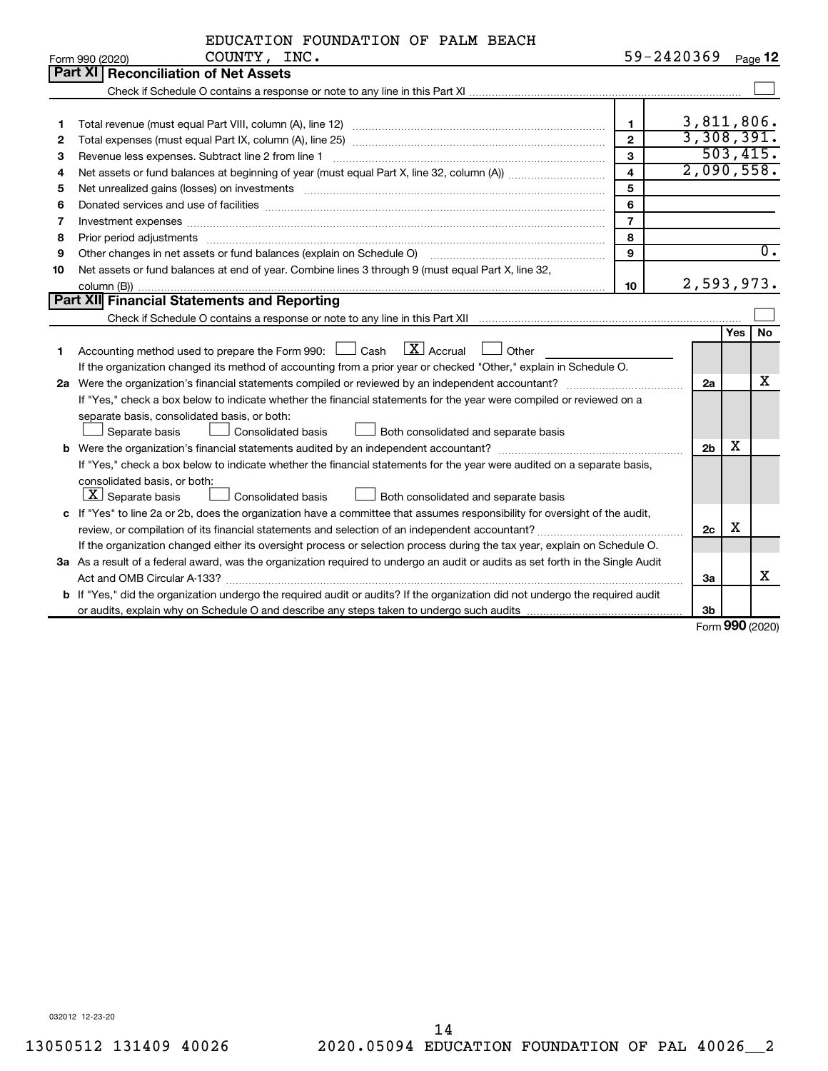EDUCATION FOUNDATION OF PALM BEACH COUNTY, INC. 59-2420369

Form 990 (2020) Page **12**

## Part XI Reconciliation of Net Assets

Check if Schedule O contains a response or note to any line in this Part XI ☐

| | | | |
|---|---|---|---|
| 1 | Total revenue (must equal Part VIII, column (A), line 12) | 1 | 3,811,806. |
| 2 | Total expenses (must equal Part IX, column (A), line 25) | 2 | 3,308,391. |
| 3 | Revenue less expenses. Subtract line 2 from line 1 | 3 | 503,415. |
| 4 | Net assets or fund balances at beginning of year (must equal Part X, line 32, column (A)) | 4 | 2,090,558. |
| 5 | Net unrealized gains (losses) on investments | 5 | |
| 6 | Donated services and use of facilities | 6 | |
| 7 | Investment expenses | 7 | |
| 8 | Prior period adjustments | 8 | |
| 9 | Other changes in net assets or fund balances (explain on Schedule O) | 9 | 0. |
| 10 | Net assets or fund balances at end of year. Combine lines 3 through 9 (must equal Part X, line 32, column (B)) | 10 | 2,593,973. |

## Part XII Financial Statements and Reporting

Check if Schedule O contains a response or note to any line in this Part XII ☐

| | | | Yes | No |
|---|---|---|---|---|
| 1 | Accounting method used to prepare the Form 990: ☐ Cash ☒ Accrual ☐ Other<br>If the organization changed its method of accounting from a prior year or checked "Other," explain in Schedule O. | | | |
| 2a | Were the organization's financial statements compiled or reviewed by an independent accountant?<br>If "Yes," check a box below to indicate whether the financial statements for the year were compiled or reviewed on a separate basis, consolidated basis, or both:<br>☐ Separate basis ☐ Consolidated basis ☐ Both consolidated and separate basis | 2a | | X |
| b | Were the organization's financial statements audited by an independent accountant?<br>If "Yes," check a box below to indicate whether the financial statements for the year were audited on a separate basis, consolidated basis, or both:<br>☒ Separate basis ☐ Consolidated basis ☐ Both consolidated and separate basis | 2b | X | |
| c | If "Yes" to line 2a or 2b, does the organization have a committee that assumes responsibility for oversight of the audit, review, or compilation of its financial statements and selection of an independent accountant?<br>If the organization changed either its oversight process or selection process during the tax year, explain on Schedule O. | 2c | X | |
| 3a | As a result of a federal award, was the organization required to undergo an audit or audits as set forth in the Single Audit Act and OMB Circular A-133? | 3a | | X |
| b | If "Yes," did the organization undergo the required audit or audits? If the organization did not undergo the required audit or audits, explain why on Schedule O and describe any steps taken to undergo such audits | 3b | | |

Form **990** (2020)

032012 12-23-20

13050512 131409 40026 2020.05094 EDUCATION FOUNDATION OF PAL 40026__2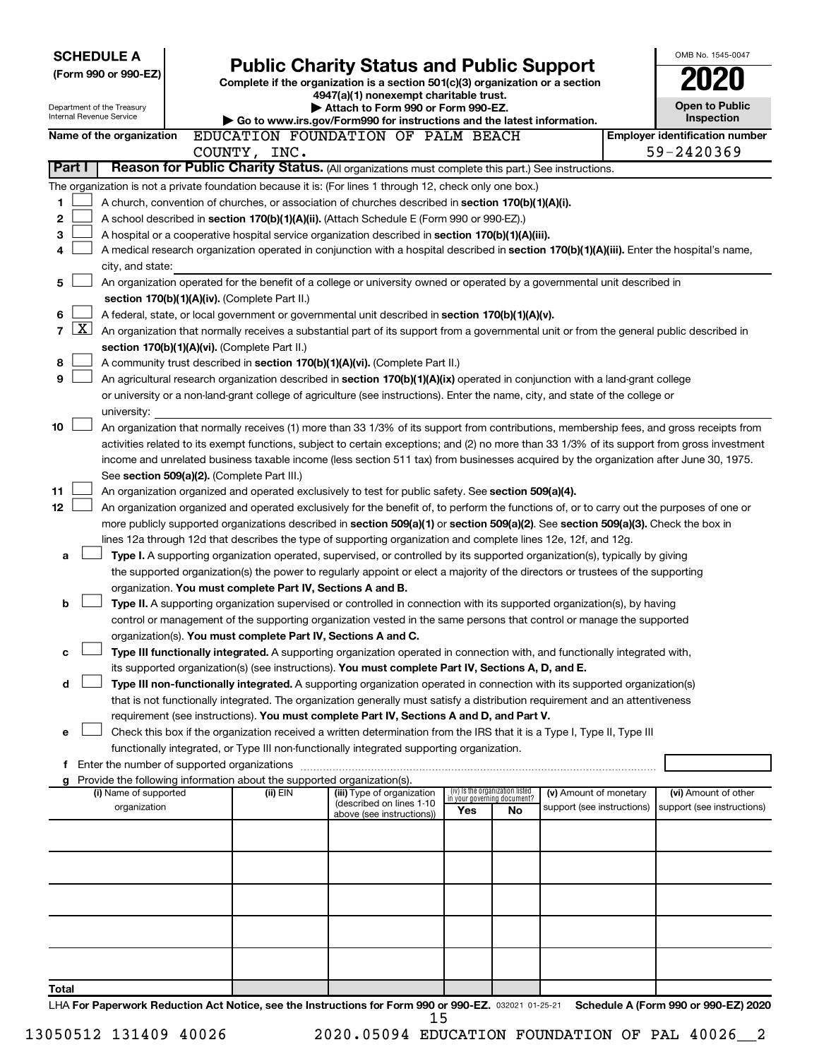**SCHEDULE A**
**(Form 990 or 990-EZ)**

Department of the Treasury
Internal Revenue Service

# Public Charity Status and Public Support

**Complete if the organization is a section 501(c)(3) organization or a section 4947(a)(1) nonexempt charitable trust.**
**▶ Attach to Form 990 or Form 990-EZ.**
**▶ Go to www.irs.gov/Form990 for instructions and the latest information.**

OMB No. 1545-0047
**2020**
**Open to Public Inspection**

**Name of the organization** EDUCATION FOUNDATION OF PALM BEACH COUNTY, INC.
**Employer identification number** 59-2420369

**Part I** **Reason for Public Charity Status.** (All organizations must complete this part.) See instructions.

The organization is not a private foundation because it is: (For lines 1 through 12, check only one box.)

1 ☐ A church, convention of churches, or association of churches described in **section 170(b)(1)(A)(i).**
2 ☐ A school described in **section 170(b)(1)(A)(ii).** (Attach Schedule E (Form 990 or 990-EZ).)
3 ☐ A hospital or a cooperative hospital service organization described in **section 170(b)(1)(A)(iii).**
4 ☐ A medical research organization operated in conjunction with a hospital described in **section 170(b)(1)(A)(iii).** Enter the hospital's name, city, and state:
5 ☐ An organization operated for the benefit of a college or university owned or operated by a governmental unit described in **section 170(b)(1)(A)(iv).** (Complete Part II.)
6 ☐ A federal, state, or local government or governmental unit described in **section 170(b)(1)(A)(v).**
7 ☒ An organization that normally receives a substantial part of its support from a governmental unit or from the general public described in **section 170(b)(1)(A)(vi).** (Complete Part II.)
8 ☐ A community trust described in **section 170(b)(1)(A)(vi).** (Complete Part II.)
9 ☐ An agricultural research organization described in **section 170(b)(1)(A)(ix)** operated in conjunction with a land-grant college or university or a non-land-grant college of agriculture (see instructions). Enter the name, city, and state of the college or university:
10 ☐ An organization that normally receives (1) more than 33 1/3% of its support from contributions, membership fees, and gross receipts from activities related to its exempt functions, subject to certain exceptions; and (2) no more than 33 1/3% of its support from gross investment income and unrelated business taxable income (less section 511 tax) from businesses acquired by the organization after June 30, 1975. See **section 509(a)(2).** (Complete Part III.)
11 ☐ An organization organized and operated exclusively to test for public safety. See **section 509(a)(4).**
12 ☐ An organization organized and operated exclusively for the benefit of, to perform the functions of, or to carry out the purposes of one or more publicly supported organizations described in **section 509(a)(1)** or **section 509(a)(2).** See **section 509(a)(3).** Check the box in lines 12a through 12d that describes the type of supporting organization and complete lines 12e, 12f, and 12g.

a ☐ **Type I.** A supporting organization operated, supervised, or controlled by its supported organization(s), typically by giving the supported organization(s) the power to regularly appoint or elect a majority of the directors or trustees of the supporting organization. **You must complete Part IV, Sections A and B.**

b ☐ **Type II.** A supporting organization supervised or controlled in connection with its supported organization(s), by having control or management of the supporting organization vested in the same persons that control or manage the supported organization(s). **You must complete Part IV, Sections A and C.**

c ☐ **Type III functionally integrated.** A supporting organization operated in connection with, and functionally integrated with, its supported organization(s) (see instructions). **You must complete Part IV, Sections A, D, and E.**

d ☐ **Type III non-functionally integrated.** A supporting organization operated in connection with its supported organization(s) that is not functionally integrated. The organization generally must satisfy a distribution requirement and an attentiveness requirement (see instructions). **You must complete Part IV, Sections A and D, and Part V.**

e ☐ Check this box if the organization received a written determination from the IRS that it is a Type I, Type II, Type III functionally integrated, or Type III non-functionally integrated supporting organization.

f Enter the number of supported organizations

g Provide the following information about the supported organization(s).

| (i) Name of supported organization | (ii) EIN | (iii) Type of organization (described on lines 1-10 above (see instructions)) | (iv) Is the organization listed in your governing document? Yes | No | (v) Amount of monetary support (see instructions) | (vi) Amount of other support (see instructions) |
|---|---|---|---|---|---|---|
| | | | | | | |
| | | | | | | |
| | | | | | | |
| | | | | | | |
| | | | | | | |
| **Total** | | | | | | |

LHA **For Paperwork Reduction Act Notice, see the Instructions for Form 990 or 990-EZ.** 032021 01-25-21 **Schedule A (Form 990 or 990-EZ) 2020**

13050512 131409 40026 2020.05094 EDUCATION FOUNDATION OF PAL 40026__2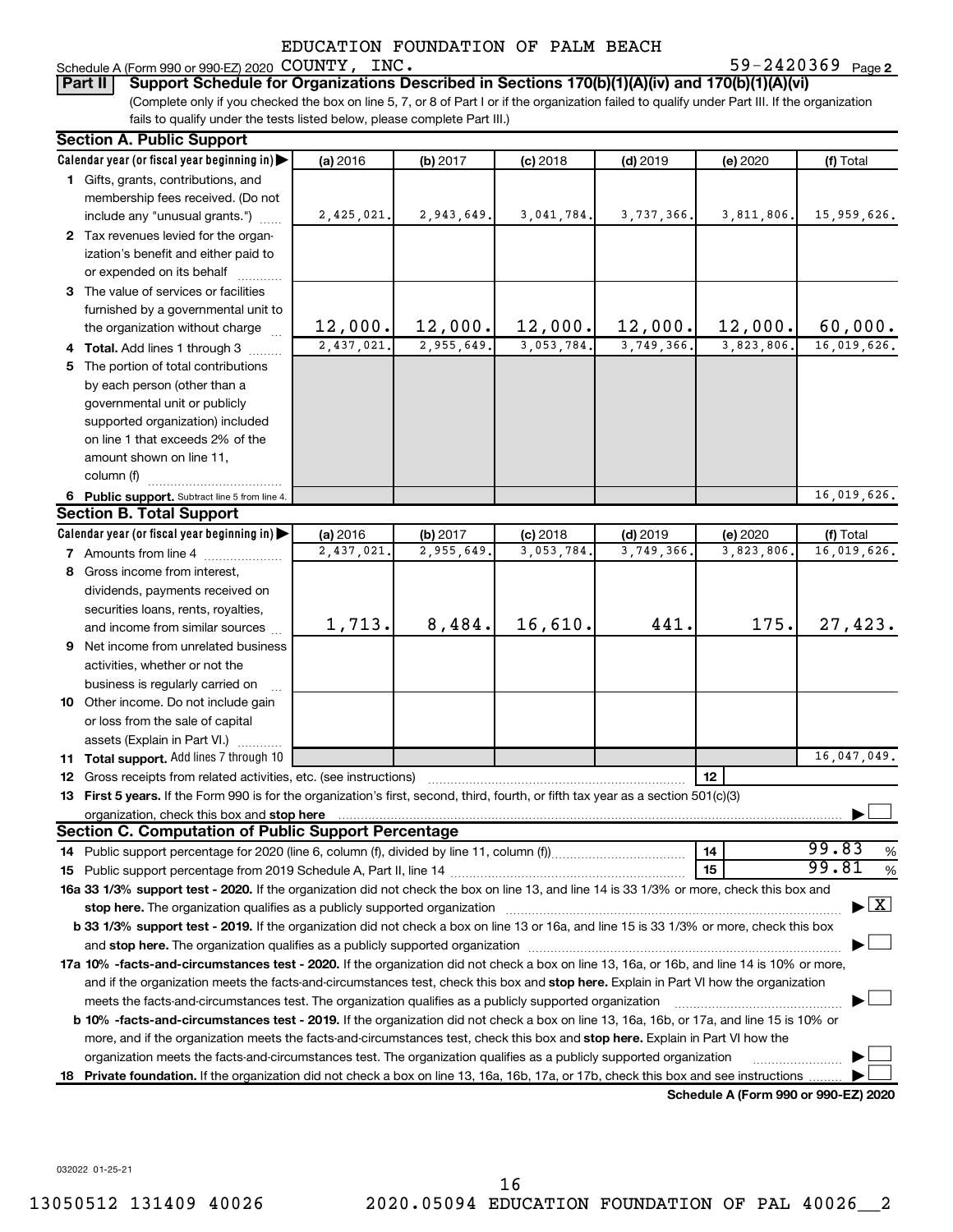EDUCATION FOUNDATION OF PALM BEACH

Schedule A (Form 990 or 990-EZ) 2020 COUNTY, INC. 59-2420369 Page 2

**Part II** **Support Schedule for Organizations Described in Sections 170(b)(1)(A)(iv) and 170(b)(1)(A)(vi)**

(Complete only if you checked the box on line 5, 7, or 8 of Part I or if the organization failed to qualify under Part III. If the organization fails to qualify under the tests listed below, please complete Part III.)

**Section A. Public Support**

| Calendar year (or fiscal year beginning in) | (a) 2016 | (b) 2017 | (c) 2018 | (d) 2019 | (e) 2020 | (f) Total |
|---|---|---|---|---|---|---|
| 1 Gifts, grants, contributions, and membership fees received. (Do not include any "unusual grants.") | 2,425,021. | 2,943,649. | 3,041,784. | 3,737,366. | 3,811,806. | 15,959,626. |
| 2 Tax revenues levied for the organization's benefit and either paid to or expended on its behalf | | | | | | |
| 3 The value of services or facilities furnished by a governmental unit to the organization without charge | 12,000. | 12,000. | 12,000. | 12,000. | 12,000. | 60,000. |
| 4 **Total.** Add lines 1 through 3 | 2,437,021. | 2,955,649. | 3,053,784. | 3,749,366. | 3,823,806. | 16,019,626. |
| 5 The portion of total contributions by each person (other than a governmental unit or publicly supported organization) included on line 1 that exceeds 2% of the amount shown on line 11, column (f) | | | | | | |
| 6 **Public support.** Subtract line 5 from line 4. | | | | | | 16,019,626. |

**Section B. Total Support**

| Calendar year (or fiscal year beginning in) | (a) 2016 | (b) 2017 | (c) 2018 | (d) 2019 | (e) 2020 | (f) Total |
|---|---|---|---|---|---|---|
| 7 Amounts from line 4 | 2,437,021. | 2,955,649. | 3,053,784. | 3,749,366. | 3,823,806. | 16,019,626. |
| 8 Gross income from interest, dividends, payments received on securities loans, rents, royalties, and income from similar sources | 1,713. | 8,484. | 16,610. | 441. | 175. | 27,423. |
| 9 Net income from unrelated business activities, whether or not the business is regularly carried on | | | | | | |
| 10 Other income. Do not include gain or loss from the sale of capital assets (Explain in Part VI.) | | | | | | |
| 11 **Total support.** Add lines 7 through 10 | | | | | | 16,047,049. |

12 Gross receipts from related activities, etc. (see instructions) | 12 |

13 **First 5 years.** If the Form 990 is for the organization's first, second, third, fourth, or fifth tax year as a section 501(c)(3) organization, check this box and **stop here** ☐

**Section C. Computation of Public Support Percentage**

14 Public support percentage for 2020 (line 6, column (f), divided by line 11, column (f)) | 14 | 99.83 %

15 Public support percentage from 2019 Schedule A, Part II, line 14 | 15 | 99.81 %

**16a 33 1/3% support test - 2020.** If the organization did not check the box on line 13, and line 14 is 33 1/3% or more, check this box and **stop here.** The organization qualifies as a publicly supported organization ☒

**b 33 1/3% support test - 2019.** If the organization did not check a box on line 13 or 16a, and line 15 is 33 1/3% or more, check this box and **stop here.** The organization qualifies as a publicly supported organization ☐

**17a 10% -facts-and-circumstances test - 2020.** If the organization did not check a box on line 13, 16a, or 16b, and line 14 is 10% or more, and if the organization meets the facts-and-circumstances test, check this box and **stop here.** Explain in Part VI how the organization meets the facts-and-circumstances test. The organization qualifies as a publicly supported organization ☐

**b 10% -facts-and-circumstances test - 2019.** If the organization did not check a box on line 13, 16a, 16b, or 17a, and line 15 is 10% or more, and if the organization meets the facts-and-circumstances test, check this box and **stop here.** Explain in Part VI how the organization meets the facts-and-circumstances test. The organization qualifies as a publicly supported organization ☐

**18 Private foundation.** If the organization did not check a box on line 13, 16a, 16b, 17a, or 17b, check this box and see instructions ☐

**Schedule A (Form 990 or 990-EZ) 2020**

032022 01-25-21

13050512 131409 40026 2020.05094 EDUCATION FOUNDATION OF PAL 40026__2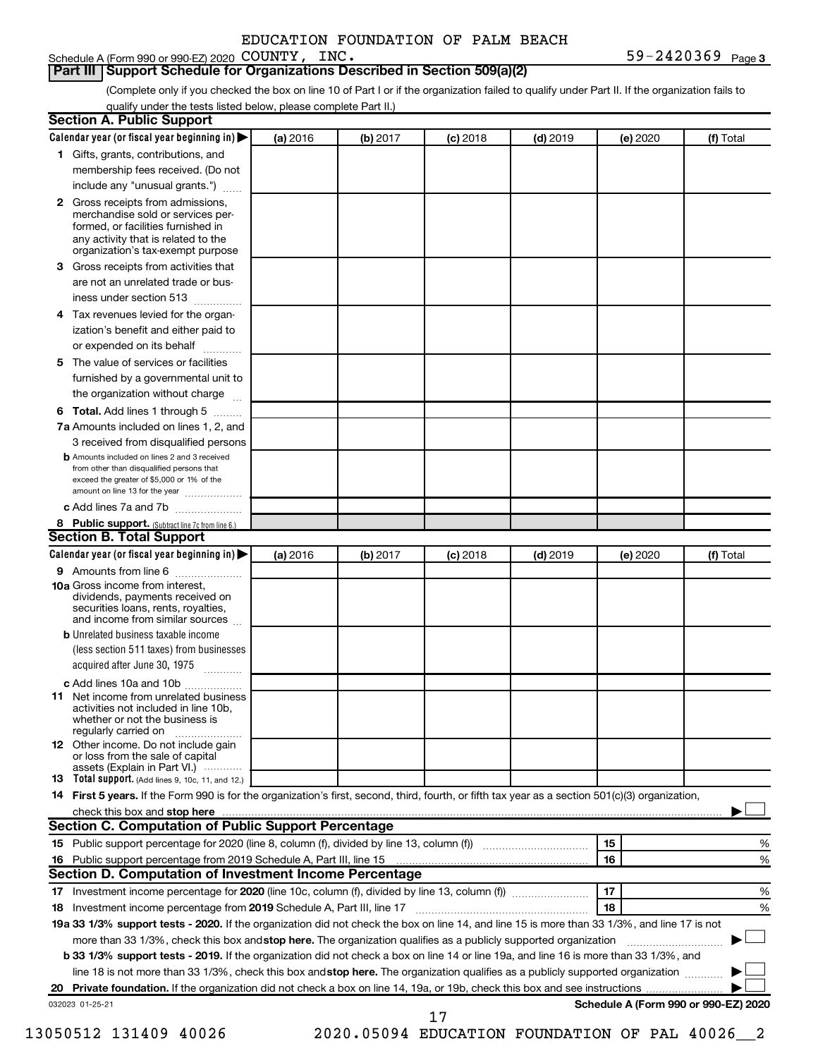EDUCATION FOUNDATION OF PALM BEACH

Schedule A (Form 990 or 990-EZ) 2020 COUNTY, INC. 59-2420369 Page 3

## Part III Support Schedule for Organizations Described in Section 509(a)(2)

(Complete only if you checked the box on line 10 of Part I or if the organization failed to qualify under Part II. If the organization fails to qualify under the tests listed below, please complete Part II.)

### Section A. Public Support

| Calendar year (or fiscal year beginning in) ▶ | (a) 2016 | (b) 2017 | (c) 2018 | (d) 2019 | (e) 2020 | (f) Total |
|---|---|---|---|---|---|---|
| 1 Gifts, grants, contributions, and membership fees received. (Do not include any "unusual grants.") | | | | | | |
| 2 Gross receipts from admissions, merchandise sold or services performed, or facilities furnished in any activity that is related to the organization's tax-exempt purpose | | | | | | |
| 3 Gross receipts from activities that are not an unrelated trade or business under section 513 | | | | | | |
| 4 Tax revenues levied for the organization's benefit and either paid to or expended on its behalf | | | | | | |
| 5 The value of services or facilities furnished by a governmental unit to the organization without charge | | | | | | |
| 6 Total. Add lines 1 through 5 | | | | | | |
| 7a Amounts included on lines 1, 2, and 3 received from disqualified persons | | | | | | |
| b Amounts included on lines 2 and 3 received from other than disqualified persons that exceed the greater of $5,000 or 1% of the amount on line 13 for the year | | | | | | |
| c Add lines 7a and 7b | | | | | | |
| 8 Public support. (Subtract line 7c from line 6.) | | | | | | |

### Section B. Total Support

| Calendar year (or fiscal year beginning in) ▶ | (a) 2016 | (b) 2017 | (c) 2018 | (d) 2019 | (e) 2020 | (f) Total |
|---|---|---|---|---|---|---|
| 9 Amounts from line 6 | | | | | | |
| 10a Gross income from interest, dividends, payments received on securities loans, rents, royalties, and income from similar sources | | | | | | |
| b Unrelated business taxable income (less section 511 taxes) from businesses acquired after June 30, 1975 | | | | | | |
| c Add lines 10a and 10b | | | | | | |
| 11 Net income from unrelated business activities not included in line 10b, whether or not the business is regularly carried on | | | | | | |
| 12 Other income. Do not include gain or loss from the sale of capital assets (Explain in Part VI.) | | | | | | |
| 13 Total support. (Add lines 9, 10c, 11, and 12.) | | | | | | |

14 **First 5 years.** If the Form 990 is for the organization's first, second, third, fourth, or fifth tax year as a section 501(c)(3) organization, check this box and **stop here** ▶ ☐

### Section C. Computation of Public Support Percentage

| | | | |
|---|---|---|---|
| 15 | Public support percentage for 2020 (line 8, column (f), divided by line 13, column (f)) | 15 | % |
| 16 | Public support percentage from 2019 Schedule A, Part III, line 15 | 16 | % |

### Section D. Computation of Investment Income Percentage

| | | | |
|---|---|---|---|
| 17 | Investment income percentage for **2020** (line 10c, column (f), divided by line 13, column (f)) | 17 | % |
| 18 | Investment income percentage from **2019** Schedule A, Part III, line 17 | 18 | % |

**19a 33 1/3% support tests - 2020.** If the organization did not check the box on line 14, and line 15 is more than 33 1/3%, and line 17 is not more than 33 1/3%, check this box and **stop here.** The organization qualifies as a publicly supported organization ▶ ☐

**b 33 1/3% support tests - 2019.** If the organization did not check a box on line 14 or line 19a, and line 16 is more than 33 1/3%, and line 18 is not more than 33 1/3%, check this box and **stop here.** The organization qualifies as a publicly supported organization ▶ ☐

**20 Private foundation.** If the organization did not check a box on line 14, 19a, or 19b, check this box and see instructions ▶ ☐

032023 01-25-21 **Schedule A (Form 990 or 990-EZ) 2020**

13050512 131409 40026 2020.05094 EDUCATION FOUNDATION OF PAL 40026__2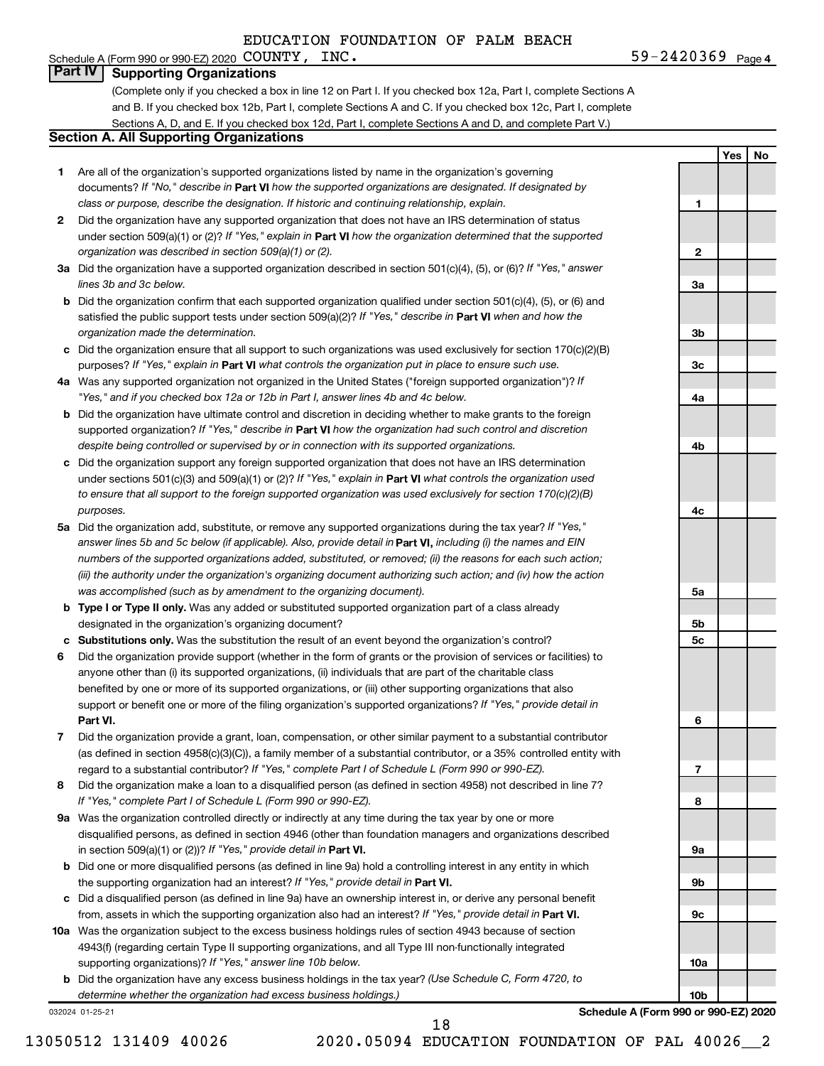EDUCATION FOUNDATION OF PALM BEACH

Schedule A (Form 990 or 990-EZ) 2020 COUNTY, INC. 59-2420369 Page 4

## Part IV Supporting Organizations

(Complete only if you checked a box in line 12 on Part I. If you checked box 12a, Part I, complete Sections A and B. If you checked box 12b, Part I, complete Sections A and C. If you checked box 12c, Part I, complete Sections A, D, and E. If you checked box 12d, Part I, complete Sections A and D, and complete Part V.)

### Section A. All Supporting Organizations

| | | | Yes | No |
|---|---|---|---|---|
| **1** | Are all of the organization's supported organizations listed by name in the organization's governing documents? *If "No," describe in* **Part VI** *how the supported organizations are designated. If designated by class or purpose, describe the designation. If historic and continuing relationship, explain.* | 1 | | |
| **2** | Did the organization have any supported organization that does not have an IRS determination of status under section 509(a)(1) or (2)? *If "Yes," explain in* **Part VI** *how the organization determined that the supported organization was described in section 509(a)(1) or (2).* | 2 | | |
| **3a** | Did the organization have a supported organization described in section 501(c)(4), (5), or (6)? *If "Yes," answer lines 3b and 3c below.* | 3a | | |
| **b** | Did the organization confirm that each supported organization qualified under section 501(c)(4), (5), or (6) and satisfied the public support tests under section 509(a)(2)? *If "Yes," describe in* **Part VI** *when and how the organization made the determination.* | 3b | | |
| **c** | Did the organization ensure that all support to such organizations was used exclusively for section 170(c)(2)(B) purposes? *If "Yes," explain in* **Part VI** *what controls the organization put in place to ensure such use.* | 3c | | |
| **4a** | Was any supported organization not organized in the United States ("foreign supported organization")? *If "Yes," and if you checked box 12a or 12b in Part I, answer lines 4b and 4c below.* | 4a | | |
| **b** | Did the organization have ultimate control and discretion in deciding whether to make grants to the foreign supported organization? *If "Yes," describe in* **Part VI** *how the organization had such control and discretion despite being controlled or supervised by or in connection with its supported organizations.* | 4b | | |
| **c** | Did the organization support any foreign supported organization that does not have an IRS determination under sections 501(c)(3) and 509(a)(1) or (2)? *If "Yes," explain in* **Part VI** *what controls the organization used to ensure that all support to the foreign supported organization was used exclusively for section 170(c)(2)(B) purposes.* | 4c | | |
| **5a** | Did the organization add, substitute, or remove any supported organizations during the tax year? *If "Yes," answer lines 5b and 5c below (if applicable). Also, provide detail in* **Part VI,** *including (i) the names and EIN numbers of the supported organizations added, substituted, or removed; (ii) the reasons for each such action; (iii) the authority under the organization's organizing document authorizing such action; and (iv) how the action was accomplished (such as by amendment to the organizing document).* | 5a | | |
| **b** | **Type I or Type II only.** Was any added or substituted supported organization part of a class already designated in the organization's organizing document? | 5b | | |
| **c** | **Substitutions only.** Was the substitution the result of an event beyond the organization's control? | 5c | | |
| **6** | Did the organization provide support (whether in the form of grants or the provision of services or facilities) to anyone other than (i) its supported organizations, (ii) individuals that are part of the charitable class benefited by one or more of its supported organizations, or (iii) other supporting organizations that also support or benefit one or more of the filing organization's supported organizations? *If "Yes," provide detail in* **Part VI.** | 6 | | |
| **7** | Did the organization provide a grant, loan, compensation, or other similar payment to a substantial contributor (as defined in section 4958(c)(3)(C)), a family member of a substantial contributor, or a 35% controlled entity with regard to a substantial contributor? *If "Yes," complete Part I of Schedule L (Form 990 or 990-EZ).* | 7 | | |
| **8** | Did the organization make a loan to a disqualified person (as defined in section 4958) not described in line 7? *If "Yes," complete Part I of Schedule L (Form 990 or 990-EZ).* | 8 | | |
| **9a** | Was the organization controlled directly or indirectly at any time during the tax year by one or more disqualified persons, as defined in section 4946 (other than foundation managers and organizations described in section 509(a)(1) or (2))? *If "Yes," provide detail in* **Part VI.** | 9a | | |
| **b** | Did one or more disqualified persons (as defined in line 9a) hold a controlling interest in any entity in which the supporting organization had an interest? *If "Yes," provide detail in* **Part VI.** | 9b | | |
| **c** | Did a disqualified person (as defined in line 9a) have an ownership interest in, or derive any personal benefit from, assets in which the supporting organization also had an interest? *If "Yes," provide detail in* **Part VI.** | 9c | | |
| **10a** | Was the organization subject to the excess business holdings rules of section 4943 because of section 4943(f) (regarding certain Type II supporting organizations, and all Type III non-functionally integrated supporting organizations)? *If "Yes," answer line 10b below.* | 10a | | |
| **b** | Did the organization have any excess business holdings in the tax year? *(Use Schedule C, Form 4720, to determine whether the organization had excess business holdings.)* | 10b | | |

032024 01-25-21

**Schedule A (Form 990 or 990-EZ) 2020**

13050512 131409 40026 2020.05094 EDUCATION FOUNDATION OF PAL 40026__2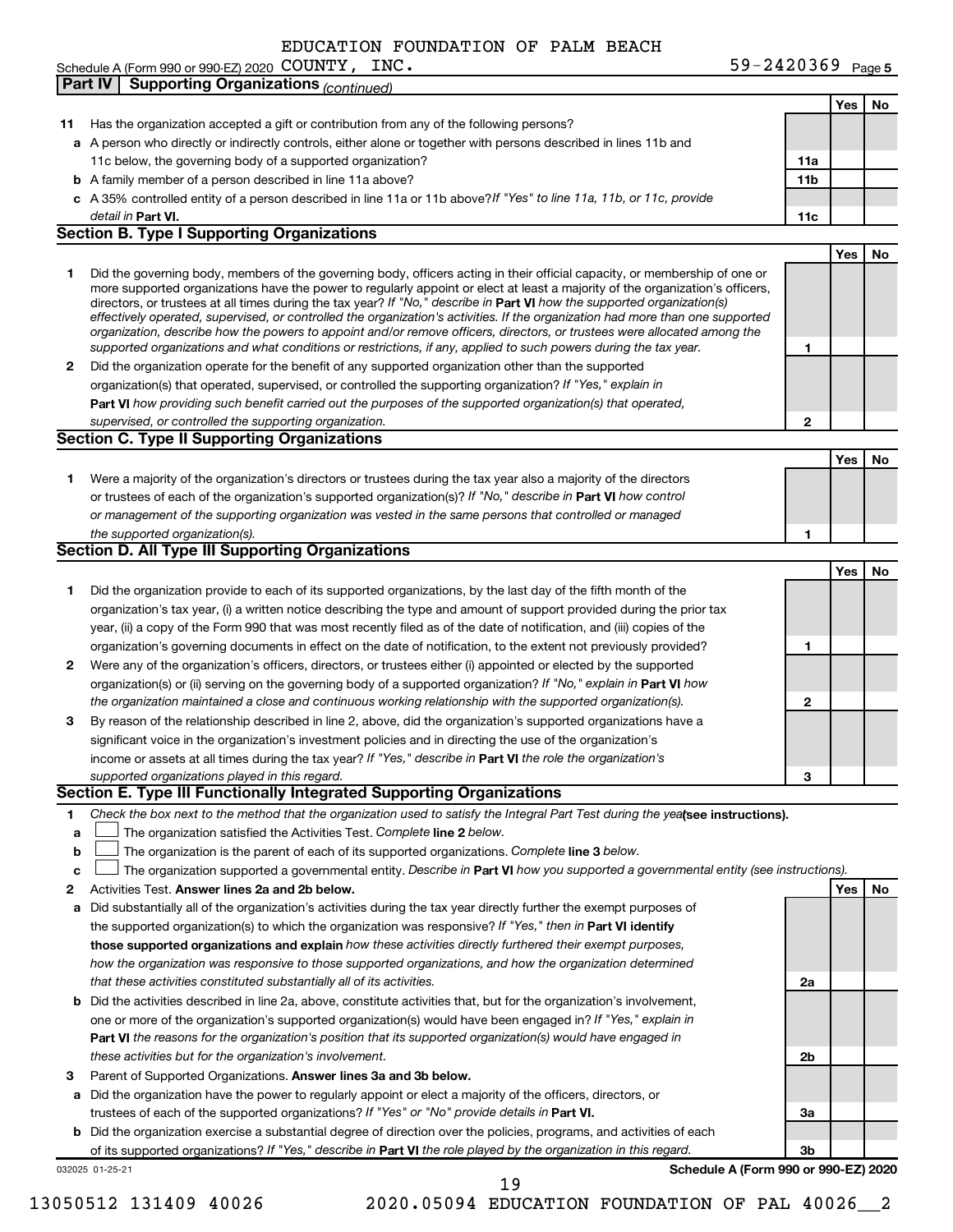EDUCATION FOUNDATION OF PALM BEACH

Schedule A (Form 990 or 990-EZ) 2020 COUNTY, INC. 59-2420369 Page 5

**Part IV | Supporting Organizations** *(continued)*

| | | | Yes | No |
|---|---|---|---|---|
| **11** | Has the organization accepted a gift or contribution from any of the following persons? | | | |
| **a** | A person who directly or indirectly controls, either alone or together with persons described in lines 11b and 11c below, the governing body of a supported organization? | **11a** | | |
| **b** | A family member of a person described in line 11a above? | **11b** | | |
| **c** | A 35% controlled entity of a person described in line 11a or 11b above? *If "Yes" to line 11a, 11b, or 11c, provide detail in* **Part VI.** | **11c** | | |

**Section B. Type I Supporting Organizations**

| | | | Yes | No |
|---|---|---|---|---|
| **1** | Did the governing body, members of the governing body, officers acting in their official capacity, or membership of one or more supported organizations have the power to regularly appoint or elect at least a majority of the organization's officers, directors, or trustees at all times during the tax year? *If "No," describe in* **Part VI** *how the supported organization(s) effectively operated, supervised, or controlled the organization's activities. If the organization had more than one supported organization, describe how the powers to appoint and/or remove officers, directors, or trustees were allocated among the supported organizations and what conditions or restrictions, if any, applied to such powers during the tax year.* | **1** | | |
| **2** | Did the organization operate for the benefit of any supported organization other than the supported organization(s) that operated, supervised, or controlled the supporting organization? *If "Yes," explain in* **Part VI** *how providing such benefit carried out the purposes of the supported organization(s) that operated, supervised, or controlled the supporting organization.* | **2** | | |

**Section C. Type II Supporting Organizations**

| | | | Yes | No |
|---|---|---|---|---|
| **1** | Were a majority of the organization's directors or trustees during the tax year also a majority of the directors or trustees of each of the organization's supported organization(s)? *If "No," describe in* **Part VI** *how control or management of the supporting organization was vested in the same persons that controlled or managed the supported organization(s).* | **1** | | |

**Section D. All Type III Supporting Organizations**

| | | | Yes | No |
|---|---|---|---|---|
| **1** | Did the organization provide to each of its supported organizations, by the last day of the fifth month of the organization's tax year, (i) a written notice describing the type and amount of support provided during the prior tax year, (ii) a copy of the Form 990 that was most recently filed as of the date of notification, and (iii) copies of the organization's governing documents in effect on the date of notification, to the extent not previously provided? | **1** | | |
| **2** | Were any of the organization's officers, directors, or trustees either (i) appointed or elected by the supported organization(s) or (ii) serving on the governing body of a supported organization? *If "No," explain in* **Part VI** *how the organization maintained a close and continuous working relationship with the supported organization(s).* | **2** | | |
| **3** | By reason of the relationship described in line 2, above, did the organization's supported organizations have a significant voice in the organization's investment policies and in directing the use of the organization's income or assets at all times during the tax year? *If "Yes," describe in* **Part VI** *the role the organization's supported organizations played in this regard.* | **3** | | |

**Section E. Type III Functionally Integrated Supporting Organizations**

**1** *Check the box next to the method that the organization used to satisfy the Integral Part Test during the year* **(see instructions).**

**a** ☐ The organization satisfied the Activities Test. *Complete* **line 2** *below.*

**b** ☐ The organization is the parent of each of its supported organizations. *Complete* **line 3** *below.*

**c** ☐ The organization supported a governmental entity. *Describe in* **Part VI** *how you supported a governmental entity (see instructions).*

| | | | Yes | No |
|---|---|---|---|---|
| **2** | Activities Test. **Answer lines 2a and 2b below.** | | | |
| **a** | Did substantially all of the organization's activities during the tax year directly further the exempt purposes of the supported organization(s) to which the organization was responsive? *If "Yes," then in* **Part VI identify those supported organizations and explain** *how these activities directly furthered their exempt purposes, how the organization was responsive to those supported organizations, and how the organization determined that these activities constituted substantially all of its activities.* | **2a** | | |
| **b** | Did the activities described in line 2a, above, constitute activities that, but for the organization's involvement, one or more of the organization's supported organization(s) would have been engaged in? *If "Yes," explain in* **Part VI** *the reasons for the organization's position that its supported organization(s) would have engaged in these activities but for the organization's involvement.* | **2b** | | |
| **3** | Parent of Supported Organizations. **Answer lines 3a and 3b below.** | | | |
| **a** | Did the organization have the power to regularly appoint or elect a majority of the officers, directors, or trustees of each of the supported organizations? *If "Yes" or "No" provide details in* **Part VI.** | **3a** | | |
| **b** | Did the organization exercise a substantial degree of direction over the policies, programs, and activities of each of its supported organizations? *If "Yes," describe in* **Part VI** *the role played by the organization in this regard.* | **3b** | | |

032025 01-25-21 **Schedule A (Form 990 or 990-EZ) 2020**

13050512 131409 40026 2020.05094 EDUCATION FOUNDATION OF PAL 40026__2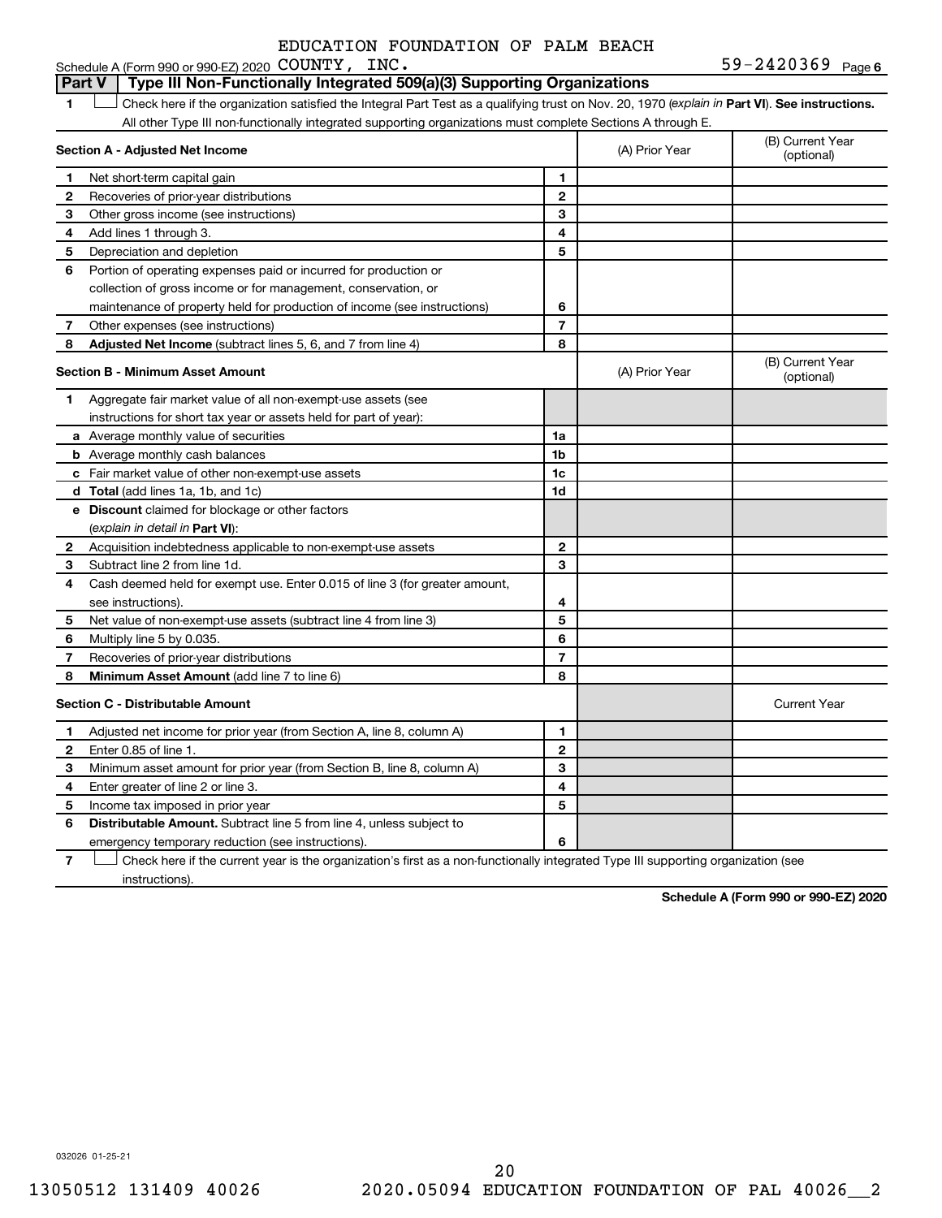EDUCATION FOUNDATION OF PALM BEACH

Schedule A (Form 990 or 990-EZ) 2020 COUNTY, INC. 59-2420369 Page 6

**Part V | Type III Non-Functionally Integrated 509(a)(3) Supporting Organizations**

1 ☐ Check here if the organization satisfied the Integral Part Test as a qualifying trust on Nov. 20, 1970 (*explain in* **Part VI**). **See instructions.** All other Type III non-functionally integrated supporting organizations must complete Sections A through E.

| **Section A - Adjusted Net Income** | | | (A) Prior Year | (B) Current Year (optional) |
|---|---|---|---|---|
| 1 | Net short-term capital gain | 1 | | |
| 2 | Recoveries of prior-year distributions | 2 | | |
| 3 | Other gross income (see instructions) | 3 | | |
| 4 | Add lines 1 through 3. | 4 | | |
| 5 | Depreciation and depletion | 5 | | |
| 6 | Portion of operating expenses paid or incurred for production or collection of gross income or for management, conservation, or maintenance of property held for production of income (see instructions) | 6 | | |
| 7 | Other expenses (see instructions) | 7 | | |
| 8 | **Adjusted Net Income** (subtract lines 5, 6, and 7 from line 4) | 8 | | |

| **Section B - Minimum Asset Amount** | | | (A) Prior Year | (B) Current Year (optional) |
|---|---|---|---|---|
| 1 | Aggregate fair market value of all non-exempt-use assets (see instructions for short tax year or assets held for part of year): | | | |
| a | Average monthly value of securities | 1a | | |
| b | Average monthly cash balances | 1b | | |
| c | Fair market value of other non-exempt-use assets | 1c | | |
| d | **Total** (add lines 1a, 1b, and 1c) | 1d | | |
| e | **Discount** claimed for blockage or other factors (*explain in detail in* **Part VI**): | | | |
| 2 | Acquisition indebtedness applicable to non-exempt-use assets | 2 | | |
| 3 | Subtract line 2 from line 1d. | 3 | | |
| 4 | Cash deemed held for exempt use. Enter 0.015 of line 3 (for greater amount, see instructions). | 4 | | |
| 5 | Net value of non-exempt-use assets (subtract line 4 from line 3) | 5 | | |
| 6 | Multiply line 5 by 0.035. | 6 | | |
| 7 | Recoveries of prior-year distributions | 7 | | |
| 8 | **Minimum Asset Amount** (add line 7 to line 6) | 8 | | |

| **Section C - Distributable Amount** | | | | Current Year |
|---|---|---|---|---|
| 1 | Adjusted net income for prior year (from Section A, line 8, column A) | 1 | | |
| 2 | Enter 0.85 of line 1. | 2 | | |
| 3 | Minimum asset amount for prior year (from Section B, line 8, column A) | 3 | | |
| 4 | Enter greater of line 2 or line 3. | 4 | | |
| 5 | Income tax imposed in prior year | 5 | | |
| 6 | **Distributable Amount.** Subtract line 5 from line 4, unless subject to emergency temporary reduction (see instructions). | 6 | | |

7 ☐ Check here if the current year is the organization's first as a non-functionally integrated Type III supporting organization (see instructions).

**Schedule A (Form 990 or 990-EZ) 2020**

032026 01-25-21

13050512 131409 40026 2020.05094 EDUCATION FOUNDATION OF PAL 40026__2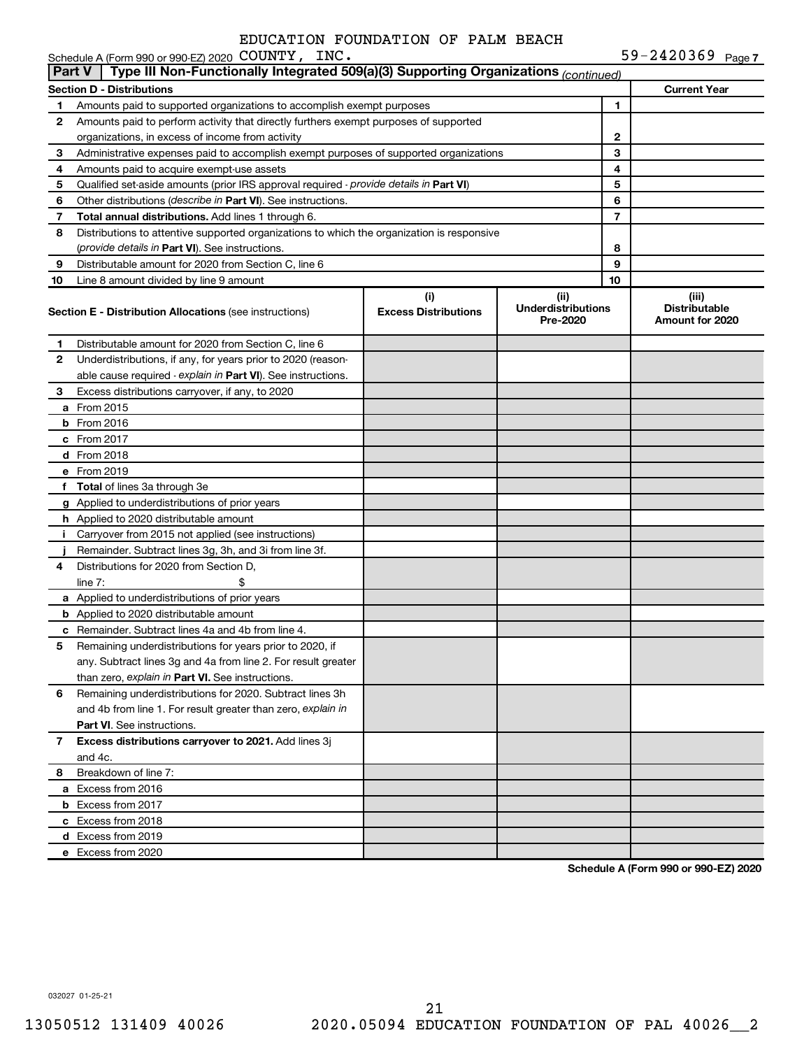EDUCATION FOUNDATION OF PALM BEACH

Schedule A (Form 990 or 990-EZ) 2020 COUNTY, INC. 59-2420369 Page 7

**Part V | Type III Non-Functionally Integrated 509(a)(3) Supporting Organizations** *(continued)*

| **Section D - Distributions** | | | **Current Year** |
|---|---|---|---|
| 1 | Amounts paid to supported organizations to accomplish exempt purposes | 1 | |
| 2 | Amounts paid to perform activity that directly furthers exempt purposes of supported organizations, in excess of income from activity | 2 | |
| 3 | Administrative expenses paid to accomplish exempt purposes of supported organizations | 3 | |
| 4 | Amounts paid to acquire exempt-use assets | 4 | |
| 5 | Qualified set-aside amounts (prior IRS approval required - *provide details in* **Part VI**) | 5 | |
| 6 | Other distributions (*describe in* **Part VI**). See instructions. | 6 | |
| 7 | **Total annual distributions.** Add lines 1 through 6. | 7 | |
| 8 | Distributions to attentive supported organizations to which the organization is responsive (*provide details in* **Part VI**). See instructions. | 8 | |
| 9 | Distributable amount for 2020 from Section C, line 6 | 9 | |
| 10 | Line 8 amount divided by line 9 amount | 10 | |

| **Section E - Distribution Allocations** (see instructions) | (i) **Excess Distributions** | (ii) **Underdistributions Pre-2020** | (iii) **Distributable Amount for 2020** |
|---|---|---|---|
| **1** Distributable amount for 2020 from Section C, line 6 | | | |
| **2** Underdistributions, if any, for years prior to 2020 (reasonable cause required - *explain in* **Part VI**). See instructions. | | | |
| **3** Excess distributions carryover, if any, to 2020 | | | |
| **a** From 2015 | | | |
| **b** From 2016 | | | |
| **c** From 2017 | | | |
| **d** From 2018 | | | |
| **e** From 2019 | | | |
| **f Total** of lines 3a through 3e | | | |
| **g** Applied to underdistributions of prior years | | | |
| **h** Applied to 2020 distributable amount | | | |
| **i** Carryover from 2015 not applied (see instructions) | | | |
| **j** Remainder. Subtract lines 3g, 3h, and 3i from line 3f. | | | |
| **4** Distributions for 2020 from Section D, line 7: $ | | | |
| **a** Applied to underdistributions of prior years | | | |
| **b** Applied to 2020 distributable amount | | | |
| **c** Remainder. Subtract lines 4a and 4b from line 4. | | | |
| **5** Remaining underdistributions for years prior to 2020, if any. Subtract lines 3g and 4a from line 2. For result greater than zero, *explain in* **Part VI.** See instructions. | | | |
| **6** Remaining underdistributions for 2020. Subtract lines 3h and 4b from line 1. For result greater than zero, *explain in* **Part VI**. See instructions. | | | |
| **7 Excess distributions carryover to 2021.** Add lines 3j and 4c. | | | |
| **8** Breakdown of line 7: | | | |
| **a** Excess from 2016 | | | |
| **b** Excess from 2017 | | | |
| **c** Excess from 2018 | | | |
| **d** Excess from 2019 | | | |
| **e** Excess from 2020 | | | |

**Schedule A (Form 990 or 990-EZ) 2020**

032027 01-25-21

13050512 131409 40026 2020.05094 EDUCATION FOUNDATION OF PAL 40026__2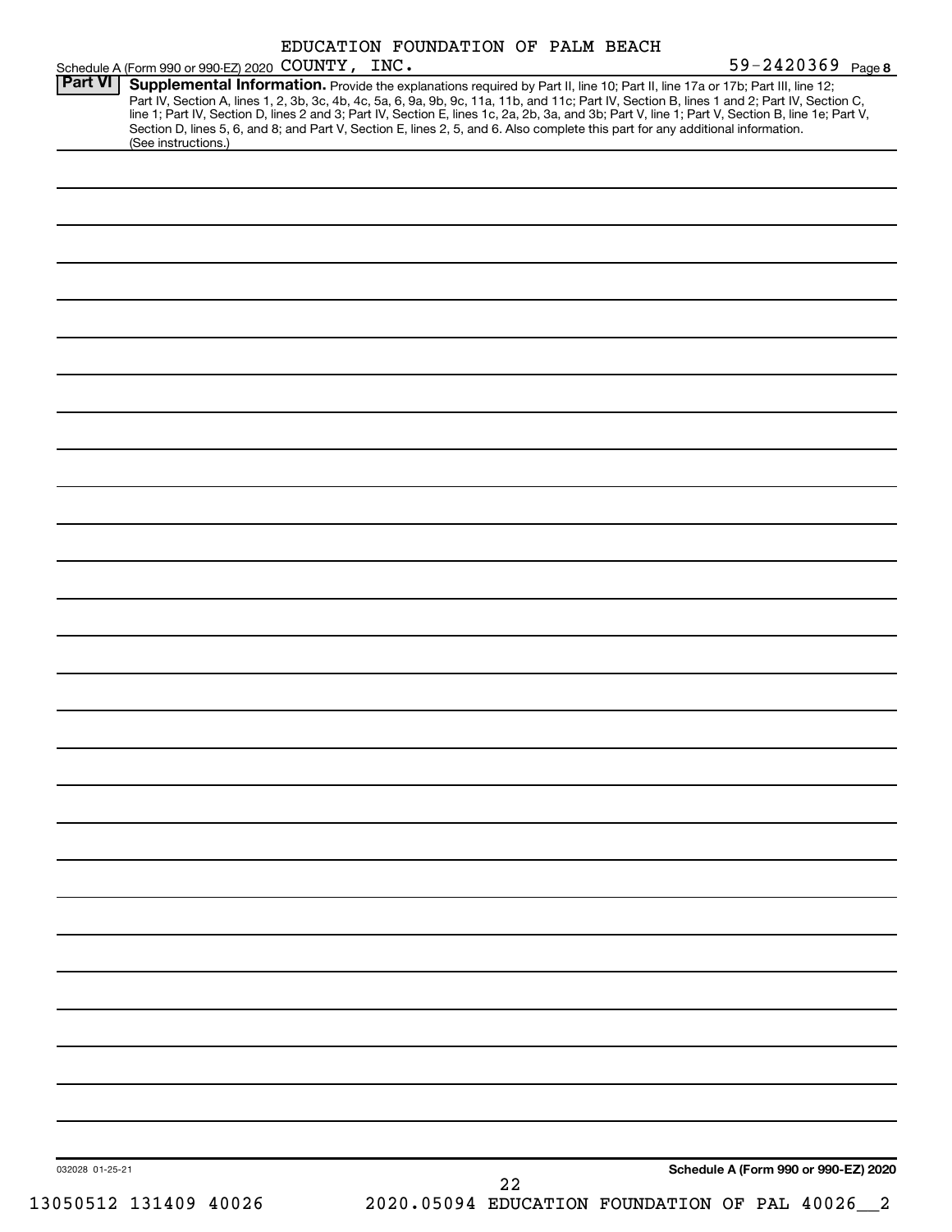Schedule A (Form 990 or 990-EZ) 2020 EDUCATION FOUNDATION OF PALM BEACH COUNTY, INC. 59-2420369 Page 8

**Part VI** **Supplemental Information.** Provide the explanations required by Part II, line 10; Part II, line 17a or 17b; Part III, line 12; Part IV, Section A, lines 1, 2, 3b, 3c, 4b, 4c, 5a, 6, 9a, 9b, 9c, 11a, 11b, and 11c; Part IV, Section B, lines 1 and 2; Part IV, Section C, line 1; Part IV, Section D, lines 2 and 3; Part IV, Section E, lines 1c, 2a, 2b, 3a, and 3b; Part V, line 1; Part V, Section B, line 1e; Part V, Section D, lines 5, 6, and 8; and Part V, Section E, lines 2, 5, and 6. Also complete this part for any additional information. (See instructions.)

032028 01-25-21

**Schedule A (Form 990 or 990-EZ) 2020**

13050512 131409 40026 2020.05094 EDUCATION FOUNDATION OF PAL 40026__2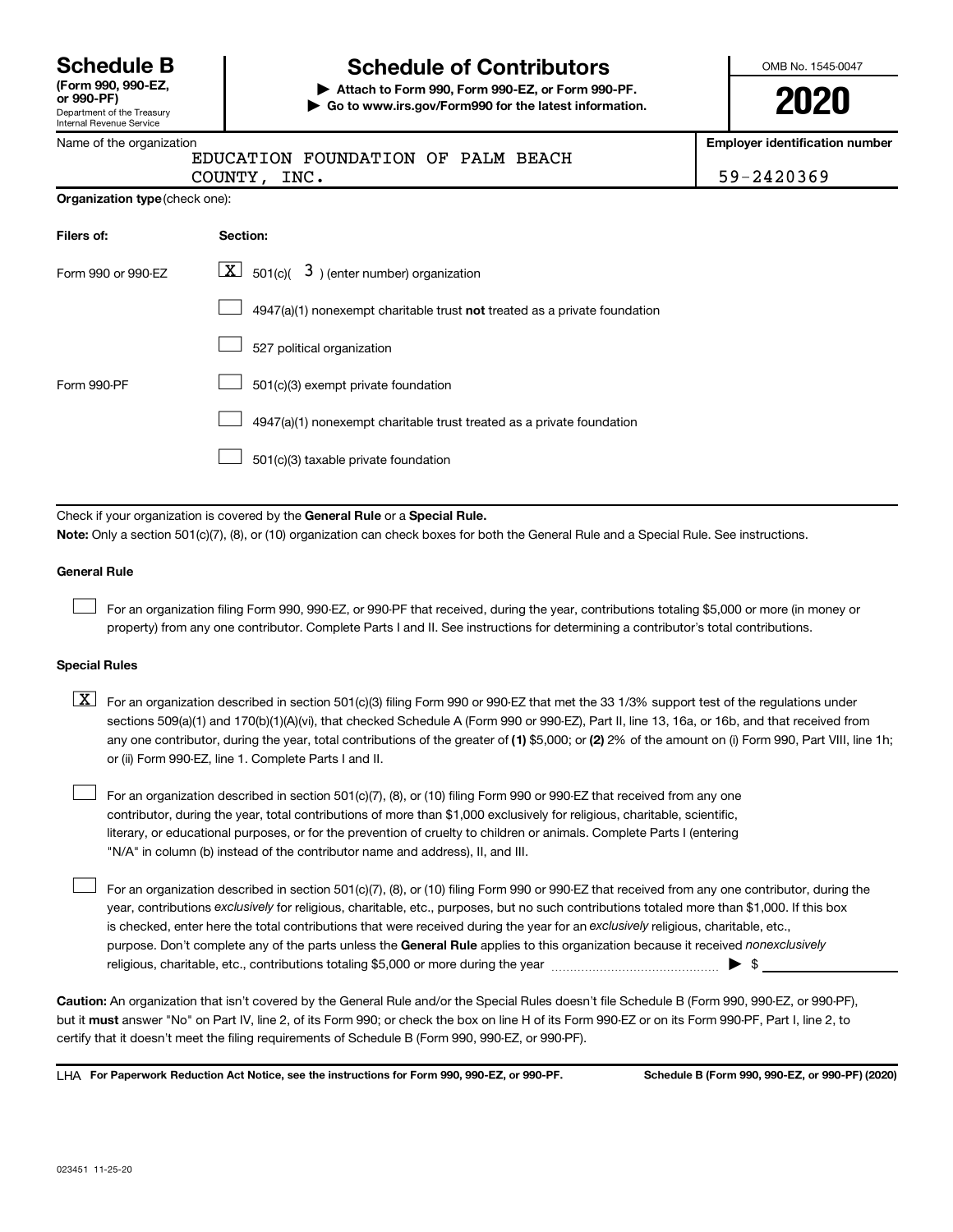# Schedule B (Form 990, 990-EZ, or 990-PF)

Department of the Treasury
Internal Revenue Service

## Schedule of Contributors

▶ Attach to Form 990, Form 990-EZ, or Form 990-PF.
▶ Go to www.irs.gov/Form990 for the latest information.

OMB No. 1545-0047

**2020**

Name of the organization: EDUCATION FOUNDATION OF PALM BEACH COUNTY, INC.

Employer identification number: 59-2420369

**Organization type** (check one):

| Filers of: | Section: |
| --- | --- |
| Form 990 or 990-EZ | [X] 501(c)( 3 ) (enter number) organization |
| | [ ] 4947(a)(1) nonexempt charitable trust **not** treated as a private foundation |
| | [ ] 527 political organization |
| Form 990-PF | [ ] 501(c)(3) exempt private foundation |
| | [ ] 4947(a)(1) nonexempt charitable trust treated as a private foundation |
| | [ ] 501(c)(3) taxable private foundation |

Check if your organization is covered by the **General Rule** or a **Special Rule.**

**Note:** Only a section 501(c)(7), (8), or (10) organization can check boxes for both the General Rule and a Special Rule. See instructions.

### General Rule

[ ] For an organization filing Form 990, 990-EZ, or 990-PF that received, during the year, contributions totaling $5,000 or more (in money or property) from any one contributor. Complete Parts I and II. See instructions for determining a contributor's total contributions.

### Special Rules

[X] For an organization described in section 501(c)(3) filing Form 990 or 990-EZ that met the 33 1/3% support test of the regulations under sections 509(a)(1) and 170(b)(1)(A)(vi), that checked Schedule A (Form 990 or 990-EZ), Part II, line 13, 16a, or 16b, and that received from any one contributor, during the year, total contributions of the greater of **(1)** $5,000; or **(2)** 2% of the amount on (i) Form 990, Part VIII, line 1h; or (ii) Form 990-EZ, line 1. Complete Parts I and II.

[ ] For an organization described in section 501(c)(7), (8), or (10) filing Form 990 or 990-EZ that received from any one contributor, during the year, total contributions of more than $1,000 exclusively for religious, charitable, scientific, literary, or educational purposes, or for the prevention of cruelty to children or animals. Complete Parts I (entering "N/A" in column (b) instead of the contributor name and address), II, and III.

[ ] For an organization described in section 501(c)(7), (8), or (10) filing Form 990 or 990-EZ that received from any one contributor, during the year, contributions *exclusively* for religious, charitable, etc., purposes, but no such contributions totaled more than $1,000. If this box is checked, enter here the total contributions that were received during the year for an *exclusively* religious, charitable, etc., purpose. Don't complete any of the parts unless the **General Rule** applies to this organization because it received *nonexclusively* religious, charitable, etc., contributions totaling $5,000 or more during the year ▶ $ ________

**Caution:** An organization that isn't covered by the General Rule and/or the Special Rules doesn't file Schedule B (Form 990, 990-EZ, or 990-PF), but it **must** answer "No" on Part IV, line 2, of its Form 990; or check the box on line H of its Form 990-EZ or on its Form 990-PF, Part I, line 2, to certify that it doesn't meet the filing requirements of Schedule B (Form 990, 990-EZ, or 990-PF).

LHA **For Paperwork Reduction Act Notice, see the instructions for Form 990, 990-EZ, or 990-PF.** **Schedule B (Form 990, 990-EZ, or 990-PF) (2020)**

023451 11-25-20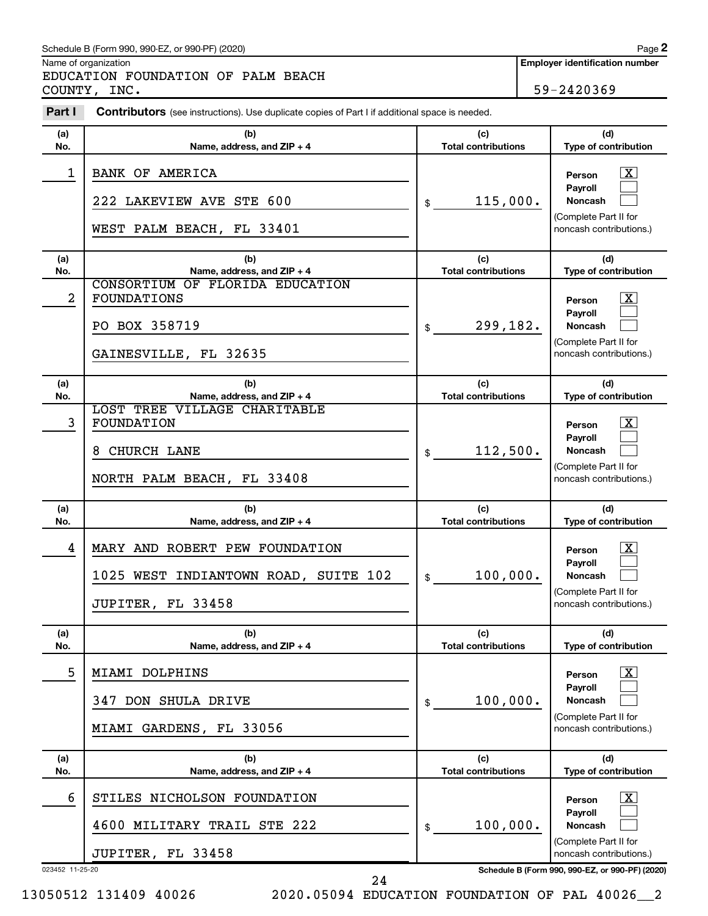Schedule B (Form 990, 990-EZ, or 990-PF) (2020)

Name of organization: EDUCATION FOUNDATION OF PALM BEACH COUNTY, INC.

**Employer identification number**: 59-2420369

**Part I** **Contributors** (see instructions). Use duplicate copies of Part I if additional space is needed.

| (a) No. | (b) Name, address, and ZIP + 4 | (c) Total contributions | (d) Type of contribution |
|---|---|---|---|
| 1 | BANK OF AMERICA<br>222 LAKEVIEW AVE STE 600<br>WEST PALM BEACH, FL 33401 | $ 115,000. | Person [X]<br>Payroll [ ]<br>Noncash [ ]<br>(Complete Part II for noncash contributions.) |
| 2 | CONSORTIUM OF FLORIDA EDUCATION FOUNDATIONS<br>PO BOX 358719<br>GAINESVILLE, FL 32635 | $ 299,182. | Person [X]<br>Payroll [ ]<br>Noncash [ ]<br>(Complete Part II for noncash contributions.) |
| 3 | LOST TREE VILLAGE CHARITABLE FOUNDATION<br>8 CHURCH LANE<br>NORTH PALM BEACH, FL 33408 | $ 112,500. | Person [X]<br>Payroll [ ]<br>Noncash [ ]<br>(Complete Part II for noncash contributions.) |
| 4 | MARY AND ROBERT PEW FOUNDATION<br>1025 WEST INDIANTOWN ROAD, SUITE 102<br>JUPITER, FL 33458 | $ 100,000. | Person [X]<br>Payroll [ ]<br>Noncash [ ]<br>(Complete Part II for noncash contributions.) |
| 5 | MIAMI DOLPHINS<br>347 DON SHULA DRIVE<br>MIAMI GARDENS, FL 33056 | $ 100,000. | Person [X]<br>Payroll [ ]<br>Noncash [ ]<br>(Complete Part II for noncash contributions.) |
| 6 | STILES NICHOLSON FOUNDATION<br>4600 MILITARY TRAIL STE 222<br>JUPITER, FL 33458 | $ 100,000. | Person [X]<br>Payroll [ ]<br>Noncash [ ]<br>(Complete Part II for noncash contributions.) |

023452 11-25-20

Schedule B (Form 990, 990-EZ, or 990-PF) (2020)

13050512 131409 40026 2020.05094 EDUCATION FOUNDATION OF PAL 40026__2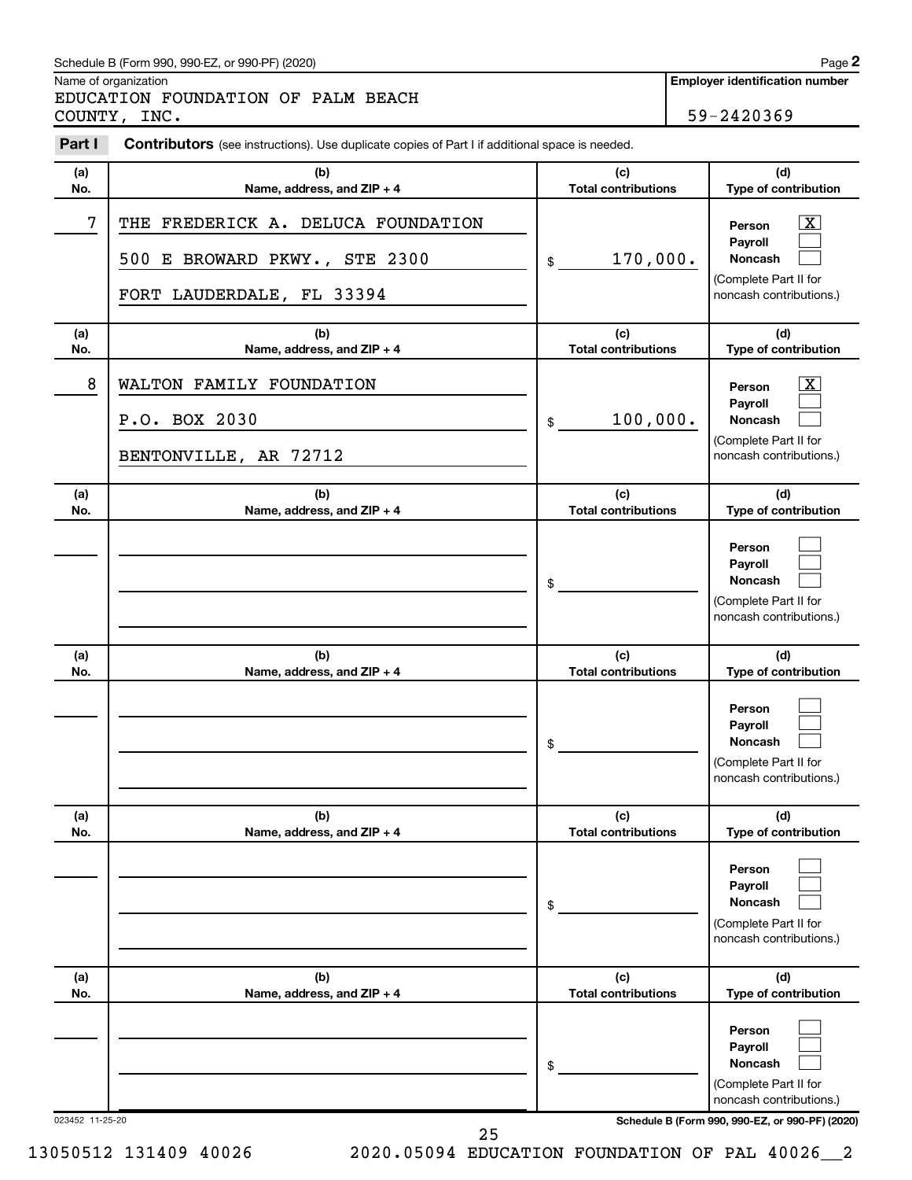Schedule B (Form 990, 990-EZ, or 990-PF) (2020)

Name of organization: EDUCATION FOUNDATION OF PALM BEACH COUNTY, INC.

**Employer identification number:** 59-2420369

**Part I** **Contributors** (see instructions). Use duplicate copies of Part I if additional space is needed.

| (a) No. | (b) Name, address, and ZIP + 4 | (c) Total contributions | (d) Type of contribution |
|---|---|---|---|
| 7 | THE FREDERICK A. DELUCA FOUNDATION<br>500 E BROWARD PKWY., STE 2300<br>FORT LAUDERDALE, FL 33394 | $ 170,000. | Person [X]<br>Payroll [ ]<br>Noncash [ ]<br>(Complete Part II for noncash contributions.) |
| 8 | WALTON FAMILY FOUNDATION<br>P.O. BOX 2030<br>BENTONVILLE, AR 72712 | $ 100,000. | Person [X]<br>Payroll [ ]<br>Noncash [ ]<br>(Complete Part II for noncash contributions.) |
| | | $ | Person [ ]<br>Payroll [ ]<br>Noncash [ ]<br>(Complete Part II for noncash contributions.) |
| | | $ | Person [ ]<br>Payroll [ ]<br>Noncash [ ]<br>(Complete Part II for noncash contributions.) |
| | | $ | Person [ ]<br>Payroll [ ]<br>Noncash [ ]<br>(Complete Part II for noncash contributions.) |
| | | $ | Person [ ]<br>Payroll [ ]<br>Noncash [ ]<br>(Complete Part II for noncash contributions.) |

023452 11-25-20

Schedule B (Form 990, 990-EZ, or 990-PF) (2020)

13050512 131409 40026 2020.05094 EDUCATION FOUNDATION OF PAL 40026__2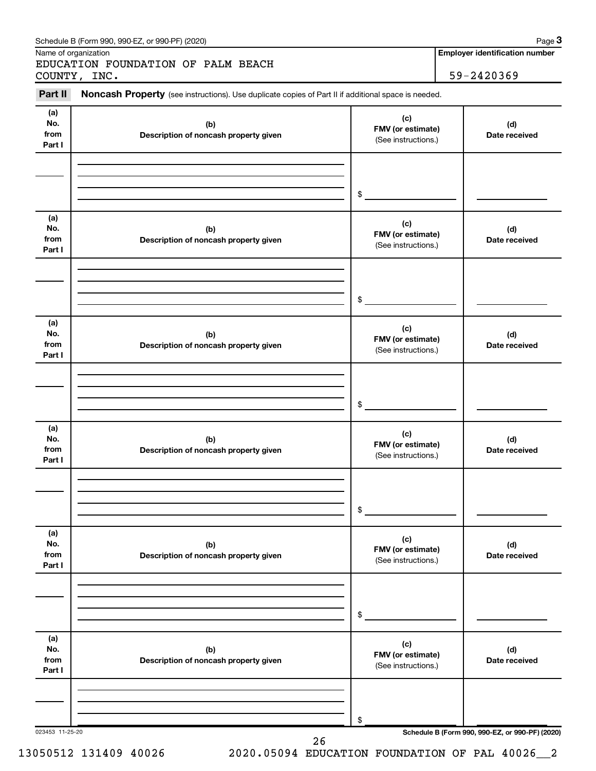Name of organization

EDUCATION FOUNDATION OF PALM BEACH COUNTY, INC.

**Employer identification number**

59-2420369

**Part II** **Noncash Property** (see instructions). Use duplicate copies of Part II if additional space is needed.

| (a) No. from Part I | (b) Description of noncash property given | (c) FMV (or estimate) (See instructions.) | (d) Date received |
|---|---|---|---|
| | | $ | |

| (a) No. from Part I | (b) Description of noncash property given | (c) FMV (or estimate) (See instructions.) | (d) Date received |
|---|---|---|---|
| | | $ | |

| (a) No. from Part I | (b) Description of noncash property given | (c) FMV (or estimate) (See instructions.) | (d) Date received |
|---|---|---|---|
| | | $ | |

| (a) No. from Part I | (b) Description of noncash property given | (c) FMV (or estimate) (See instructions.) | (d) Date received |
|---|---|---|---|
| | | $ | |

| (a) No. from Part I | (b) Description of noncash property given | (c) FMV (or estimate) (See instructions.) | (d) Date received |
|---|---|---|---|
| | | $ | |

| (a) No. from Part I | (b) Description of noncash property given | (c) FMV (or estimate) (See instructions.) | (d) Date received |
|---|---|---|---|
| | | $ | |

023453 11-25-20

13050512 131409 40026     2020.05094 EDUCATION FOUNDATION OF PAL 40026__2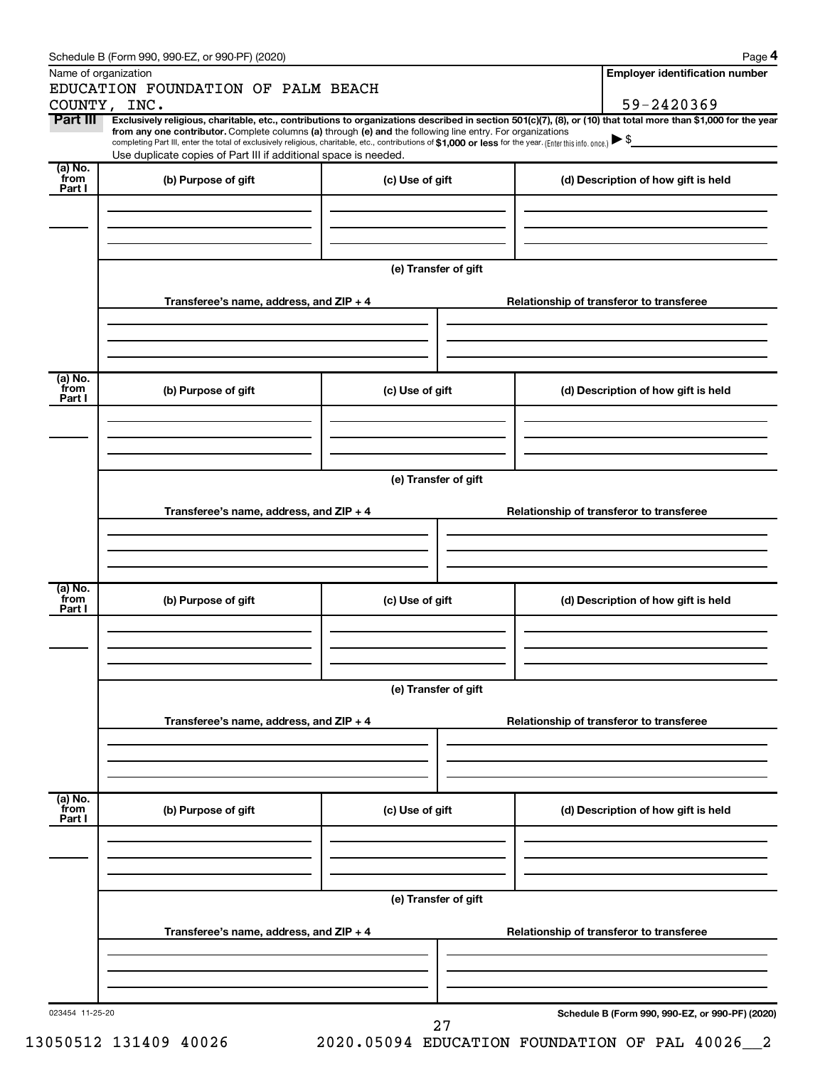Schedule B (Form 990, 990-EZ, or 990-PF) (2020)

Name of organization

EDUCATION FOUNDATION OF PALM BEACH COUNTY, INC.

**Employer identification number**

59-2420369

**Part III** **Exclusively religious, charitable, etc., contributions to organizations described in section 501(c)(7), (8), or (10) that total more than $1,000 for the year from any one contributor.** Complete columns **(a)** through **(e)** and the following line entry. For organizations completing Part III, enter the total of exclusively religious, charitable, etc., contributions of **$1,000 or less** for the year. (Enter this info. once.) ▶ $

Use duplicate copies of Part III if additional space is needed.

| (a) No. from Part I | (b) Purpose of gift | (c) Use of gift | (d) Description of how gift is held |
|---|---|---|---|
| | | | |

(e) Transfer of gift

| Transferee's name, address, and ZIP + 4 | Relationship of transferor to transferee |
|---|---|
| | |

| (a) No. from Part I | (b) Purpose of gift | (c) Use of gift | (d) Description of how gift is held |
|---|---|---|---|
| | | | |

(e) Transfer of gift

| Transferee's name, address, and ZIP + 4 | Relationship of transferor to transferee |
|---|---|
| | |

| (a) No. from Part I | (b) Purpose of gift | (c) Use of gift | (d) Description of how gift is held |
|---|---|---|---|
| | | | |

(e) Transfer of gift

| Transferee's name, address, and ZIP + 4 | Relationship of transferor to transferee |
|---|---|
| | |

| (a) No. from Part I | (b) Purpose of gift | (c) Use of gift | (d) Description of how gift is held |
|---|---|---|---|
| | | | |

(e) Transfer of gift

| Transferee's name, address, and ZIP + 4 | Relationship of transferor to transferee |
|---|---|
| | |

023454 11-25-20

**Schedule B (Form 990, 990-EZ, or 990-PF) (2020)**

13050512 131409 40026 2020.05094 EDUCATION FOUNDATION OF PAL 40026__2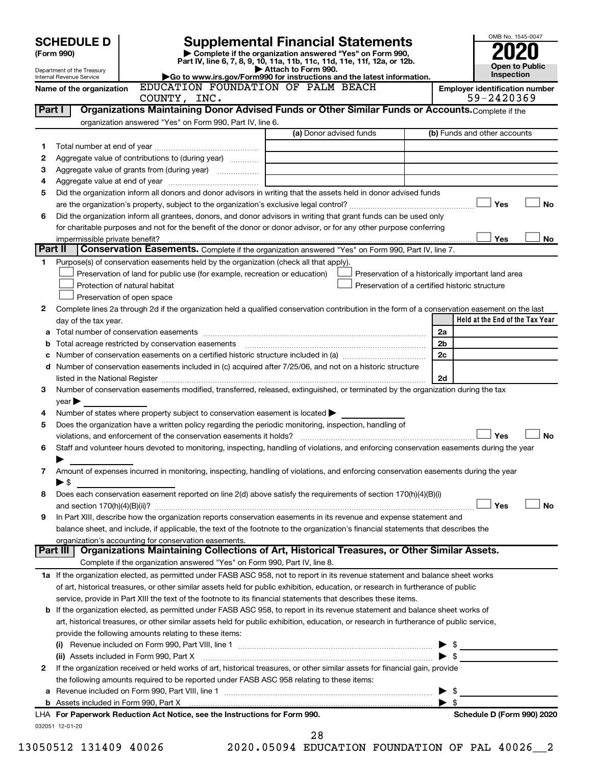# SCHEDULE D (Form 990)

Department of the Treasury
Internal Revenue Service

# Supplemental Financial Statements

▶ Complete if the organization answered "Yes" on Form 990, Part IV, line 6, 7, 8, 9, 10, 11a, 11b, 11c, 11d, 11e, 11f, 12a, or 12b.
▶ Attach to Form 990.
▶Go to www.irs.gov/Form990 for instructions and the latest information.

OMB No. 1545-0047
**2020**
**Open to Public Inspection**

**Name of the organization:** EDUCATION FOUNDATION OF PALM BEACH COUNTY, INC.

**Employer identification number:** 59-2420369

## Part I Organizations Maintaining Donor Advised Funds or Other Similar Funds or Accounts. Complete if the organization answered "Yes" on Form 990, Part IV, line 6.

| | | (a) Donor advised funds | (b) Funds and other accounts |
|---|---|---|---|
| 1 | Total number at end of year | | |
| 2 | Aggregate value of contributions to (during year) | | |
| 3 | Aggregate value of grants from (during year) | | |
| 4 | Aggregate value at end of year | | |

5 Did the organization inform all donors and donor advisors in writing that the assets held in donor advised funds are the organization's property, subject to the organization's exclusive legal control? ☐ Yes ☐ No

6 Did the organization inform all grantees, donors, and donor advisors in writing that grant funds can be used only for charitable purposes and not for the benefit of the donor or donor advisor, or for any other purpose conferring impermissible private benefit? ☐ Yes ☐ No

## Part II Conservation Easements. Complete if the organization answered "Yes" on Form 990, Part IV, line 7.

1 Purpose(s) of conservation easements held by the organization (check all that apply).

- ☐ Preservation of land for public use (for example, recreation or education)
- ☐ Protection of natural habitat
- ☐ Preservation of open space
- ☐ Preservation of a historically important land area
- ☐ Preservation of a certified historic structure

2 Complete lines 2a through 2d if the organization held a qualified conservation contribution in the form of a conservation easement on the last day of the tax year.

| | | | Held at the End of the Tax Year |
|---|---|---|---|
| a | Total number of conservation easements | 2a | |
| b | Total acreage restricted by conservation easements | 2b | |
| c | Number of conservation easements on a certified historic structure included in (a) | 2c | |
| d | Number of conservation easements included in (c) acquired after 7/25/06, and not on a historic structure listed in the National Register | 2d | |

3 Number of conservation easements modified, transferred, released, extinguished, or terminated by the organization during the tax year ▶

4 Number of states where property subject to conservation easement is located ▶

5 Does the organization have a written policy regarding the periodic monitoring, inspection, handling of violations, and enforcement of the conservation easements it holds? ☐ Yes ☐ No

6 Staff and volunteer hours devoted to monitoring, inspecting, handling of violations, and enforcing conservation easements during the year ▶

7 Amount of expenses incurred in monitoring, inspecting, handling of violations, and enforcing conservation easements during the year ▶ $

8 Does each conservation easement reported on line 2(d) above satisfy the requirements of section 170(h)(4)(B)(i) and section 170(h)(4)(B)(ii)? ☐ Yes ☐ No

9 In Part XIII, describe how the organization reports conservation easements in its revenue and expense statement and balance sheet, and include, if applicable, the text of the footnote to the organization's financial statements that describes the organization's accounting for conservation easements.

## Part III Organizations Maintaining Collections of Art, Historical Treasures, or Other Similar Assets.

Complete if the organization answered "Yes" on Form 990, Part IV, line 8.

1a If the organization elected, as permitted under FASB ASC 958, not to report in its revenue statement and balance sheet works of art, historical treasures, or other similar assets held for public exhibition, education, or research in furtherance of public service, provide in Part XIII the text of the footnote to its financial statements that describes these items.

b If the organization elected, as permitted under FASB ASC 958, to report in its revenue statement and balance sheet works of art, historical treasures, or other similar assets held for public exhibition, education, or research in furtherance of public service, provide the following amounts relating to these items:

(i) Revenue included on Form 990, Part VIII, line 1 ▶ $

(ii) Assets included in Form 990, Part X ▶ $

2 If the organization received or held works of art, historical treasures, or other similar assets for financial gain, provide the following amounts required to be reported under FASB ASC 958 relating to these items:

a Revenue included on Form 990, Part VIII, line 1 ▶ $

b Assets included in Form 990, Part X ▶ $

LHA For Paperwork Reduction Act Notice, see the Instructions for Form 990. Schedule D (Form 990) 2020

032051 12-01-20

13050512 131409 40026 2020.05094 EDUCATION FOUNDATION OF PAL 40026__2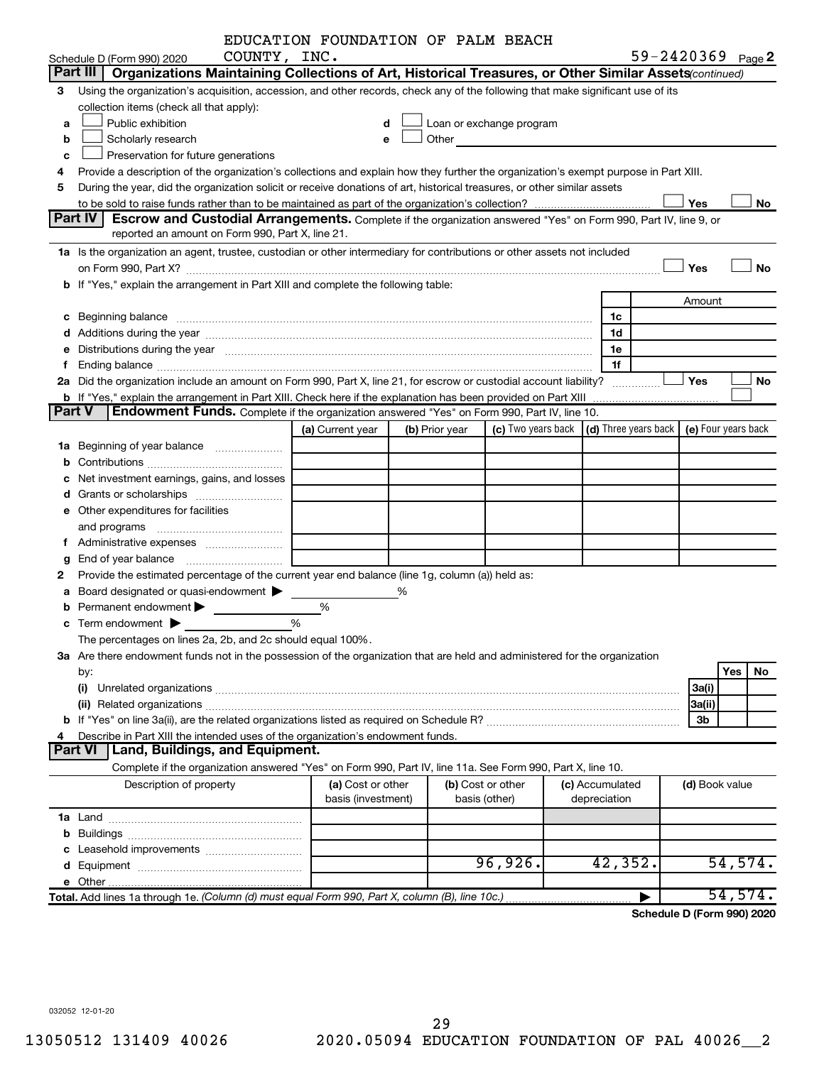EDUCATION FOUNDATION OF PALM BEACH COUNTY, INC. 59-2420369

Schedule D (Form 990) 2020 Page 2

## Part III Organizations Maintaining Collections of Art, Historical Treasures, or Other Similar Assets *(continued)*

3 Using the organization's acquisition, accession, and other records, check any of the following that make significant use of its collection items (check all that apply):

a ☐ Public exhibition
b ☐ Scholarly research
c ☐ Preservation for future generations
d ☐ Loan or exchange program
e ☐ Other

4 Provide a description of the organization's collections and explain how they further the organization's exempt purpose in Part XIII.

5 During the year, did the organization solicit or receive donations of art, historical treasures, or other similar assets to be sold to raise funds rather than to be maintained as part of the organization's collection? ☐ Yes ☐ No

## Part IV Escrow and Custodial Arrangements.

Complete if the organization answered "Yes" on Form 990, Part IV, line 9, or reported an amount on Form 990, Part X, line 21.

1a Is the organization an agent, trustee, custodian or other intermediary for contributions or other assets not included on Form 990, Part X? ☐ Yes ☐ No

b If "Yes," explain the arrangement in Part XIII and complete the following table:

| | | Amount |
|---|---|---|
| c Beginning balance | 1c | |
| d Additions during the year | 1d | |
| e Distributions during the year | 1e | |
| f Ending balance | 1f | |

2a Did the organization include an amount on Form 990, Part X, line 21, for escrow or custodial account liability? ☐ Yes ☐ No

b If "Yes," explain the arrangement in Part XIII. Check here if the explanation has been provided on Part XIII ☐

## Part V Endowment Funds.

Complete if the organization answered "Yes" on Form 990, Part IV, line 10.

| | (a) Current year | (b) Prior year | (c) Two years back | (d) Three years back | (e) Four years back |
|---|---|---|---|---|---|
| 1a Beginning of year balance | | | | | |
| b Contributions | | | | | |
| c Net investment earnings, gains, and losses | | | | | |
| d Grants or scholarships | | | | | |
| e Other expenditures for facilities and programs | | | | | |
| f Administrative expenses | | | | | |
| g End of year balance | | | | | |

2 Provide the estimated percentage of the current year end balance (line 1g, column (a)) held as:

a Board designated or quasi-endowment ▶ %
b Permanent endowment ▶ %
c Term endowment ▶ %

The percentages on lines 2a, 2b, and 2c should equal 100%.

3a Are there endowment funds not in the possession of the organization that are held and administered for the organization by:

| | | Yes | No |
|---|---|---|---|
| (i) Unrelated organizations | 3a(i) | | |
| (ii) Related organizations | 3a(ii) | | |
| b If "Yes" on line 3a(ii), are the related organizations listed as required on Schedule R? | 3b | | |

4 Describe in Part XIII the intended uses of the organization's endowment funds.

## Part VI Land, Buildings, and Equipment.

Complete if the organization answered "Yes" on Form 990, Part IV, line 11a. See Form 990, Part X, line 10.

| Description of property | (a) Cost or other basis (investment) | (b) Cost or other basis (other) | (c) Accumulated depreciation | (d) Book value |
|---|---|---|---|---|
| 1a Land | | | | |
| b Buildings | | | | |
| c Leasehold improvements | | | | |
| d Equipment | | 96,926. | 42,352. | 54,574. |
| e Other | | | | |
| **Total.** Add lines 1a through 1e. *(Column (d) must equal Form 990, Part X, column (B), line 10c.)* | | | ▶ | 54,574. |

**Schedule D (Form 990) 2020**

032052 12-01-20

13050512 131409 40026 2020.05094 EDUCATION FOUNDATION OF PAL 40026__2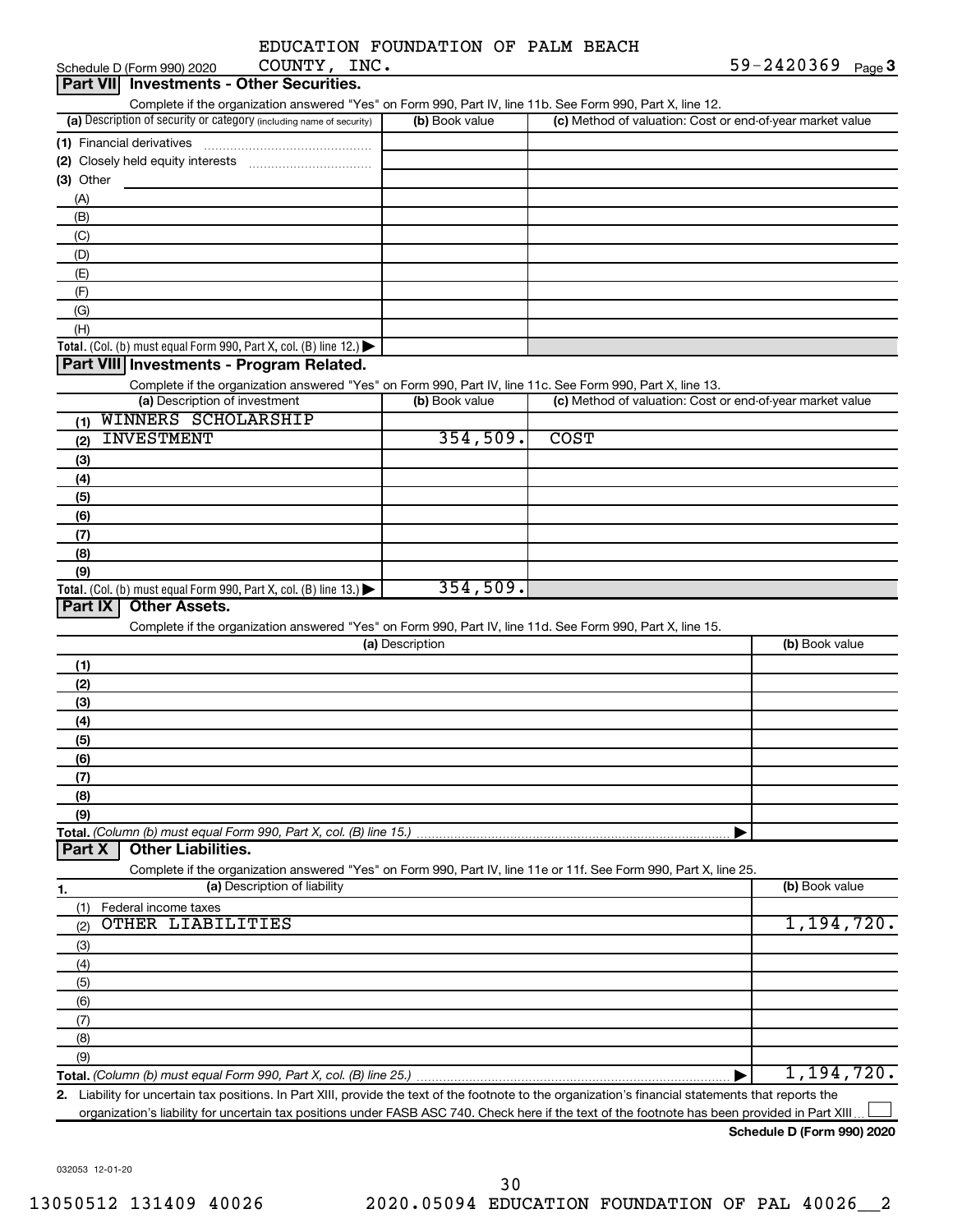EDUCATION FOUNDATION OF PALM BEACH COUNTY, INC. 59-2420369

Schedule D (Form 990) 2020

## Part VII Investments - Other Securities.

Complete if the organization answered "Yes" on Form 990, Part IV, line 11b. See Form 990, Part X, line 12.

| (a) Description of security or category (including name of security) | (b) Book value | (c) Method of valuation: Cost or end-of-year market value |
|---|---|---|
| (1) Financial derivatives | | |
| (2) Closely held equity interests | | |
| (3) Other | | |
| (A) | | |
| (B) | | |
| (C) | | |
| (D) | | |
| (E) | | |
| (F) | | |
| (G) | | |
| (H) | | |
| **Total.** (Col. (b) must equal Form 990, Part X, col. (B) line 12.) | | |

## Part VIII Investments - Program Related.

Complete if the organization answered "Yes" on Form 990, Part IV, line 11c. See Form 990, Part X, line 13.

| (a) Description of investment | (b) Book value | (c) Method of valuation: Cost or end-of-year market value |
|---|---|---|
| (1) WINNERS SCHOLARSHIP | | |
| (2) INVESTMENT | 354,509. | COST |
| (3) | | |
| (4) | | |
| (5) | | |
| (6) | | |
| (7) | | |
| (8) | | |
| (9) | | |
| **Total.** (Col. (b) must equal Form 990, Part X, col. (B) line 13.) | 354,509. | |

## Part IX Other Assets.

Complete if the organization answered "Yes" on Form 990, Part IV, line 11d. See Form 990, Part X, line 15.

| (a) Description | (b) Book value |
|---|---|
| (1) | |
| (2) | |
| (3) | |
| (4) | |
| (5) | |
| (6) | |
| (7) | |
| (8) | |
| (9) | |
| **Total.** (Column (b) must equal Form 990, Part X, col. (B) line 15.) | |

## Part X Other Liabilities.

Complete if the organization answered "Yes" on Form 990, Part IV, line 11e or 11f. See Form 990, Part X, line 25.

| 1. (a) Description of liability | (b) Book value |
|---|---|
| (1) Federal income taxes | |
| (2) OTHER LIABILITIES | 1,194,720. |
| (3) | |
| (4) | |
| (5) | |
| (6) | |
| (7) | |
| (8) | |
| (9) | |
| **Total.** (Column (b) must equal Form 990, Part X, col. (B) line 25.) | 1,194,720. |

2. Liability for uncertain tax positions. In Part XIII, provide the text of the footnote to the organization's financial statements that reports the organization's liability for uncertain tax positions under FASB ASC 740. Check here if the text of the footnote has been provided in Part XIII ☐

Schedule D (Form 990) 2020

032053 12-01-20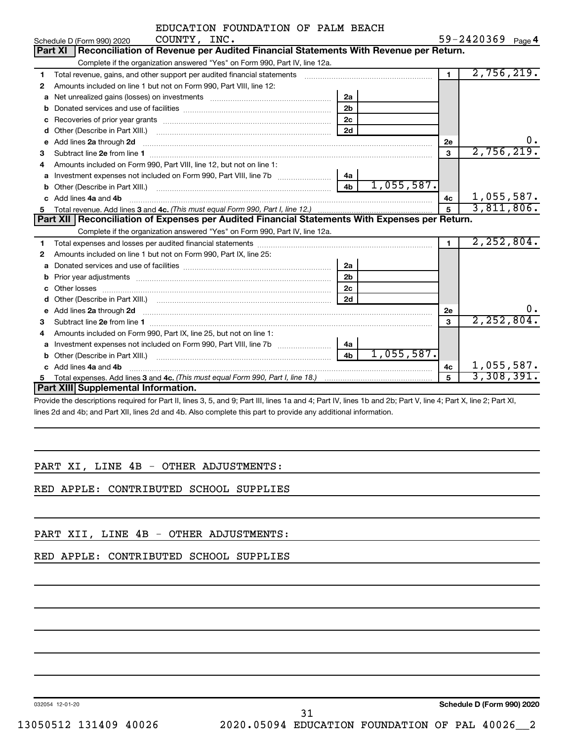EDUCATION FOUNDATION OF PALM BEACH COUNTY, INC.

Schedule D (Form 990) 2020 59-2420369 Page 4

## Part XI Reconciliation of Revenue per Audited Financial Statements With Revenue per Return.

Complete if the organization answered "Yes" on Form 990, Part IV, line 12a.

| | | | | | |
|---|---|---|---|---|---|
| 1 | Total revenue, gains, and other support per audited financial statements | | | 1 | 2,756,219. |
| 2 | Amounts included on line 1 but not on Form 990, Part VIII, line 12: | | | | |
| a | Net unrealized gains (losses) on investments | 2a | | | |
| b | Donated services and use of facilities | 2b | | | |
| c | Recoveries of prior year grants | 2c | | | |
| d | Other (Describe in Part XIII.) | 2d | | | |
| e | Add lines 2a through 2d | | | 2e | 0. |
| 3 | Subtract line 2e from line 1 | | | 3 | 2,756,219. |
| 4 | Amounts included on Form 990, Part VIII, line 12, but not on line 1: | | | | |
| a | Investment expenses not included on Form 990, Part VIII, line 7b | 4a | | | |
| b | Other (Describe in Part XIII.) | 4b | 1,055,587. | | |
| c | Add lines 4a and 4b | | | 4c | 1,055,587. |
| 5 | Total revenue. Add lines 3 and 4c. *(This must equal Form 990, Part I, line 12.)* | | | 5 | 3,811,806. |

## Part XII Reconciliation of Expenses per Audited Financial Statements With Expenses per Return.

Complete if the organization answered "Yes" on Form 990, Part IV, line 12a.

| | | | | | |
|---|---|---|---|---|---|
| 1 | Total expenses and losses per audited financial statements | | | 1 | 2,252,804. |
| 2 | Amounts included on line 1 but not on Form 990, Part IX, line 25: | | | | |
| a | Donated services and use of facilities | 2a | | | |
| b | Prior year adjustments | 2b | | | |
| c | Other losses | 2c | | | |
| d | Other (Describe in Part XIII.) | 2d | | | |
| e | Add lines 2a through 2d | | | 2e | 0. |
| 3 | Subtract line 2e from line 1 | | | 3 | 2,252,804. |
| 4 | Amounts included on Form 990, Part IX, line 25, but not on line 1: | | | | |
| a | Investment expenses not included on Form 990, Part VIII, line 7b | 4a | | | |
| b | Other (Describe in Part XIII.) | 4b | 1,055,587. | | |
| c | Add lines 4a and 4b | | | 4c | 1,055,587. |
| 5 | Total expenses. Add lines 3 and 4c. *(This must equal Form 990, Part I, line 18.)* | | | 5 | 3,308,391. |

## Part XIII Supplemental Information.

Provide the descriptions required for Part II, lines 3, 5, and 9; Part III, lines 1a and 4; Part IV, lines 1b and 2b; Part V, line 4; Part X, line 2; Part XI, lines 2d and 4b; and Part XII, lines 2d and 4b. Also complete this part to provide any additional information.

PART XI, LINE 4B - OTHER ADJUSTMENTS:

RED APPLE: CONTRIBUTED SCHOOL SUPPLIES

PART XII, LINE 4B - OTHER ADJUSTMENTS:

RED APPLE: CONTRIBUTED SCHOOL SUPPLIES

032054 12-01-20 Schedule D (Form 990) 2020

13050512 131409 40026 2020.05094 EDUCATION FOUNDATION OF PAL 40026__2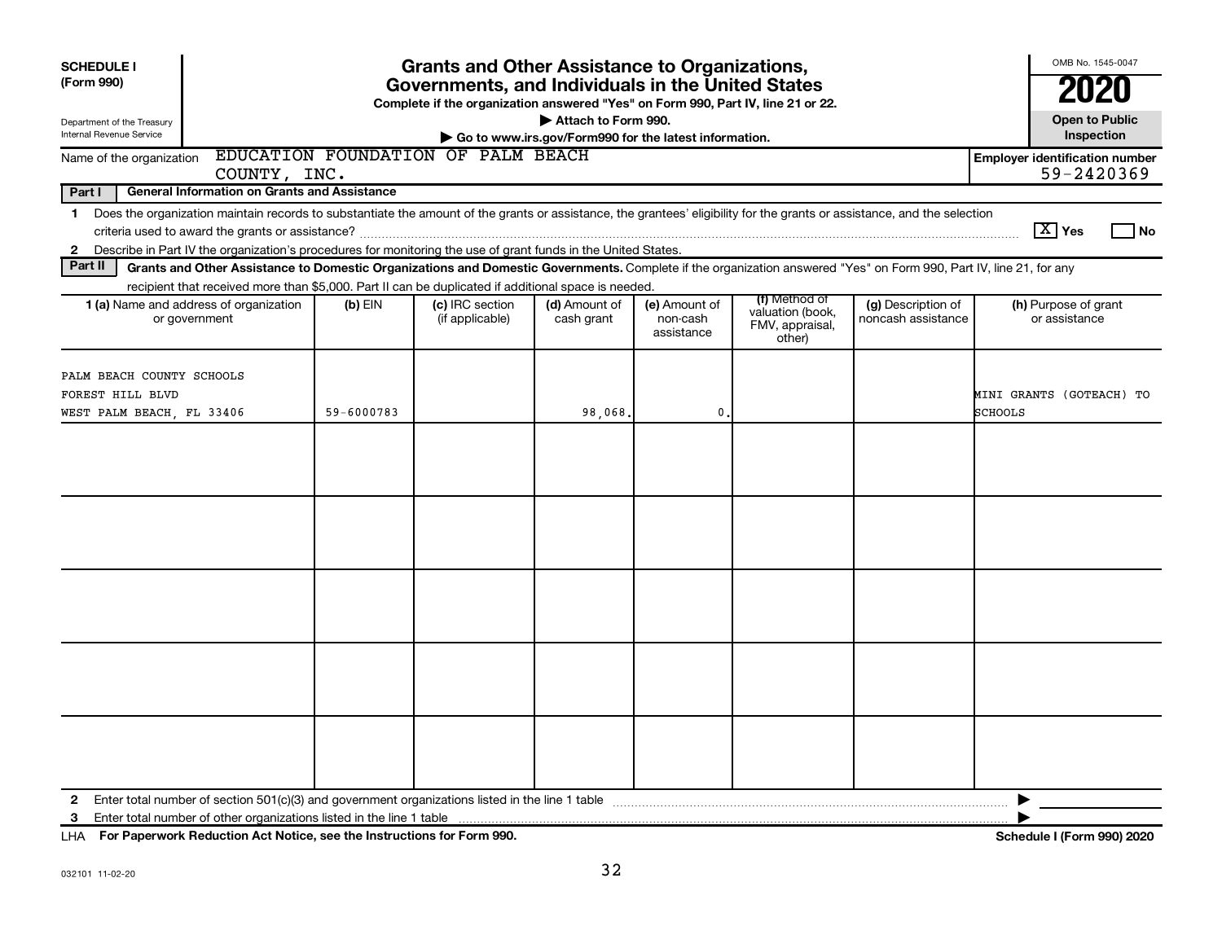**SCHEDULE I**
**(Form 990)**

Department of the Treasury
Internal Revenue Service

# Grants and Other Assistance to Organizations, Governments, and Individuals in the United States

**Complete if the organization answered "Yes" on Form 990, Part IV, line 21 or 22.**

▶ Attach to Form 990.

▶ Go to www.irs.gov/Form990 for the latest information.

OMB No. 1545-0047

**2020**

**Open to Public Inspection**

Name of the organization: EDUCATION FOUNDATION OF PALM BEACH COUNTY, INC.

**Employer identification number** 59-2420369

**Part I — General Information on Grants and Assistance**

1 Does the organization maintain records to substantiate the amount of the grants or assistance, the grantees' eligibility for the grants or assistance, and the selection criteria used to award the grants or assistance? [X] Yes [ ] No

2 Describe in Part IV the organization's procedures for monitoring the use of grant funds in the United States.

**Part II — Grants and Other Assistance to Domestic Organizations and Domestic Governments.** Complete if the organization answered "Yes" on Form 990, Part IV, line 21, for any recipient that received more than $5,000. Part II can be duplicated if additional space is needed.

| 1 (a) Name and address of organization or government | (b) EIN | (c) IRC section (if applicable) | (d) Amount of cash grant | (e) Amount of non-cash assistance | (f) Method of valuation (book, FMV, appraisal, other) | (g) Description of noncash assistance | (h) Purpose of grant or assistance |
|---|---|---|---|---|---|---|---|
| PALM BEACH COUNTY SCHOOLS<br>FOREST HILL BLVD<br>WEST PALM BEACH, FL 33406 | 59-6000783 | | 98,068. | 0. | | | MINI GRANTS (GOTEACH) TO SCHOOLS |
| | | | | | | | |
| | | | | | | | |
| | | | | | | | |
| | | | | | | | |
| | | | | | | | |

2 Enter total number of section 501(c)(3) and government organizations listed in the line 1 table ▶

3 Enter total number of other organizations listed in the line 1 table ▶

LHA **For Paperwork Reduction Act Notice, see the Instructions for Form 990.** **Schedule I (Form 990) 2020**

032101 11-02-20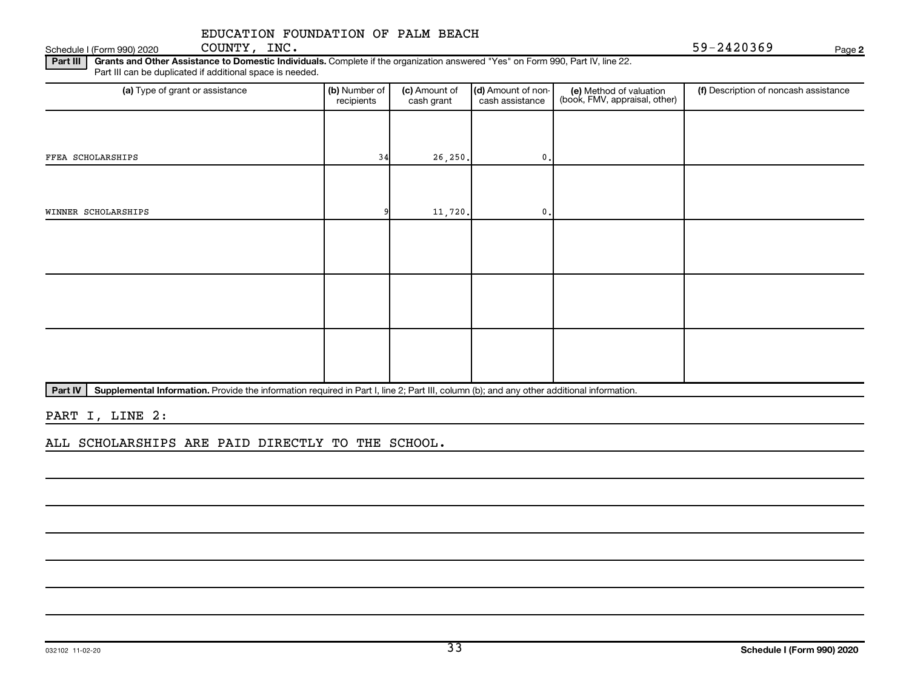EDUCATION FOUNDATION OF PALM BEACH COUNTY, INC.

Schedule I (Form 990) 2020 59-2420369 Page 2

**Part III** **Grants and Other Assistance to Domestic Individuals.** Complete if the organization answered "Yes" on Form 990, Part IV, line 22. Part III can be duplicated if additional space is needed.

| (a) Type of grant or assistance | (b) Number of recipients | (c) Amount of cash grant | (d) Amount of non-cash assistance | (e) Method of valuation (book, FMV, appraisal, other) | (f) Description of noncash assistance |
|---|---|---|---|---|---|
| FFEA SCHOLARSHIPS | 34 | 26,250. | 0. | | |
| WINNER SCHOLARSHIPS | 9 | 11,720. | 0. | | |
| | | | | | |
| | | | | | |
| | | | | | |

**Part IV** **Supplemental Information.** Provide the information required in Part I, line 2; Part III, column (b); and any other additional information.

PART I, LINE 2:

ALL SCHOLARSHIPS ARE PAID DIRECTLY TO THE SCHOOL.

032102 11-02-20 **Schedule I (Form 990) 2020**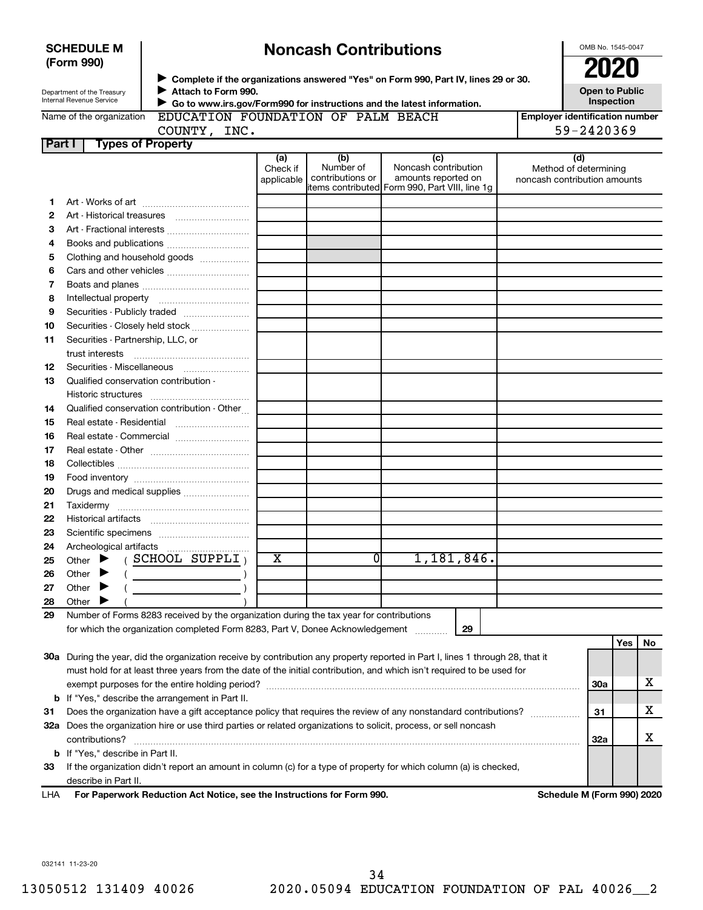**SCHEDULE M (Form 990)**

Department of the Treasury
Internal Revenue Service

# Noncash Contributions

▶ Complete if the organizations answered "Yes" on Form 990, Part IV, lines 29 or 30.
▶ Attach to Form 990.
▶ Go to www.irs.gov/Form990 for instructions and the latest information.

OMB No. 1545-0047

**2020**

**Open to Public Inspection**

Name of the organization: EDUCATION FOUNDATION OF PALM BEACH COUNTY, INC.

Employer identification number: 59-2420369

## Part I Types of Property

| | | (a) Check if applicable | (b) Number of contributions or items contributed | (c) Noncash contribution amounts reported on Form 990, Part VIII, line 1g | (d) Method of determining noncash contribution amounts |
|---|---|---|---|---|---|
| 1 | Art - Works of art | | | | |
| 2 | Art - Historical treasures | | | | |
| 3 | Art - Fractional interests | | | | |
| 4 | Books and publications | | | | |
| 5 | Clothing and household goods | | | | |
| 6 | Cars and other vehicles | | | | |
| 7 | Boats and planes | | | | |
| 8 | Intellectual property | | | | |
| 9 | Securities - Publicly traded | | | | |
| 10 | Securities - Closely held stock | | | | |
| 11 | Securities - Partnership, LLC, or trust interests | | | | |
| 12 | Securities - Miscellaneous | | | | |
| 13 | Qualified conservation contribution - Historic structures | | | | |
| 14 | Qualified conservation contribution - Other | | | | |
| 15 | Real estate - Residential | | | | |
| 16 | Real estate - Commercial | | | | |
| 17 | Real estate - Other | | | | |
| 18 | Collectibles | | | | |
| 19 | Food inventory | | | | |
| 20 | Drugs and medical supplies | | | | |
| 21 | Taxidermy | | | | |
| 22 | Historical artifacts | | | | |
| 23 | Scientific specimens | | | | |
| 24 | Archeological artifacts | | | | |
| 25 | Other ▶ ( SCHOOL SUPPLI ) | X | 0 | 1,181,846. | |
| 26 | Other ▶ ( ) | | | | |
| 27 | Other ▶ ( ) | | | | |
| 28 | Other ▶ ( ) | | | | |

29 Number of Forms 8283 received by the organization during the tax year for contributions for which the organization completed Form 8283, Part V, Donee Acknowledgement ..... 29

| | | | Yes | No |
|---|---|---|---|---|
| 30a | During the year, did the organization receive by contribution any property reported in Part I, lines 1 through 28, that it must hold for at least three years from the date of the initial contribution, and which isn't required to be used for exempt purposes for the entire holding period? | 30a | | X |
| b | If "Yes," describe the arrangement in Part II. | | | |
| 31 | Does the organization have a gift acceptance policy that requires the review of any nonstandard contributions? | 31 | | X |
| 32a | Does the organization hire or use third parties or related organizations to solicit, process, or sell noncash contributions? | 32a | | X |
| b | If "Yes," describe in Part II. | | | |
| 33 | If the organization didn't report an amount in column (c) for a type of property for which column (a) is checked, describe in Part II. | | | |

LHA **For Paperwork Reduction Act Notice, see the Instructions for Form 990.** **Schedule M (Form 990) 2020**

032141 11-23-20

13050512 131409 40026 2020.05094 EDUCATION FOUNDATION OF PAL 40026__2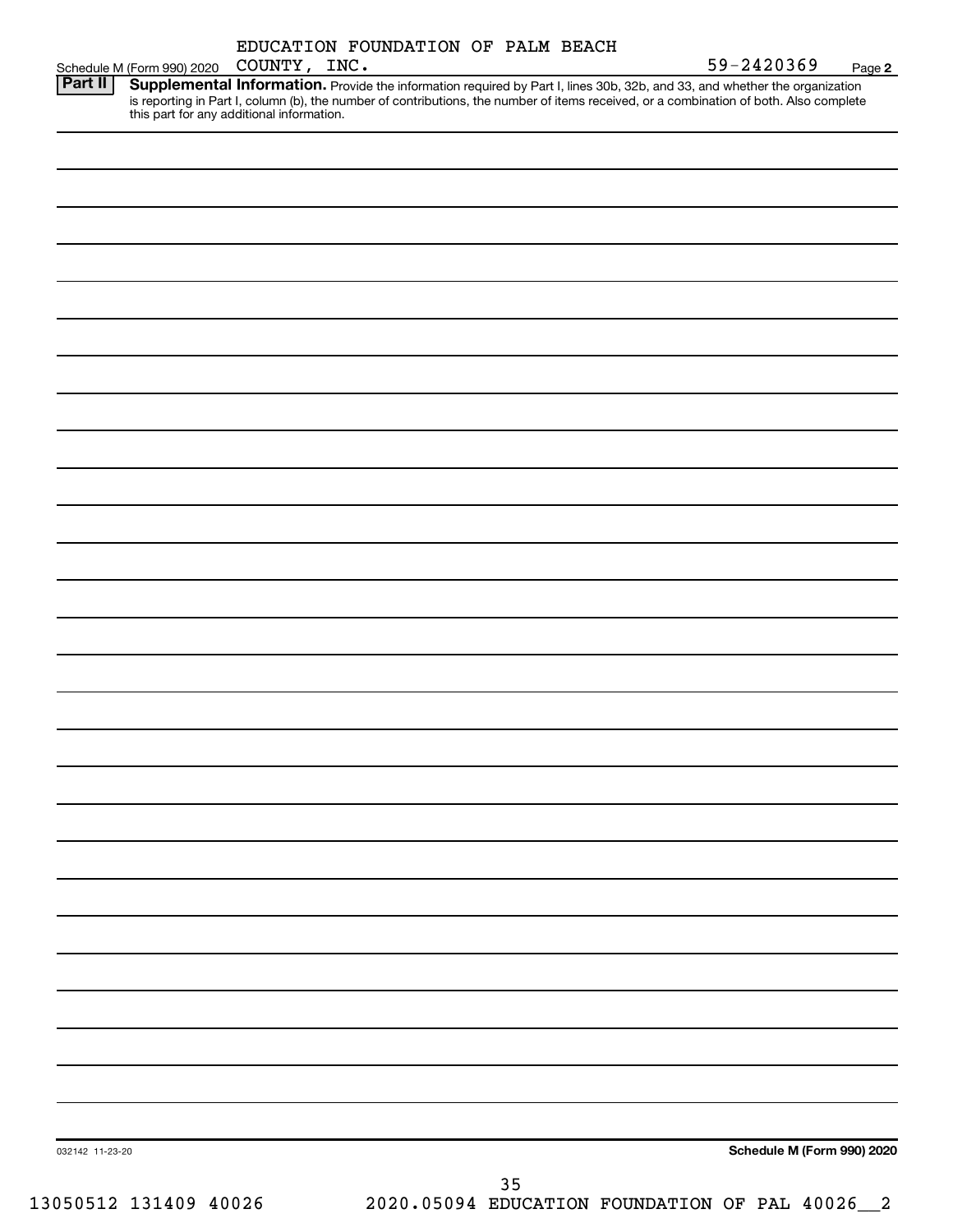Schedule M (Form 990) 2020 EDUCATION FOUNDATION OF PALM BEACH COUNTY, INC. 59-2420369 Page **2**

**Part II** **Supplemental Information.** Provide the information required by Part I, lines 30b, 32b, and 33, and whether the organization is reporting in Part I, column (b), the number of contributions, the number of items received, or a combination of both. Also complete this part for any additional information.

032142 11-23-20

**Schedule M (Form 990) 2020**

13050512 131409 40026 2020.05094 EDUCATION FOUNDATION OF PAL 40026__2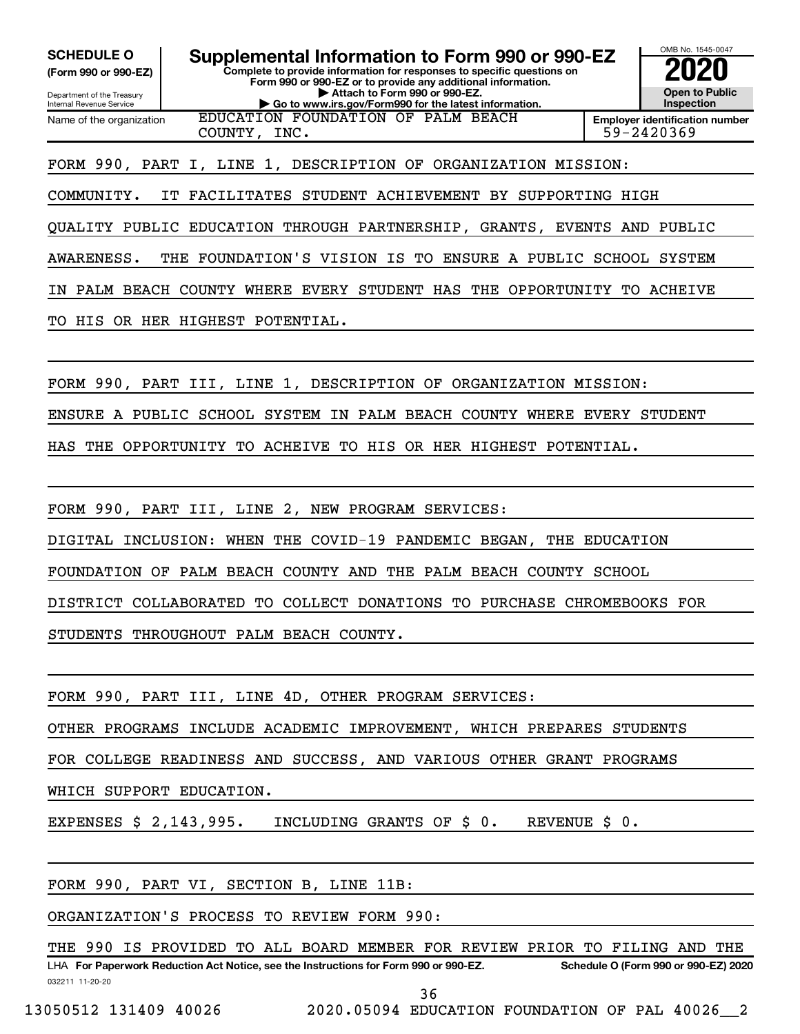**SCHEDULE O** (Form 990 or 990-EZ)

Department of the Treasury Internal Revenue Service

# Supplemental Information to Form 990 or 990-EZ

**Complete to provide information for responses to specific questions on Form 990 or 990-EZ or to provide any additional information.**

**▶ Attach to Form 990 or 990-EZ.**

**▶ Go to www.irs.gov/Form990 for the latest information.**

OMB No. 1545-0047

**2020**

**Open to Public Inspection**

Name of the organization: EDUCATION FOUNDATION OF PALM BEACH COUNTY, INC.

**Employer identification number** 59-2420369

FORM 990, PART I, LINE 1, DESCRIPTION OF ORGANIZATION MISSION:

COMMUNITY. IT FACILITATES STUDENT ACHIEVEMENT BY SUPPORTING HIGH QUALITY PUBLIC EDUCATION THROUGH PARTNERSHIP, GRANTS, EVENTS AND PUBLIC AWARENESS. THE FOUNDATION'S VISION IS TO ENSURE A PUBLIC SCHOOL SYSTEM IN PALM BEACH COUNTY WHERE EVERY STUDENT HAS THE OPPORTUNITY TO ACHEIVE TO HIS OR HER HIGHEST POTENTIAL.

FORM 990, PART III, LINE 1, DESCRIPTION OF ORGANIZATION MISSION:

ENSURE A PUBLIC SCHOOL SYSTEM IN PALM BEACH COUNTY WHERE EVERY STUDENT HAS THE OPPORTUNITY TO ACHEIVE TO HIS OR HER HIGHEST POTENTIAL.

FORM 990, PART III, LINE 2, NEW PROGRAM SERVICES:

DIGITAL INCLUSION: WHEN THE COVID-19 PANDEMIC BEGAN, THE EDUCATION FOUNDATION OF PALM BEACH COUNTY AND THE PALM BEACH COUNTY SCHOOL DISTRICT COLLABORATED TO COLLECT DONATIONS TO PURCHASE CHROMEBOOKS FOR STUDENTS THROUGHOUT PALM BEACH COUNTY.

FORM 990, PART III, LINE 4D, OTHER PROGRAM SERVICES:

OTHER PROGRAMS INCLUDE ACADEMIC IMPROVEMENT, WHICH PREPARES STUDENTS FOR COLLEGE READINESS AND SUCCESS, AND VARIOUS OTHER GRANT PROGRAMS WHICH SUPPORT EDUCATION.

EXPENSES $ 2,143,995. INCLUDING GRANTS OF $ 0. REVENUE $ 0.

FORM 990, PART VI, SECTION B, LINE 11B:

ORGANIZATION'S PROCESS TO REVIEW FORM 990:

THE 990 IS PROVIDED TO ALL BOARD MEMBER FOR REVIEW PRIOR TO FILING AND THE

LHA **For Paperwork Reduction Act Notice, see the Instructions for Form 990 or 990-EZ.** **Schedule O (Form 990 or 990-EZ) 2020**

032211 11-20-20

13050512 131409 40026 2020.05094 EDUCATION FOUNDATION OF PAL 40026__2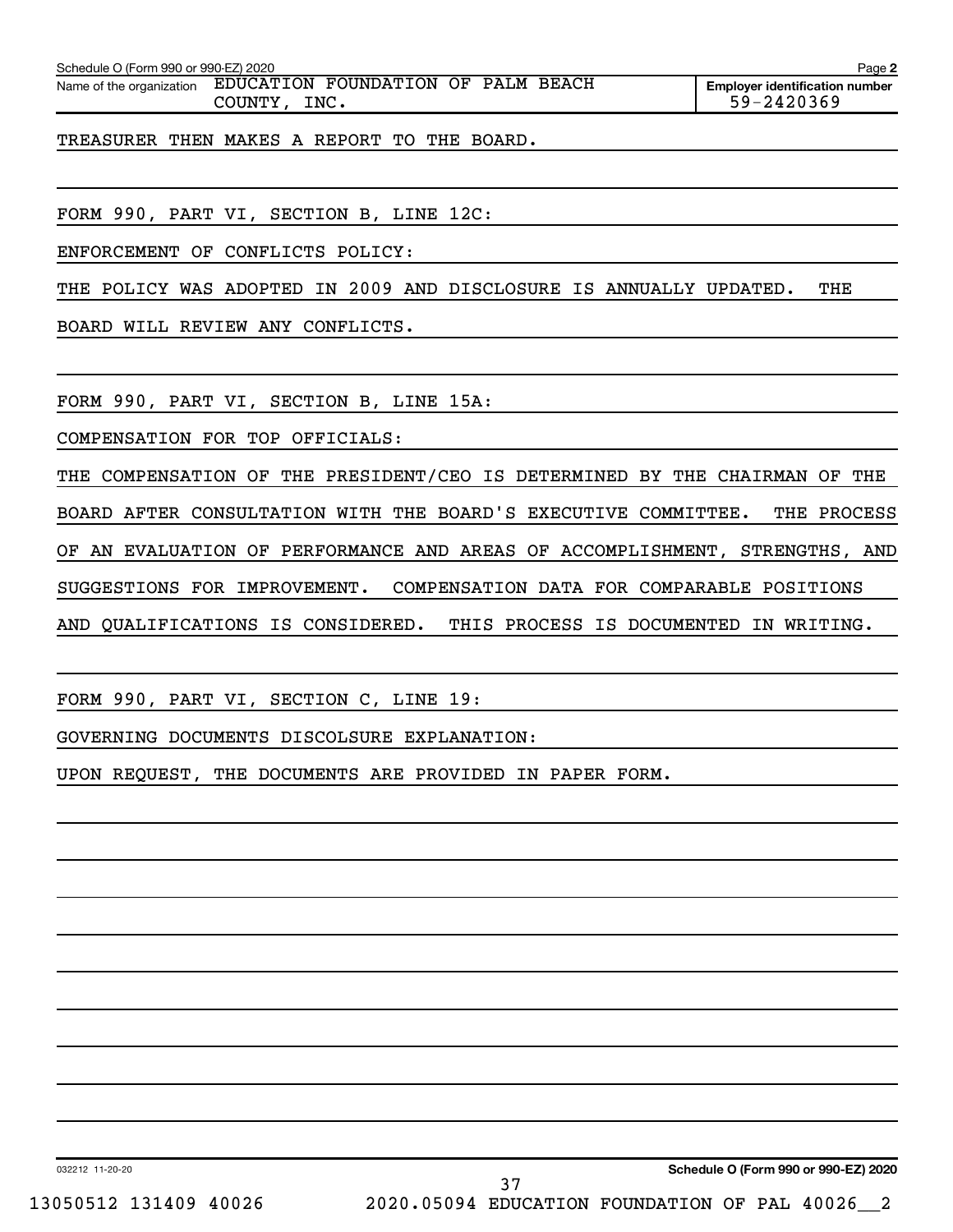Schedule O (Form 990 or 990-EZ) 2020 Page **2**

Name of the organization EDUCATION FOUNDATION OF PALM BEACH COUNTY, INC.

**Employer identification number** 59-2420369

TREASURER THEN MAKES A REPORT TO THE BOARD.

FORM 990, PART VI, SECTION B, LINE 12C:

ENFORCEMENT OF CONFLICTS POLICY:

THE POLICY WAS ADOPTED IN 2009 AND DISCLOSURE IS ANNUALLY UPDATED. THE BOARD WILL REVIEW ANY CONFLICTS.

FORM 990, PART VI, SECTION B, LINE 15A:

COMPENSATION FOR TOP OFFICIALS:

THE COMPENSATION OF THE PRESIDENT/CEO IS DETERMINED BY THE CHAIRMAN OF THE BOARD AFTER CONSULTATION WITH THE BOARD'S EXECUTIVE COMMITTEE. THE PROCESS OF AN EVALUATION OF PERFORMANCE AND AREAS OF ACCOMPLISHMENT, STRENGTHS, AND SUGGESTIONS FOR IMPROVEMENT. COMPENSATION DATA FOR COMPARABLE POSITIONS AND QUALIFICATIONS IS CONSIDERED. THIS PROCESS IS DOCUMENTED IN WRITING.

FORM 990, PART VI, SECTION C, LINE 19:

GOVERNING DOCUMENTS DISCOLSURE EXPLANATION:

UPON REQUEST, THE DOCUMENTS ARE PROVIDED IN PAPER FORM.

032212 11-20-20 **Schedule O (Form 990 or 990-EZ) 2020**

13050512 131409 40026 2020.05094 EDUCATION FOUNDATION OF PAL 40026__2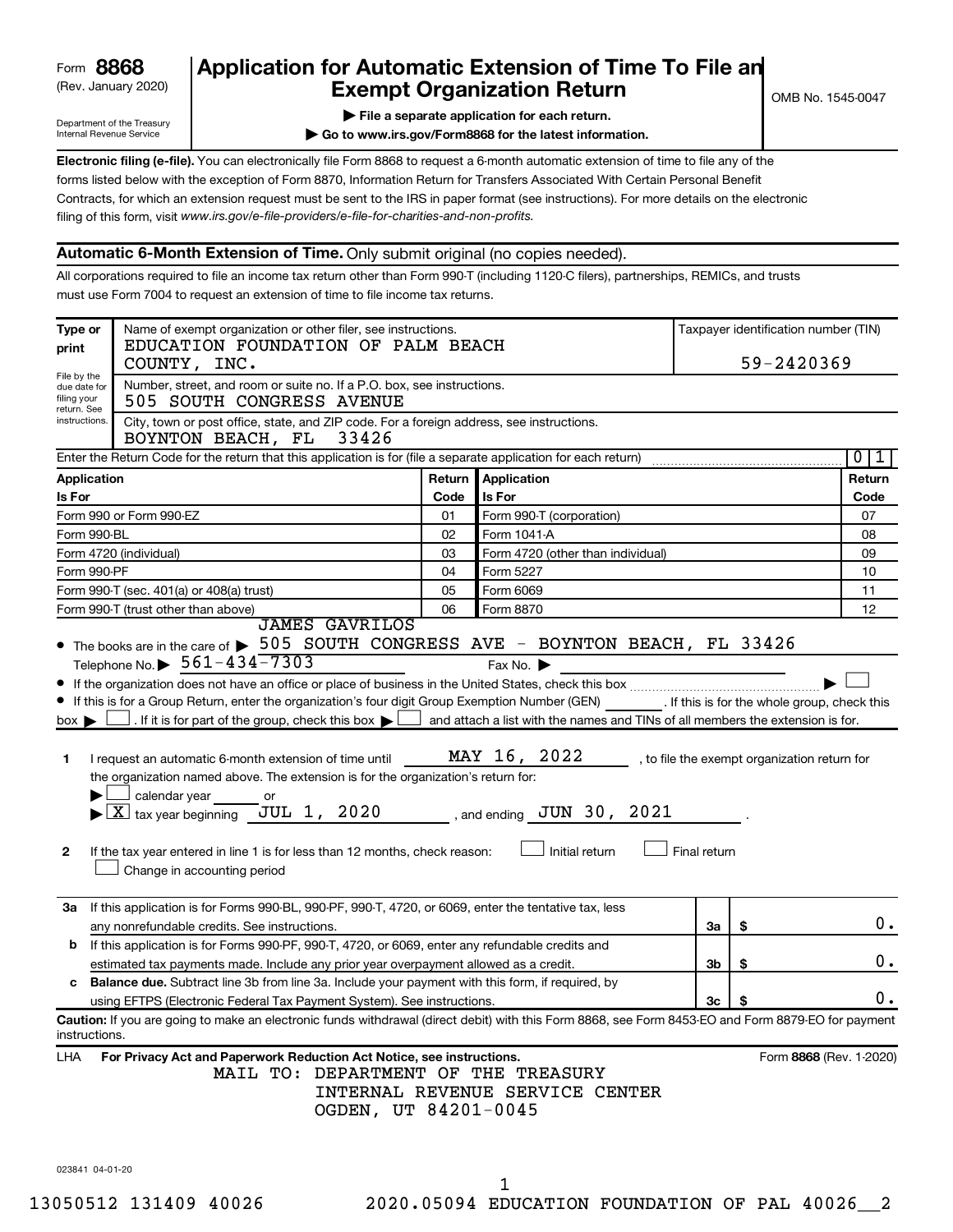Form **8868**
(Rev. January 2020)

Department of the Treasury
Internal Revenue Service

# Application for Automatic Extension of Time To File an Exempt Organization Return

▶ File a separate application for each return.
▶ Go to www.irs.gov/Form8868 for the latest information.

OMB No. 1545-0047

**Electronic filing (e-file).** You can electronically file Form 8868 to request a 6-month automatic extension of time to file any of the forms listed below with the exception of Form 8870, Information Return for Transfers Associated With Certain Personal Benefit Contracts, for which an extension request must be sent to the IRS in paper format (see instructions). For more details on the electronic filing of this form, visit *www.irs.gov/e-file-providers/e-file-for-charities-and-non-profits.*

## Automatic 6-Month Extension of Time. Only submit original (no copies needed).

All corporations required to file an income tax return other than Form 990-T (including 1120-C filers), partnerships, REMICs, and trusts must use Form 7004 to request an extension of time to file income tax returns.

**Type or print** (File by the due date for filing your return. See instructions.)

Name of exempt organization or other filer, see instructions.
EDUCATION FOUNDATION OF PALM BEACH COUNTY, INC.

Taxpayer identification number (TIN): 59-2420369

Number, street, and room or suite no. If a P.O. box, see instructions.
505 SOUTH CONGRESS AVENUE

City, town or post office, state, and ZIP code. For a foreign address, see instructions.
BOYNTON BEACH, FL 33426

Enter the Return Code for the return that this application is for (file a separate application for each return): 0 1

| Application Is For | Return Code | Application Is For | Return Code |
|---|---|---|---|
| Form 990 or Form 990-EZ | 01 | Form 990-T (corporation) | 07 |
| Form 990-BL | 02 | Form 1041-A | 08 |
| Form 4720 (individual) | 03 | Form 4720 (other than individual) | 09 |
| Form 990-PF | 04 | Form 5227 | 10 |
| Form 990-T (sec. 401(a) or 408(a) trust) | 05 | Form 6069 | 11 |
| Form 990-T (trust other than above) | 06 | Form 8870 | 12 |

- The books are in the care of ▶ JAMES GAVRILOS 505 SOUTH CONGRESS AVE - BOYNTON BEACH, FL 33426
  Telephone No. ▶ 561-434-7303  Fax No. ▶
- If the organization does not have an office or place of business in the United States, check this box ▶ ☐
- If this is for a Group Return, enter the organization's four digit Group Exemption Number (GEN) ______. If this is for the whole group, check this box ▶ ☐. If it is for part of the group, check this box ▶ ☐ and attach a list with the names and TINs of all members the extension is for.

**1** I request an automatic 6-month extension of time until MAY 16, 2022, to file the exempt organization return for the organization named above. The extension is for the organization's return for:
▶ ☐ calendar year ______ or
▶ ☒ tax year beginning JUL 1, 2020, and ending JUN 30, 2021.

**2** If the tax year entered in line 1 is for less than 12 months, check reason: ☐ Initial return ☐ Final return
☐ Change in accounting period

| | | | | |
|---|---|---|---|---|
| **3a** | If this application is for Forms 990-BL, 990-PF, 990-T, 4720, or 6069, enter the tentative tax, less any nonrefundable credits. See instructions. | 3a | $ | 0. |
| **b** | If this application is for Forms 990-PF, 990-T, 4720, or 6069, enter any refundable credits and estimated tax payments made. Include any prior year overpayment allowed as a credit. | 3b | $ | 0. |
| **c** | **Balance due.** Subtract line 3b from line 3a. Include your payment with this form, if required, by using EFTPS (Electronic Federal Tax Payment System). See instructions. | 3c | $ | 0. |

**Caution:** If you are going to make an electronic funds withdrawal (direct debit) with this Form 8868, see Form 8453-EO and Form 8879-EO for payment instructions.

LHA **For Privacy Act and Paperwork Reduction Act Notice, see instructions.** Form **8868** (Rev. 1-2020)

MAIL TO: DEPARTMENT OF THE TREASURY
INTERNAL REVENUE SERVICE CENTER
OGDEN, UT 84201-0045

023841 04-01-20

13050512 131409 40026 2020.05094 EDUCATION FOUNDATION OF PAL 40026__2